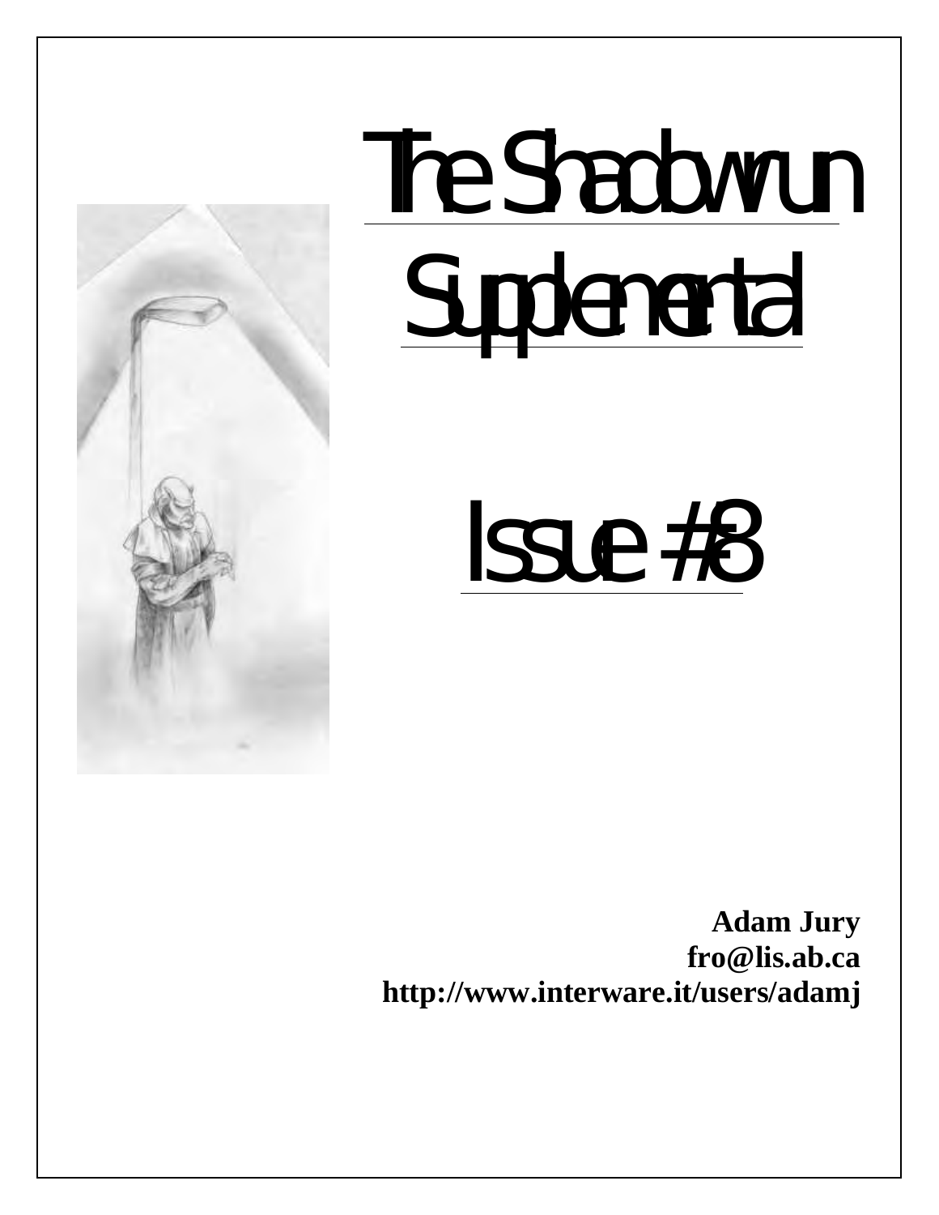# The Shadowrun Supplemental

# Issue #3

**Adam Jury**
**fro@lis.ab.ca**
**http://www.interware.it/users/adamj**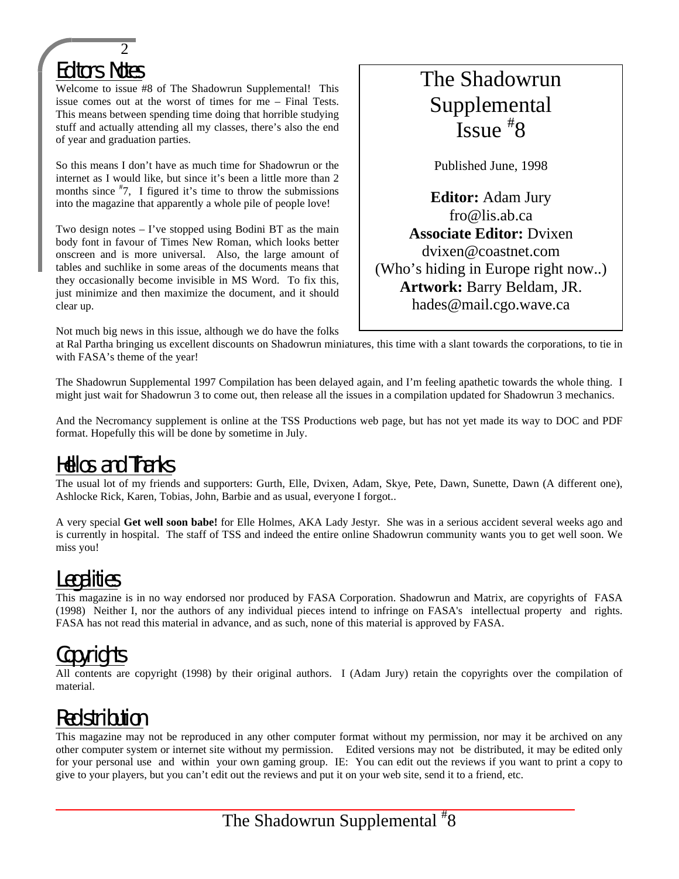## Editors Notes

Welcome to issue #8 of The Shadowrun Supplemental! This issue comes out at the worst of times for me – Final Tests. This means between spending time doing that horrible studying stuff and actually attending all my classes, there's also the end of year and graduation parties.

So this means I don't have as much time for Shadowrun or the internet as I would like, but since it's been a little more than 2 months since #7, I figured it's time to throw the submissions into the magazine that apparently a whole pile of people love!

Two design notes – I've stopped using Bodini BT as the main body font in favour of Times New Roman, which looks better onscreen and is more universal. Also, the large amount of tables and suchlike in some areas of the documents means that they occasionally become invisible in MS Word. To fix this, just minimize and then maximize the document, and it should clear up.

Not much big news in this issue, although we do have the folks at Ral Partha bringing us excellent discounts on Shadowrun miniatures, this time with a slant towards the corporations, to tie in with FASA's theme of the year!

The Shadowrun Supplemental 1997 Compilation has been delayed again, and I'm feeling apathetic towards the whole thing. I might just wait for Shadowrun 3 to come out, then release all the issues in a compilation updated for Shadowrun 3 mechanics.

And the Necromancy supplement is online at the TSS Productions web page, but has not yet made its way to DOC and PDF format. Hopefully this will be done by sometime in July.

# The Shadowrun Supplemental Issue #8

Published June, 1998

**Editor:** Adam Jury
fro@lis.ab.ca
**Associate Editor:** Dvixen
dvixen@coastnet.com
(Who's hiding in Europe right now..)
**Artwork:** Barry Beldam, JR.
hades@mail.cgo.wave.ca

## Hellos and Thanks

The usual lot of my friends and supporters: Gurth, Elle, Dvixen, Adam, Skye, Pete, Dawn, Sunette, Dawn (A different one), Ashlocke Rick, Karen, Tobias, John, Barbie and as usual, everyone I forgot..

A very special **Get well soon babe!** for Elle Holmes, AKA Lady Jestyr. She was in a serious accident several weeks ago and is currently in hospital. The staff of TSS and indeed the entire online Shadowrun community wants you to get well soon. We miss you!

## Legalities

This magazine is in no way endorsed nor produced by FASA Corporation. Shadowrun and Matrix, are copyrights of FASA (1998) Neither I, nor the authors of any individual pieces intend to infringe on FASA's intellectual property and rights. FASA has not read this material in advance, and as such, none of this material is approved by FASA.

## Copyrights

All contents are copyright (1998) by their original authors. I (Adam Jury) retain the copyrights over the compilation of material.

## Redistribution

This magazine may not be reproduced in any other computer format without my permission, nor may it be archived on any other computer system or internet site without my permission. Edited versions may not be distributed, it may be edited only for your personal use and within your own gaming group. IE: You can edit out the reviews if you want to print a copy to give to your players, but you can't edit out the reviews and put it on your web site, send it to a friend, etc.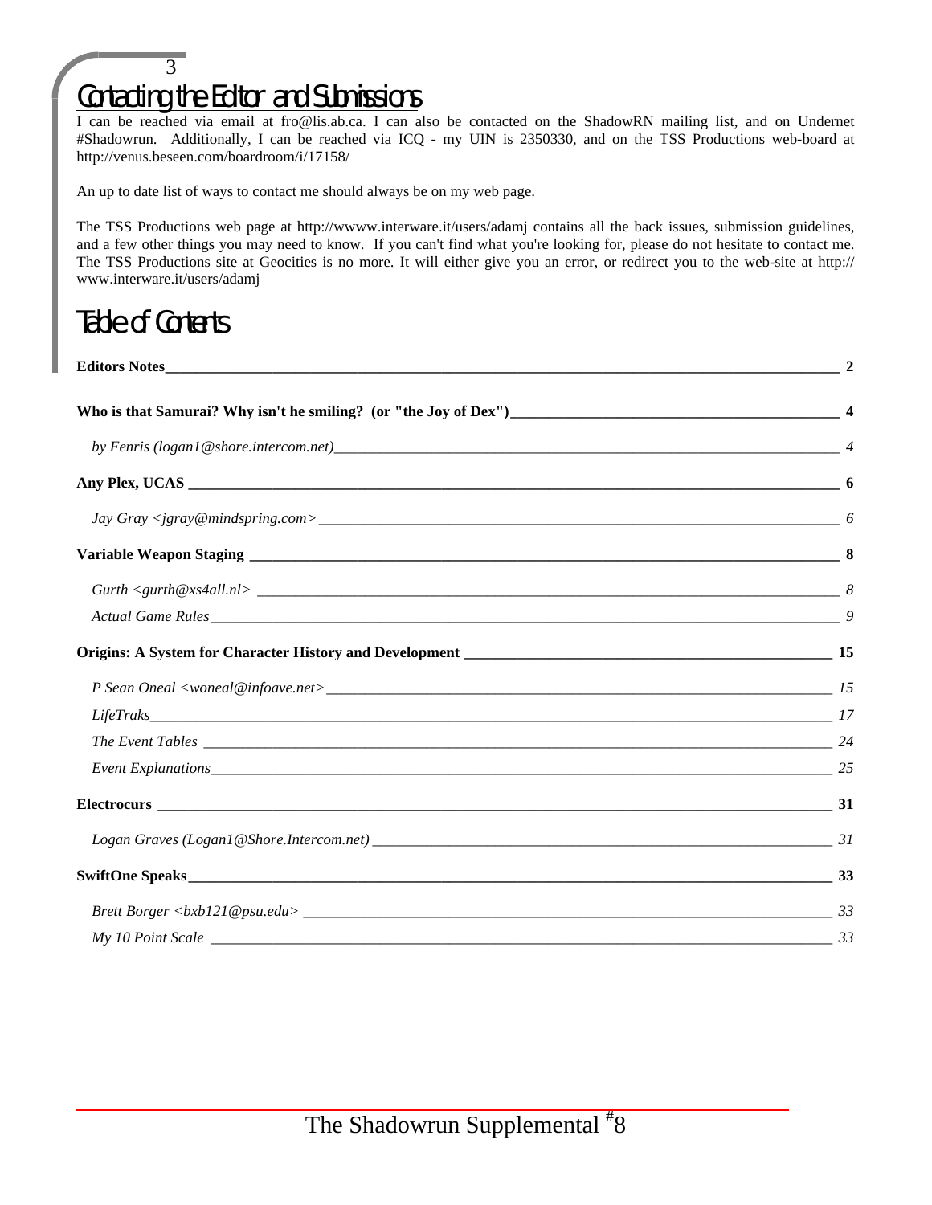## Contacting the Editor and Submissions

I can be reached via email at fro@lis.ab.ca. I can also be contacted on the ShadowRN mailing list, and on Undernet #Shadowrun. Additionally, I can be reached via ICQ - my UIN is 2350330, and on the TSS Productions web-board at http://venus.beseen.com/boardroom/i/17158/

An up to date list of ways to contact me should always be on my web page.

The TSS Productions web page at http://wwww.interware.it/users/adamj contains all the back issues, submission guidelines, and a few other things you may need to know. If you can't find what you're looking for, please do not hesitate to contact me. The TSS Productions site at Geocities is no more. It will either give you an error, or redirect you to the web-site at http://www.interware.it/users/adamj

## Table of Contents

**Editors Notes** — 2

**Who is that Samurai? Why isn't he smiling? (or "the Joy of Dex")** — 4

*by Fenris (logan1@shore.intercom.net)* — 4

**Any Plex, UCAS** — 6

*Jay Gray <jgray@mindspring.com>* — 6

**Variable Weapon Staging** — 8

*Gurth <gurth@xs4all.nl>* — 8

*Actual Game Rules* — 9

**Origins: A System for Character History and Development** — 15

*P Sean Oneal <woneal@infoave.net>* — 15

*LifeTraks* — 17

*The Event Tables* — 24

*Event Explanations* — 25

**Electrocurs** — 31

*Logan Graves (Logan1@Shore.Intercom.net)* — 31

**SwiftOne Speaks** — 33

*Brett Borger <bxb121@psu.edu>* — 33

*My 10 Point Scale* — 33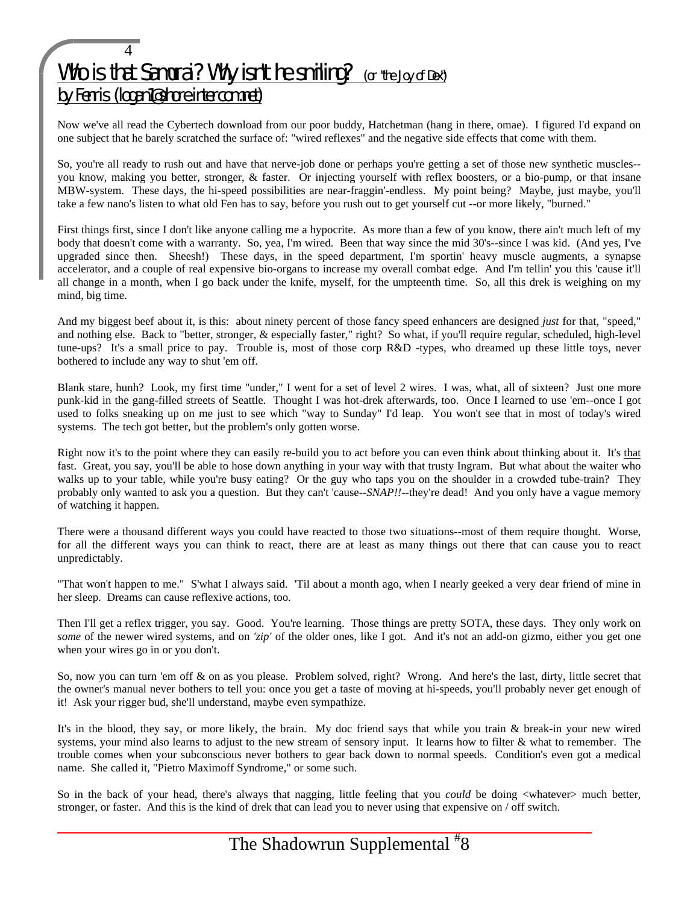# Who is that Samurai? Why isn't he smiling? (or "the Joy of Dex")

## by Ferris (logan1@shore.intercom.net)

Now we've all read the Cybertech download from our poor buddy, Hatchetman (hang in there, omae). I figured I'd expand on one subject that he barely scratched the surface of: "wired reflexes" and the negative side effects that come with them.

So, you're all ready to rush out and have that nerve-job done or perhaps you're getting a set of those new synthetic muscles--you know, making you better, stronger, & faster. Or injecting yourself with reflex boosters, or a bio-pump, or that insane MBW-system. These days, the hi-speed possibilities are near-fraggin'-endless. My point being? Maybe, just maybe, you'll take a few nano's listen to what old Fen has to say, before you rush out to get yourself cut --or more likely, "burned."

First things first, since I don't like anyone calling me a hypocrite. As more than a few of you know, there ain't much left of my body that doesn't come with a warranty. So, yea, I'm wired. Been that way since the mid 30's--since I was kid. (And yes, I've upgraded since then. Sheesh!) These days, in the speed department, I'm sportin' heavy muscle augments, a synapse accelerator, and a couple of real expensive bio-organs to increase my overall combat edge. And I'm tellin' you this 'cause it'll all change in a month, when I go back under the knife, myself, for the umpteenth time. So, all this drek is weighing on my mind, big time.

And my biggest beef about it, is this: about ninety percent of those fancy speed enhancers are designed *just* for that, "speed," and nothing else. Back to "better, stronger, & especially faster," right? So what, if you'll require regular, scheduled, high-level tune-ups? It's a small price to pay. Trouble is, most of those corp R&D -types, who dreamed up these little toys, never bothered to include any way to shut 'em off.

Blank stare, hunh? Look, my first time "under," I went for a set of level 2 wires. I was, what, all of sixteen? Just one more punk-kid in the gang-filled streets of Seattle. Thought I was hot-drek afterwards, too. Once I learned to use 'em--once I got used to folks sneaking up on me just to see which "way to Sunday" I'd leap. You won't see that in most of today's wired systems. The tech got better, but the problem's only gotten worse.

Right now it's to the point where they can easily re-build you to act before you can even think about thinking about it. It's that fast. Great, you say, you'll be able to hose down anything in your way with that trusty Ingram. But what about the waiter who walks up to your table, while you're busy eating? Or the guy who taps you on the shoulder in a crowded tube-train? They probably only wanted to ask you a question. But they can't 'cause--*SNAP!!*--they're dead! And you only have a vague memory of watching it happen.

There were a thousand different ways you could have reacted to those two situations--most of them require thought. Worse, for all the different ways you can think to react, there are at least as many things out there that can cause you to react unpredictably.

"That won't happen to me." S'what I always said. 'Til about a month ago, when I nearly geeked a very dear friend of mine in her sleep. Dreams can cause reflexive actions, too.

Then I'll get a reflex trigger, you say. Good. You're learning. Those things are pretty SOTA, these days. They only work on *some* of the newer wired systems, and on *'zip'* of the older ones, like I got. And it's not an add-on gizmo, either you get one when your wires go in or you don't.

So, now you can turn 'em off & on as you please. Problem solved, right? Wrong. And here's the last, dirty, little secret that the owner's manual never bothers to tell you: once you get a taste of moving at hi-speeds, you'll probably never get enough of it! Ask your rigger bud, she'll understand, maybe even sympathize.

It's in the blood, they say, or more likely, the brain. My doc friend says that while you train & break-in your new wired systems, your mind also learns to adjust to the new stream of sensory input. It learns how to filter & what to remember. The trouble comes when your subconscious never bothers to gear back down to normal speeds. Condition's even got a medical name. She called it, "Pietro Maximoff Syndrome," or some such.

So in the back of your head, there's always that nagging, little feeling that you *could* be doing <whatever> much better, stronger, or faster. And this is the kind of drek that can lead you to never using that expensive on / off switch.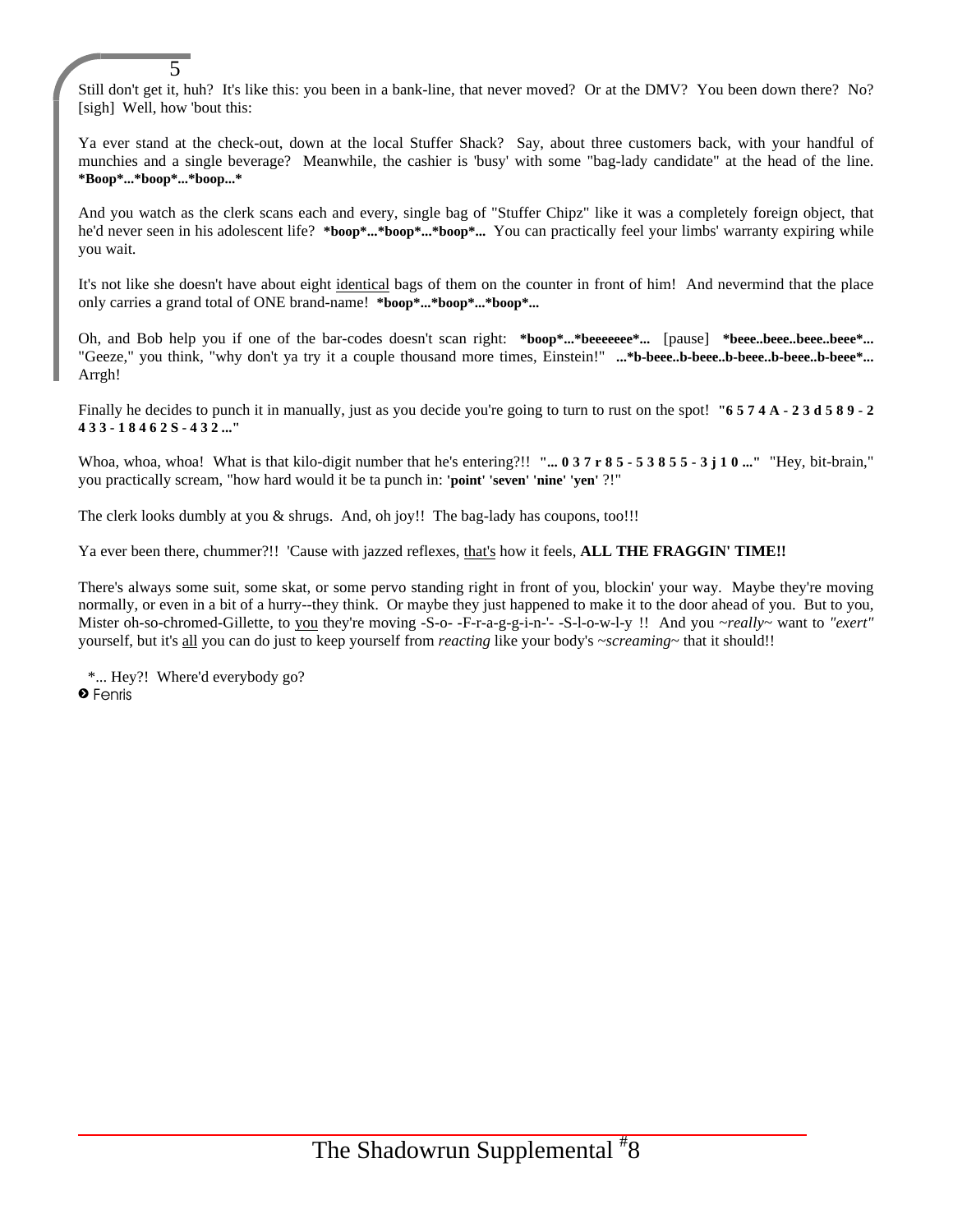Still don't get it, huh? It's like this: you been in a bank-line, that never moved? Or at the DMV? You been down there? No? [sigh] Well, how 'bout this:

Ya ever stand at the check-out, down at the local Stuffer Shack? Say, about three customers back, with your handful of munchies and a single beverage? Meanwhile, the cashier is 'busy' with some "bag-lady candidate" at the head of the line. ***Boop*...*boop*...*boop...***

And you watch as the clerk scans each and every, single bag of "Stuffer Chipz" like it was a completely foreign object, that he'd never seen in his adolescent life? ***boop*...*boop*...*boop*...** You can practically feel your limbs' warranty expiring while you wait.

It's not like she doesn't have about eight <u>identical</u> bags of them on the counter in front of him! And nevermind that the place only carries a grand total of ONE brand-name! ***boop*...*boop*...*boop*...**

Oh, and Bob help you if one of the bar-codes doesn't scan right: ***boop*...*beeeeeee*...** [pause] ***beee..beee..beee..beee*...** "Geeze," you think, "why don't ya try it a couple thousand more times, Einstein!" **...*b-beee..b-beee..b-beee..b-beee..b-beee*...** Arrgh!

Finally he decides to punch it in manually, just as you decide you're going to turn to rust on the spot! **"6 5 7 4 A - 2 3 d 5 8 9 - 2 4 3 3 - 1 8 4 6 2 S - 4 3 2 ..."**

Whoa, whoa, whoa! What is that kilo-digit number that he's entering?!! **"... 0 3 7 r 8 5 - 5 3 8 5 5 - 3 j 1 0 ..."** "Hey, bit-brain," you practically scream, "how hard would it be ta punch in: **'point' 'seven' 'nine' 'yen'** ?!"

The clerk looks dumbly at you & shrugs. And, oh joy!! The bag-lady has coupons, too!!!

Ya ever been there, chummer?!! 'Cause with jazzed reflexes, <u>that's</u> how it feels, **ALL THE FRAGGIN' TIME!!**

There's always some suit, some skat, or some pervo standing right in front of you, blockin' your way. Maybe they're moving normally, or even in a bit of a hurry--they think. Or maybe they just happened to make it to the door ahead of you. But to you, Mister oh-so-chromed-Gillette, to <u>you</u> they're moving -S-o- -F-r-a-g-g-i-n-'- -S-l-o-w-l-y !! And you ~*really*~ want to *"exert"* yourself, but it's <u>all</u> you can do just to keep yourself from *reacting* like your body's ~*screaming*~ that it should!!

*... Hey?! Where'd everybody go?
➋ Fenris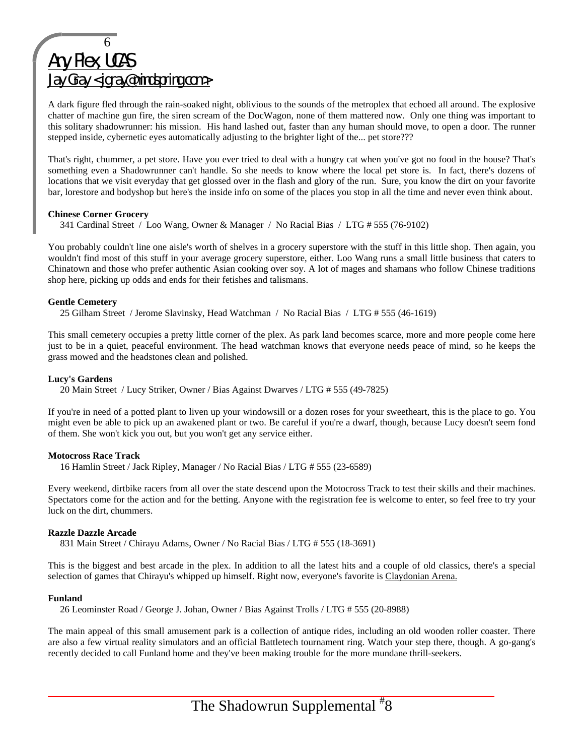# Any Plex, UCAS

Jay Gray <jgray@mindspring.com>

A dark figure fled through the rain-soaked night, oblivious to the sounds of the metroplex that echoed all around. The explosive chatter of machine gun fire, the siren scream of the DocWagon, none of them mattered now. Only one thing was important to this solitary shadowrunner: his mission. His hand lashed out, faster than any human should move, to open a door. The runner stepped inside, cybernetic eyes automatically adjusting to the brighter light of the... pet store???

That's right, chummer, a pet store. Have you ever tried to deal with a hungry cat when you've got no food in the house? That's something even a Shadowrunner can't handle. So she needs to know where the local pet store is. In fact, there's dozens of locations that we visit everyday that get glossed over in the flash and glory of the run. Sure, you know the dirt on your favorite bar, lorestore and bodyshop but here's the inside info on some of the places you stop in all the time and never even think about.

**Chinese Corner Grocery**

341 Cardinal Street / Loo Wang, Owner & Manager / No Racial Bias / LTG # 555 (76-9102)

You probably couldn't line one aisle's worth of shelves in a grocery superstore with the stuff in this little shop. Then again, you wouldn't find most of this stuff in your average grocery superstore, either. Loo Wang runs a small little business that caters to Chinatown and those who prefer authentic Asian cooking over soy. A lot of mages and shamans who follow Chinese traditions shop here, picking up odds and ends for their fetishes and talismans.

**Gentle Cemetery**

25 Gilham Street / Jerome Slavinsky, Head Watchman / No Racial Bias / LTG # 555 (46-1619)

This small cemetery occupies a pretty little corner of the plex. As park land becomes scarce, more and more people come here just to be in a quiet, peaceful environment. The head watchman knows that everyone needs peace of mind, so he keeps the grass mowed and the headstones clean and polished.

**Lucy's Gardens**

20 Main Street / Lucy Striker, Owner / Bias Against Dwarves / LTG # 555 (49-7825)

If you're in need of a potted plant to liven up your windowsill or a dozen roses for your sweetheart, this is the place to go. You might even be able to pick up an awakened plant or two. Be careful if you're a dwarf, though, because Lucy doesn't seem fond of them. She won't kick you out, but you won't get any service either.

**Motocross Race Track**

16 Hamlin Street / Jack Ripley, Manager / No Racial Bias / LTG # 555 (23-6589)

Every weekend, dirtbike racers from all over the state descend upon the Motocross Track to test their skills and their machines. Spectators come for the action and for the betting. Anyone with the registration fee is welcome to enter, so feel free to try your luck on the dirt, chummers.

**Razzle Dazzle Arcade**

831 Main Street / Chirayu Adams, Owner / No Racial Bias / LTG # 555 (18-3691)

This is the biggest and best arcade in the plex. In addition to all the latest hits and a couple of old classics, there's a special selection of games that Chirayu's whipped up himself. Right now, everyone's favorite is Claydonian Arena.

**Funland**

26 Leominster Road / George J. Johan, Owner / Bias Against Trolls / LTG # 555 (20-8988)

The main appeal of this small amusement park is a collection of antique rides, including an old wooden roller coaster. There are also a few virtual reality simulators and an official Battletech tournament ring. Watch your step there, though. A go-gang's recently decided to call Funland home and they've been making trouble for the more mundane thrill-seekers.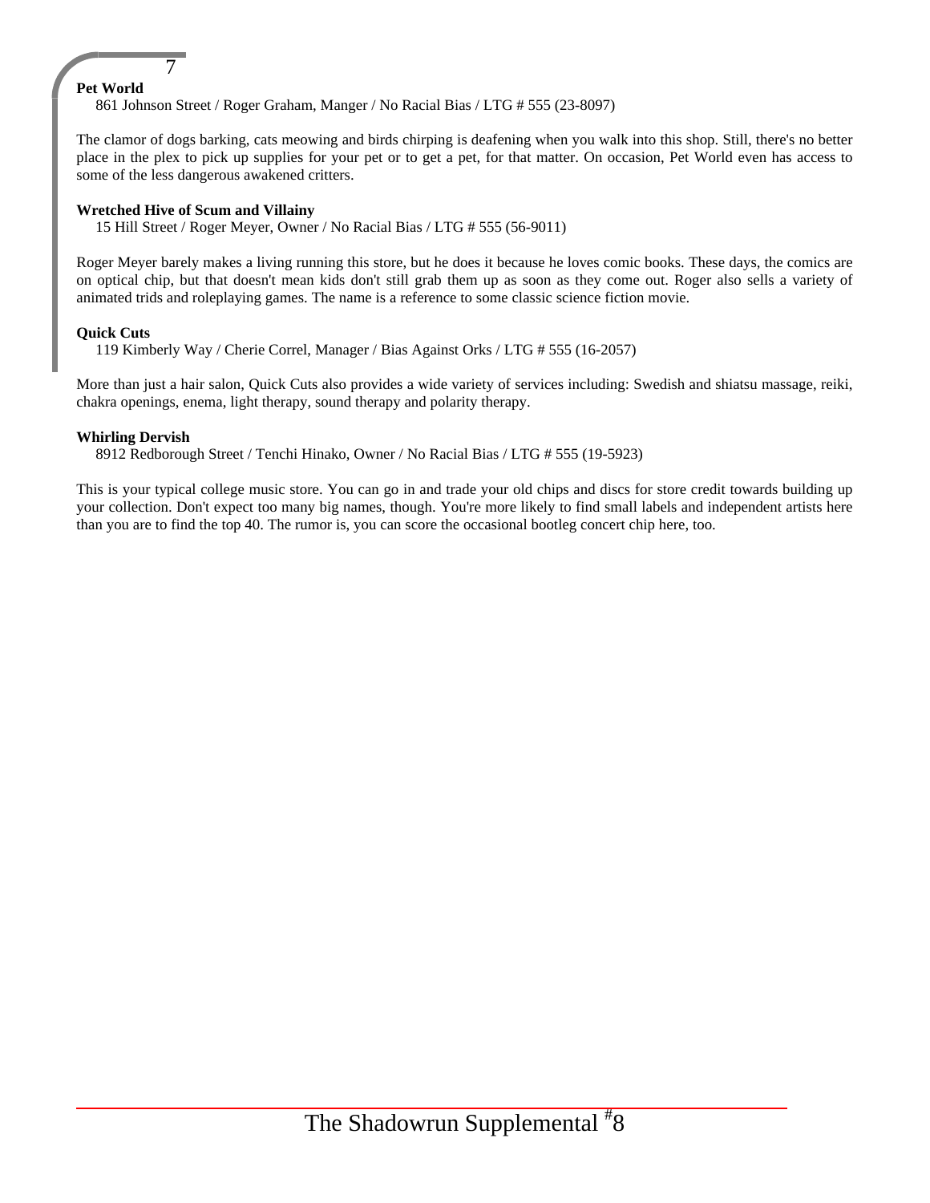**Pet World**

861 Johnson Street / Roger Graham, Manger / No Racial Bias / LTG # 555 (23-8097)

The clamor of dogs barking, cats meowing and birds chirping is deafening when you walk into this shop. Still, there's no better place in the plex to pick up supplies for your pet or to get a pet, for that matter. On occasion, Pet World even has access to some of the less dangerous awakened critters.

**Wretched Hive of Scum and Villainy**

15 Hill Street / Roger Meyer, Owner / No Racial Bias / LTG # 555 (56-9011)

Roger Meyer barely makes a living running this store, but he does it because he loves comic books. These days, the comics are on optical chip, but that doesn't mean kids don't still grab them up as soon as they come out. Roger also sells a variety of animated trids and roleplaying games. The name is a reference to some classic science fiction movie.

**Quick Cuts**

119 Kimberly Way / Cherie Correl, Manager / Bias Against Orks / LTG # 555 (16-2057)

More than just a hair salon, Quick Cuts also provides a wide variety of services including: Swedish and shiatsu massage, reiki, chakra openings, enema, light therapy, sound therapy and polarity therapy.

**Whirling Dervish**

8912 Redborough Street / Tenchi Hinako, Owner / No Racial Bias / LTG # 555 (19-5923)

This is your typical college music store. You can go in and trade your old chips and discs for store credit towards building up your collection. Don't expect too many big names, though. You're more likely to find small labels and independent artists here than you are to find the top 40. The rumor is, you can score the occasional bootleg concert chip here, too.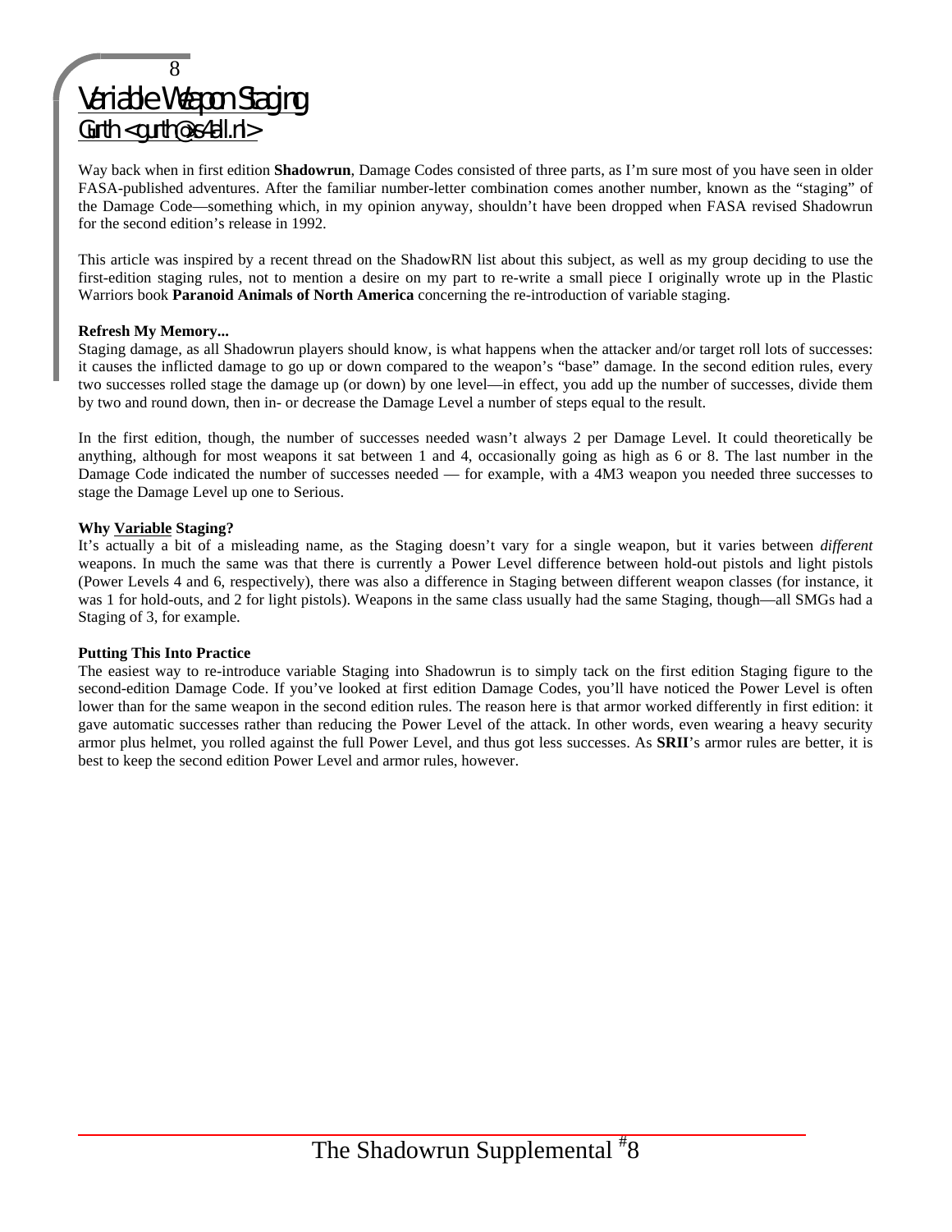# Variable Weapon Staging

Gurth <gurth@xs4all.nl>

Way back when in first edition **Shadowrun**, Damage Codes consisted of three parts, as I'm sure most of you have seen in older FASA-published adventures. After the familiar number-letter combination comes another number, known as the "staging" of the Damage Code—something which, in my opinion anyway, shouldn't have been dropped when FASA revised Shadowrun for the second edition's release in 1992.

This article was inspired by a recent thread on the ShadowRN list about this subject, as well as my group deciding to use the first-edition staging rules, not to mention a desire on my part to re-write a small piece I originally wrote up in the Plastic Warriors book **Paranoid Animals of North America** concerning the re-introduction of variable staging.

**Refresh My Memory...**

Staging damage, as all Shadowrun players should know, is what happens when the attacker and/or target roll lots of successes: it causes the inflicted damage to go up or down compared to the weapon's "base" damage. In the second edition rules, every two successes rolled stage the damage up (or down) by one level—in effect, you add up the number of successes, divide them by two and round down, then in- or decrease the Damage Level a number of steps equal to the result.

In the first edition, though, the number of successes needed wasn't always 2 per Damage Level. It could theoretically be anything, although for most weapons it sat between 1 and 4, occasionally going as high as 6 or 8. The last number in the Damage Code indicated the number of successes needed — for example, with a 4M3 weapon you needed three successes to stage the Damage Level up one to Serious.

**Why Variable Staging?**

It's actually a bit of a misleading name, as the Staging doesn't vary for a single weapon, but it varies between *different* weapons. In much the same was that there is currently a Power Level difference between hold-out pistols and light pistols (Power Levels 4 and 6, respectively), there was also a difference in Staging between different weapon classes (for instance, it was 1 for hold-outs, and 2 for light pistols). Weapons in the same class usually had the same Staging, though—all SMGs had a Staging of 3, for example.

**Putting This Into Practice**

The easiest way to re-introduce variable Staging into Shadowrun is to simply tack on the first edition Staging figure to the second-edition Damage Code. If you've looked at first edition Damage Codes, you'll have noticed the Power Level is often lower than for the same weapon in the second edition rules. The reason here is that armor worked differently in first edition: it gave automatic successes rather than reducing the Power Level of the attack. In other words, even wearing a heavy security armor plus helmet, you rolled against the full Power Level, and thus got less successes. As **SRII**'s armor rules are better, it is best to keep the second edition Power Level and armor rules, however.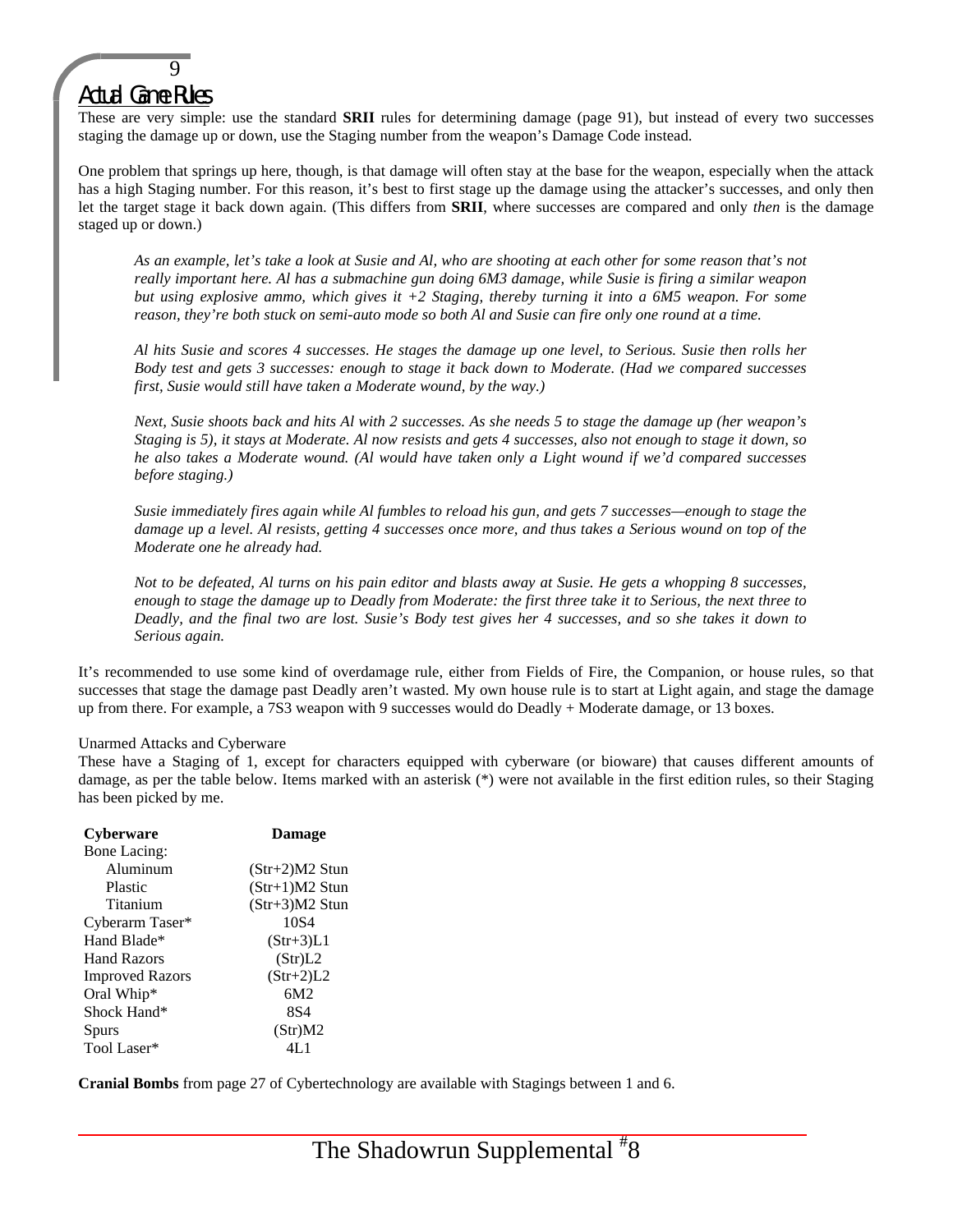## Actual Game Rules

These are very simple: use the standard **SRII** rules for determining damage (page 91), but instead of every two successes staging the damage up or down, use the Staging number from the weapon's Damage Code instead.

One problem that springs up here, though, is that damage will often stay at the base for the weapon, especially when the attack has a high Staging number. For this reason, it's best to first stage up the damage using the attacker's successes, and only then let the target stage it back down again. (This differs from **SRII**, where successes are compared and only *then* is the damage staged up or down.)

> *As an example, let's take a look at Susie and Al, who are shooting at each other for some reason that's not really important here. Al has a submachine gun doing 6M3 damage, while Susie is firing a similar weapon but using explosive ammo, which gives it +2 Staging, thereby turning it into a 6M5 weapon. For some reason, they're both stuck on semi-auto mode so both Al and Susie can fire only one round at a time.*
>
> *Al hits Susie and scores 4 successes. He stages the damage up one level, to Serious. Susie then rolls her Body test and gets 3 successes: enough to stage it back down to Moderate. (Had we compared successes first, Susie would still have taken a Moderate wound, by the way.)*
>
> *Next, Susie shoots back and hits Al with 2 successes. As she needs 5 to stage the damage up (her weapon's Staging is 5), it stays at Moderate. Al now resists and gets 4 successes, also not enough to stage it down, so he also takes a Moderate wound. (Al would have taken only a Light wound if we'd compared successes before staging.)*
>
> *Susie immediately fires again while Al fumbles to reload his gun, and gets 7 successes—enough to stage the damage up a level. Al resists, getting 4 successes once more, and thus takes a Serious wound on top of the Moderate one he already had.*
>
> *Not to be defeated, Al turns on his pain editor and blasts away at Susie. He gets a whopping 8 successes, enough to stage the damage up to Deadly from Moderate: the first three take it to Serious, the next three to Deadly, and the final two are lost. Susie's Body test gives her 4 successes, and so she takes it down to Serious again.*

It's recommended to use some kind of overdamage rule, either from Fields of Fire, the Companion, or house rules, so that successes that stage the damage past Deadly aren't wasted. My own house rule is to start at Light again, and stage the damage up from there. For example, a 7S3 weapon with 9 successes would do Deadly + Moderate damage, or 13 boxes.

### Unarmed Attacks and Cyberware

These have a Staging of 1, except for characters equipped with cyberware (or bioware) that causes different amounts of damage, as per the table below. Items marked with an asterisk (*) were not available in the first edition rules, so their Staging has been picked by me.

| Cyberware | Damage |
|---|---|
| Bone Lacing: | |
| Aluminum | (Str+2)M2 Stun |
| Plastic | (Str+1)M2 Stun |
| Titanium | (Str+3)M2 Stun |
| Cyberarm Taser* | 10S4 |
| Hand Blade* | (Str+3)L1 |
| Hand Razors | (Str)L2 |
| Improved Razors | (Str+2)L2 |
| Oral Whip* | 6M2 |
| Shock Hand* | 8S4 |
| Spurs | (Str)M2 |
| Tool Laser* | 4L1 |

**Cranial Bombs** from page 27 of Cybertechnology are available with Stagings between 1 and 6.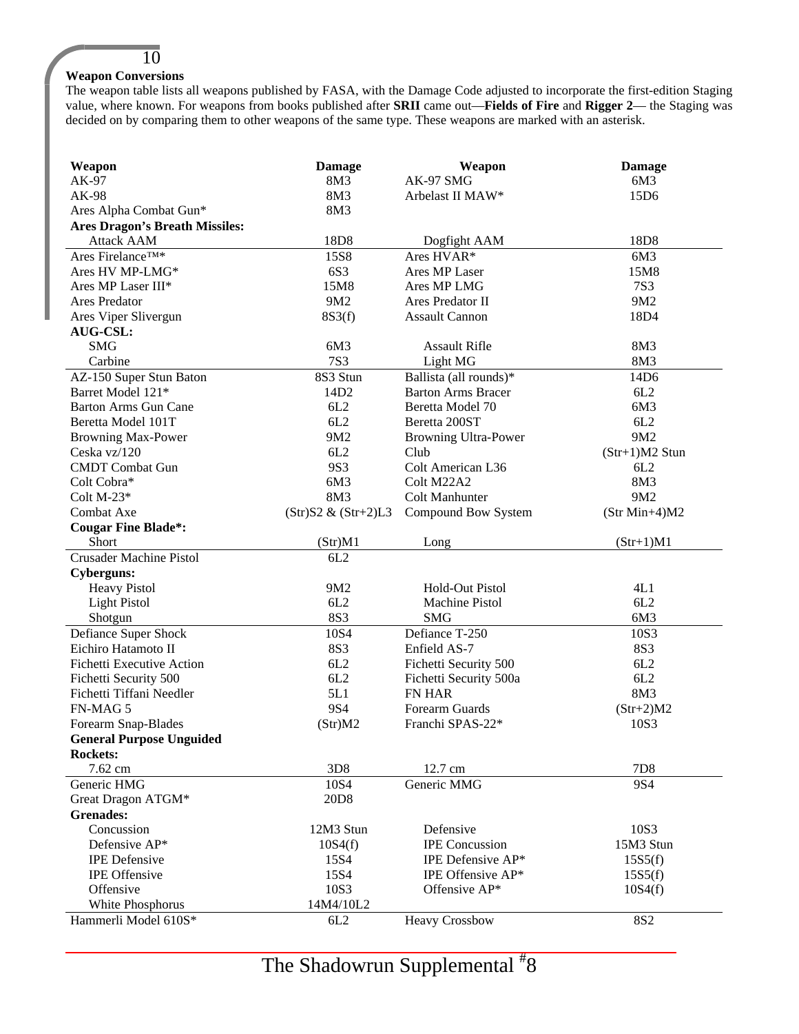## Weapon Conversions

The weapon table lists all weapons published by FASA, with the Damage Code adjusted to incorporate the first-edition Staging value, where known. For weapons from books published after **SRII** came out—**Fields of Fire** and **Rigger 2**— the Staging was decided on by comparing them to other weapons of the same type. These weapons are marked with an asterisk.

| Weapon | Damage | Weapon | Damage |
|---|---|---|---|
| AK-97 | 8M3 | AK-97 SMG | 6M3 |
| AK-98 | 8M3 | Arbelast II MAW* | 15D6 |
| Ares Alpha Combat Gun* | 8M3 | | |
| **Ares Dragon's Breath Missiles:** | | | |
| Attack AAM | 18D8 | Dogfight AAM | 18D8 |
| Ares Firelance™* | 15S8 | Ares HVAR* | 6M3 |
| Ares HV MP-LMG* | 6S3 | Ares MP Laser | 15M8 |
| Ares MP Laser III* | 15M8 | Ares MP LMG | 7S3 |
| Ares Predator | 9M2 | Ares Predator II | 9M2 |
| Ares Viper Slivergun | 8S3(f) | Assault Cannon | 18D4 |
| **AUG-CSL:** | | | |
| SMG | 6M3 | Assault Rifle | 8M3 |
| Carbine | 7S3 | Light MG | 8M3 |
| AZ-150 Super Stun Baton | 8S3 Stun | Ballista (all rounds)* | 14D6 |
| Barret Model 121* | 14D2 | Barton Arms Bracer | 6L2 |
| Barton Arms Gun Cane | 6L2 | Beretta Model 70 | 6M3 |
| Beretta Model 101T | 6L2 | Beretta 200ST | 6L2 |
| Browning Max-Power | 9M2 | Browning Ultra-Power | 9M2 |
| Ceska vz/120 | 6L2 | Club | (Str+1)M2 Stun |
| CMDT Combat Gun | 9S3 | Colt American L36 | 6L2 |
| Colt Cobra* | 6M3 | Colt M22A2 | 8M3 |
| Colt M-23* | 8M3 | Colt Manhunter | 9M2 |
| Combat Axe | (Str)S2 & (Str+2)L3 | Compound Bow System | (Str Min+4)M2 |
| **Cougar Fine Blade*:** | | | |
| Short | (Str)M1 | Long | (Str+1)M1 |
| Crusader Machine Pistol | 6L2 | | |
| **Cyberguns:** | | | |
| Heavy Pistol | 9M2 | Hold-Out Pistol | 4L1 |
| Light Pistol | 6L2 | Machine Pistol | 6L2 |
| Shotgun | 8S3 | SMG | 6M3 |
| Defiance Super Shock | 10S4 | Defiance T-250 | 10S3 |
| Eichiro Hatamoto II | 8S3 | Enfield AS-7 | 8S3 |
| Fichetti Executive Action | 6L2 | Fichetti Security 500 | 6L2 |
| Fichetti Security 500 | 6L2 | Fichetti Security 500a | 6L2 |
| Fichetti Tiffani Needler | 5L1 | FN HAR | 8M3 |
| FN-MAG 5 | 9S4 | Forearm Guards | (Str+2)M2 |
| Forearm Snap-Blades | (Str)M2 | Franchi SPAS-22* | 10S3 |
| **General Purpose Unguided Rockets:** | | | |
| 7.62 cm | 3D8 | 12.7 cm | 7D8 |
| Generic HMG | 10S4 | Generic MMG | 9S4 |
| Great Dragon ATGM* | 20D8 | | |
| **Grenades:** | | | |
| Concussion | 12M3 Stun | Defensive | 10S3 |
| Defensive AP* | 10S4(f) | IPE Concussion | 15M3 Stun |
| IPE Defensive | 15S4 | IPE Defensive AP* | 15S5(f) |
| IPE Offensive | 15S4 | IPE Offensive AP* | 15S5(f) |
| Offensive | 10S3 | Offensive AP* | 10S4(f) |
| White Phosphorus | 14M4/10L2 | | |
| Hammerli Model 610S* | 6L2 | Heavy Crossbow | 8S2 |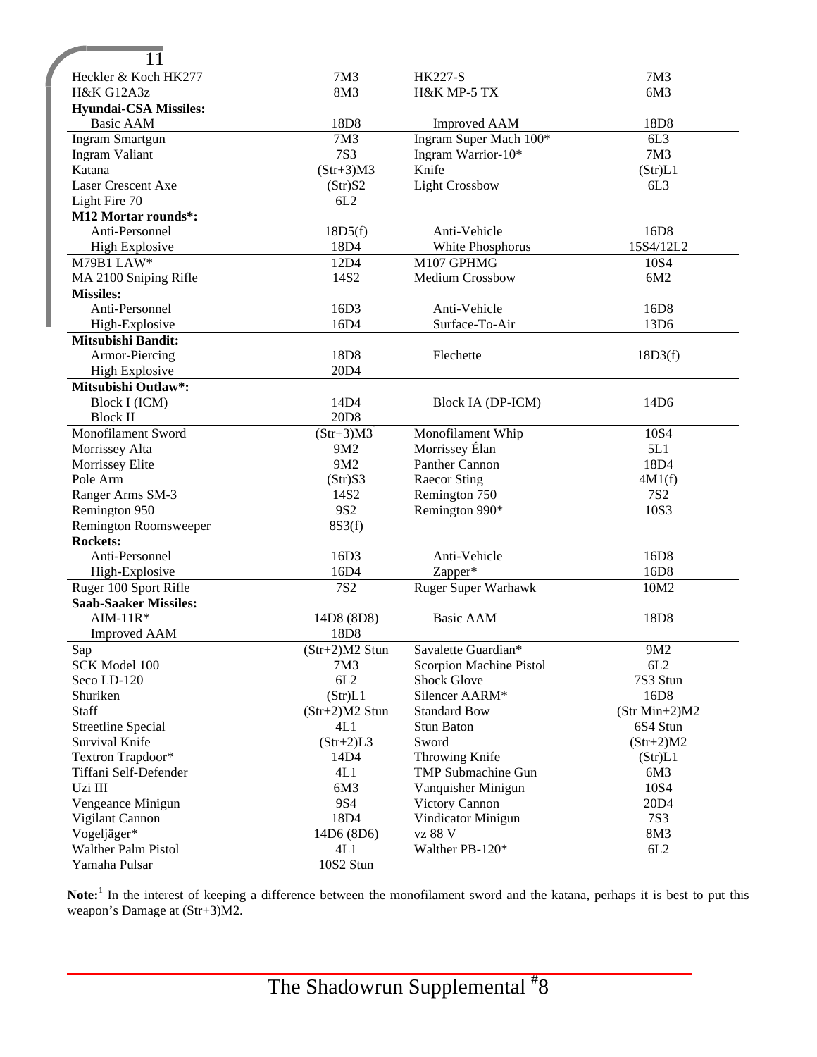| | | | |
|---|---|---|---|
| Heckler & Koch HK277 | 7M3 | HK227-S | 7M3 |
| H&K G12A3z | 8M3 | H&K MP-5 TX | 6M3 |
| **Hyundai-CSA Missiles:** | | | |
| Basic AAM | 18D8 | Improved AAM | 18D8 |
| Ingram Smartgun | 7M3 | Ingram Super Mach 100* | 6L3 |
| Ingram Valiant | 7S3 | Ingram Warrior-10* | 7M3 |
| Katana | (Str+3)M3 | Knife | (Str)L1 |
| Laser Crescent Axe | (Str)S2 | Light Crossbow | 6L3 |
| Light Fire 70 | 6L2 | | |
| **M12 Mortar rounds*:** | | | |
| Anti-Personnel | 18D5(f) | Anti-Vehicle | 16D8 |
| High Explosive | 18D4 | White Phosphorus | 15S4/12L2 |
| M79B1 LAW* | 12D4 | M107 GPHMG | 10S4 |
| MA 2100 Sniping Rifle | 14S2 | Medium Crossbow | 6M2 |
| **Missiles:** | | | |
| Anti-Personnel | 16D3 | Anti-Vehicle | 16D8 |
| High-Explosive | 16D4 | Surface-To-Air | 13D6 |
| **Mitsubishi Bandit:** | | | |
| Armor-Piercing | 18D8 | Flechette | 18D3(f) |
| High Explosive | 20D4 | | |
| **Mitsubishi Outlaw*:** | | | |
| Block I (ICM) | 14D4 | Block IA (DP-ICM) | 14D6 |
| Block II | 20D8 | | |
| Monofilament Sword | (Str+3)M3[1] | Monofilament Whip | 10S4 |
| Morrissey Alta | 9M2 | Morrissey Élan | 5L1 |
| Morrissey Elite | 9M2 | Panther Cannon | 18D4 |
| Pole Arm | (Str)S3 | Raecor Sting | 4M1(f) |
| Ranger Arms SM-3 | 14S2 | Remington 750 | 7S2 |
| Remington 950 | 9S2 | Remington 990* | 10S3 |
| Remington Roomsweeper | 8S3(f) | | |
| **Rockets:** | | | |
| Anti-Personnel | 16D3 | Anti-Vehicle | 16D8 |
| High-Explosive | 16D4 | Zapper* | 16D8 |
| Ruger 100 Sport Rifle | 7S2 | Ruger Super Warhawk | 10M2 |
| **Saab-Saaker Missiles:** | | | |
| AIM-11R* | 14D8 (8D8) | Basic AAM | 18D8 |
| Improved AAM | 18D8 | | |
| Sap | (Str+2)M2 Stun | Savalette Guardian* | 9M2 |
| SCK Model 100 | 7M3 | Scorpion Machine Pistol | 6L2 |
| Seco LD-120 | 6L2 | Shock Glove | 7S3 Stun |
| Shuriken | (Str)L1 | Silencer AARM* | 16D8 |
| Staff | (Str+2)M2 Stun | Standard Bow | (Str Min+2)M2 |
| Streetline Special | 4L1 | Stun Baton | 6S4 Stun |
| Survival Knife | (Str+2)L3 | Sword | (Str+2)M2 |
| Textron Trapdoor* | 14D4 | Throwing Knife | (Str)L1 |
| Tiffani Self-Defender | 4L1 | TMP Submachine Gun | 6M3 |
| Uzi III | 6M3 | Vanquisher Minigun | 10S4 |
| Vengeance Minigun | 9S4 | Victory Cannon | 20D4 |
| Vigilant Cannon | 18D4 | Vindicator Minigun | 7S3 |
| Vogeljäger* | 14D6 (8D6) | vz 88 V | 8M3 |
| Walther Palm Pistol | 4L1 | Walther PB-120* | 6L2 |
| Yamaha Pulsar | 10S2 Stun | | |

**Note:**[1] In the interest of keeping a difference between the monofilament sword and the katana, perhaps it is best to put this weapon's Damage at (Str+3)M2.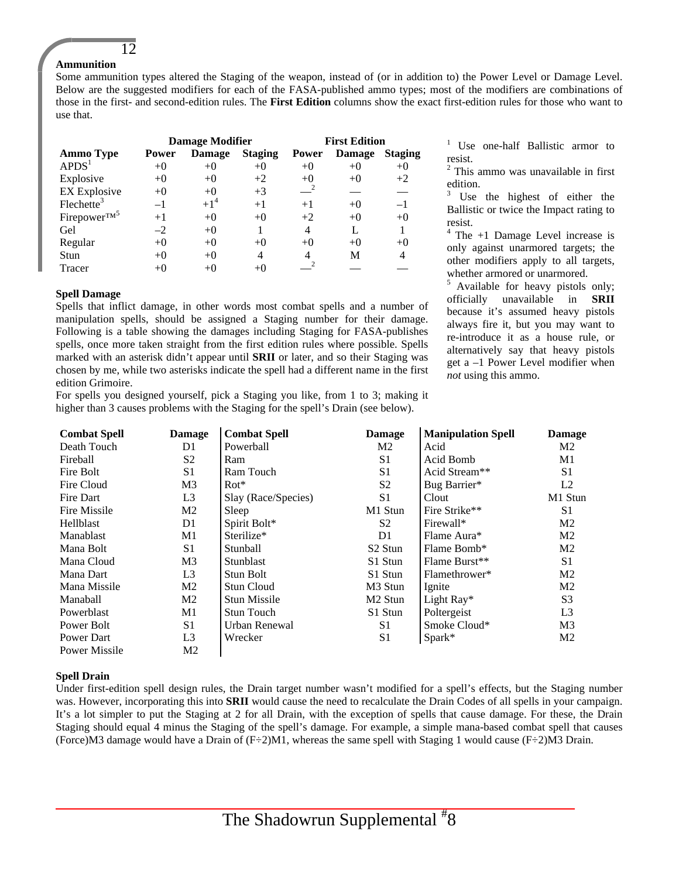### Ammunition

Some ammunition types altered the Staging of the weapon, instead of (or in addition to) the Power Level or Damage Level. Below are the suggested modifiers for each of the FASA-published ammo types; most of the modifiers are combinations of those in the first- and second-edition rules. The **First Edition** columns show the exact first-edition rules for those who want to use that.

| | Damage Modifier | | | First Edition | | |
|---|---|---|---|---|---|---|
| **Ammo Type** | **Power** | **Damage** | **Staging** | **Power** | **Damage** | **Staging** |
| APDS[1] | +0 | +0 | +0 | +0 | +0 | +0 |
| Explosive | +0 | +0 | +2 | +0 | +0 | +2 |
| EX Explosive | +0 | +0 | +3 | —[2] | — | — |
| Flechette[3] | –1 | +1[4] | +1 | +1 | +0 | –1 |
| Firepower™[5] | +1 | +0 | +0 | +2 | +0 | +0 |
| Gel | –2 | +0 | 1 | 4 | L | 1 |
| Regular | +0 | +0 | +0 | +0 | +0 | +0 |
| Stun | +0 | +0 | 4 | 4 | M | 4 |
| Tracer | +0 | +0 | +0 | —[2] | — | — |

[1] Use one-half Ballistic armor to resist.
[2] This ammo was unavailable in first edition.
[3] Use the highest of either the Ballistic or twice the Impact rating to resist.
[4] The +1 Damage Level increase is only against unarmored targets; the other modifiers apply to all targets, whether armored or unarmored.
[5] Available for heavy pistols only; officially unavailable in **SRII** because it's assumed heavy pistols always fire it, but you may want to re-introduce it as a house rule, or alternatively say that heavy pistols get a –1 Power Level modifier when *not* using this ammo.

### Spell Damage

Spells that inflict damage, in other words most combat spells and a number of manipulation spells, should be assigned a Staging number for their damage. Following is a table showing the damages including Staging for FASA-publishes spells, once more taken straight from the first edition rules where possible. Spells marked with an asterisk didn't appear until **SRII** or later, and so their Staging was chosen by me, while two asterisks indicate the spell had a different name in the first edition Grimoire.

For spells you designed yourself, pick a Staging you like, from 1 to 3; making it higher than 3 causes problems with the Staging for the spell's Drain (see below).

| Combat Spell | Damage | Combat Spell | Damage | Manipulation Spell | Damage |
|---|---|---|---|---|---|
| Death Touch | D1 | Powerball | M2 | Acid | M2 |
| Fireball | S2 | Ram | S1 | Acid Bomb | M1 |
| Fire Bolt | S1 | Ram Touch | S1 | Acid Stream** | S1 |
| Fire Cloud | M3 | Rot* | S2 | Bug Barrier* | L2 |
| Fire Dart | L3 | Slay (Race/Species) | S1 | Clout | M1 Stun |
| Fire Missile | M2 | Sleep | M1 Stun | Fire Strike** | S1 |
| Hellblast | D1 | Spirit Bolt* | S2 | Firewall* | M2 |
| Manablast | M1 | Sterilize* | D1 | Flame Aura* | M2 |
| Mana Bolt | S1 | Stunball | S2 Stun | Flame Bomb* | M2 |
| Mana Cloud | M3 | Stunblast | S1 Stun | Flame Burst** | S1 |
| Mana Dart | L3 | Stun Bolt | S1 Stun | Flamethrower* | M2 |
| Mana Missile | M2 | Stun Cloud | M3 Stun | Ignite | M2 |
| Manaball | M2 | Stun Missile | M2 Stun | Light Ray* | S3 |
| Powerblast | M1 | Stun Touch | S1 Stun | Poltergeist | L3 |
| Power Bolt | S1 | Urban Renewal | S1 | Smoke Cloud* | M3 |
| Power Dart | L3 | Wrecker | S1 | Spark* | M2 |
| Power Missile | M2 | | | | |

### Spell Drain

Under first-edition spell design rules, the Drain target number wasn't modified for a spell's effects, but the Staging number was. However, incorporating this into **SRII** would cause the need to recalculate the Drain Codes of all spells in your campaign. It's a lot simpler to put the Staging at 2 for all Drain, with the exception of spells that cause damage. For these, the Drain Staging should equal 4 minus the Staging of the spell's damage. For example, a simple mana-based combat spell that causes (Force)M3 damage would have a Drain of (F÷2)M1, whereas the same spell with Staging 1 would cause (F÷2)M3 Drain.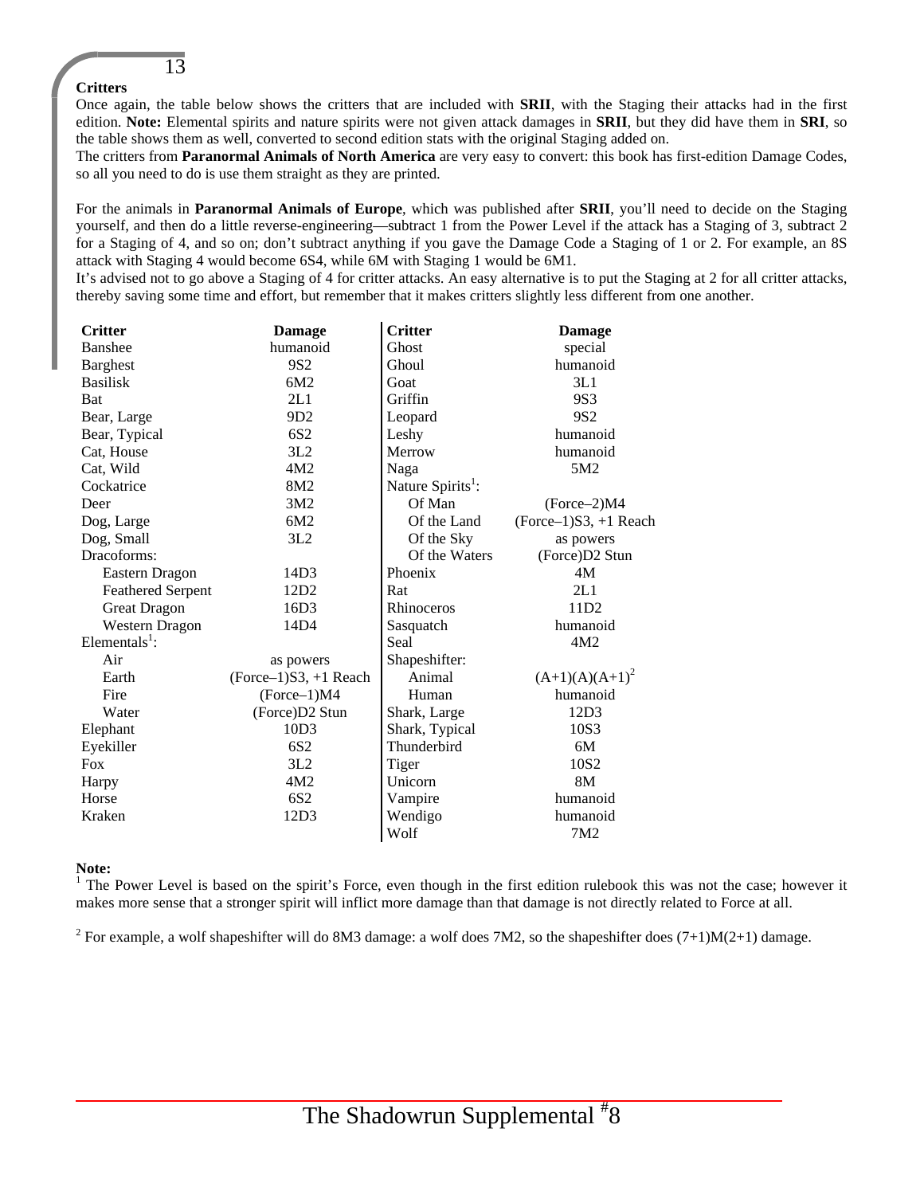## Critters

Once again, the table below shows the critters that are included with **SRII**, with the Staging their attacks had in the first edition. **Note:** Elemental spirits and nature spirits were not given attack damages in **SRII**, but they did have them in **SRI**, so the table shows them as well, converted to second edition stats with the original Staging added on.

The critters from **Paranormal Animals of North America** are very easy to convert: this book has first-edition Damage Codes, so all you need to do is use them straight as they are printed.

For the animals in **Paranormal Animals of Europe**, which was published after **SRII**, you'll need to decide on the Staging yourself, and then do a little reverse-engineering—subtract 1 from the Power Level if the attack has a Staging of 3, subtract 2 for a Staging of 4, and so on; don't subtract anything if you gave the Damage Code a Staging of 1 or 2. For example, an 8S attack with Staging 4 would become 6S4, while 6M with Staging 1 would be 6M1.

It's advised not to go above a Staging of 4 for critter attacks. An easy alternative is to put the Staging at 2 for all critter attacks, thereby saving some time and effort, but remember that it makes critters slightly less different from one another.

| Critter | Damage |
|---|---|
| Banshee | humanoid |
| Barghest | 9S2 |
| Basilisk | 6M2 |
| Bat | 2L1 |
| Bear, Large | 9D2 |
| Bear, Typical | 6S2 |
| Cat, House | 3L2 |
| Cat, Wild | 4M2 |
| Cockatrice | 8M2 |
| Deer | 3M2 |
| Dog, Large | 6M2 |
| Dog, Small | 3L2 |
| Dracoforms: | |
| Eastern Dragon | 14D3 |
| Feathered Serpent | 12D2 |
| Great Dragon | 16D3 |
| Western Dragon | 14D4 |
| Elementals[1]: | |
| Air | as powers |
| Earth | (Force–1)S3, +1 Reach |
| Fire | (Force–1)M4 |
| Water | (Force)D2 Stun |
| Elephant | 10D3 |
| Eyekiller | 6S2 |
| Fox | 3L2 |
| Harpy | 4M2 |
| Horse | 6S2 |
| Kraken | 12D3 |
| Ghost | special |
| Ghoul | humanoid |
| Goat | 3L1 |
| Griffin | 9S3 |
| Leopard | 9S2 |
| Leshy | humanoid |
| Merrow | humanoid |
| Naga | 5M2 |
| Nature Spirits[1]: | |
| Of Man | (Force–2)M4 |
| Of the Land | (Force–1)S3, +1 Reach |
| Of the Sky | as powers |
| Of the Waters | (Force)D2 Stun |
| Phoenix | 4M |
| Rat | 2L1 |
| Rhinoceros | 11D2 |
| Sasquatch | humanoid |
| Seal | 4M2 |
| Shapeshifter: | |
| Animal | (A+1)(A)(A+1)[2] |
| Human | humanoid |
| Shark, Large | 12D3 |
| Shark, Typical | 10S3 |
| Thunderbird | 6M |
| Tiger | 10S2 |
| Unicorn | 8M |
| Vampire | humanoid |
| Wendigo | humanoid |
| Wolf | 7M2 |

**Note:**

[1] The Power Level is based on the spirit's Force, even though in the first edition rulebook this was not the case; however it makes more sense that a stronger spirit will inflict more damage than that damage is not directly related to Force at all.

[2] For example, a wolf shapeshifter will do 8M3 damage: a wolf does 7M2, so the shapeshifter does (7+1)M(2+1) damage.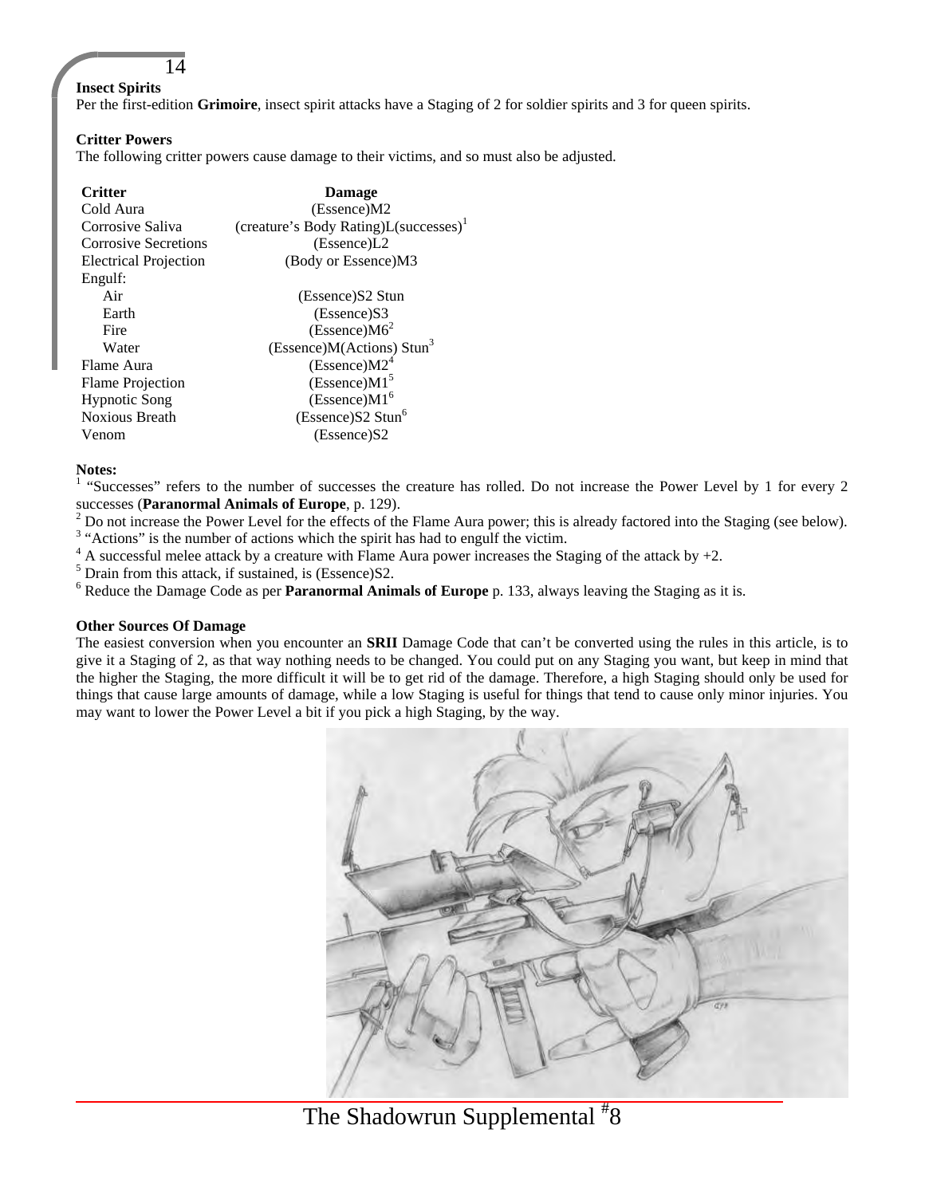### Insect Spirits

Per the first-edition **Grimoire**, insect spirit attacks have a Staging of 2 for soldier spirits and 3 for queen spirits.

### Critter Powers

The following critter powers cause damage to their victims, and so must also be adjusted.

| Critter | Damage |
|---|---|
| Cold Aura | (Essence)M2 |
| Corrosive Saliva | (creature's Body Rating)L(successes)[1] |
| Corrosive Secretions | (Essence)L2 |
| Electrical Projection | (Body or Essence)M3 |
| Engulf: | |
| Air | (Essence)S2 Stun |
| Earth | (Essence)S3 |
| Fire | (Essence)M6[2] |
| Water | (Essence)M(Actions) Stun[3] |
| Flame Aura | (Essence)M2[4] |
| Flame Projection | (Essence)M1[5] |
| Hypnotic Song | (Essence)M1[6] |
| Noxious Breath | (Essence)S2 Stun[6] |
| Venom | (Essence)S2 |

**Notes:**

[1] "Successes" refers to the number of successes the creature has rolled. Do not increase the Power Level by 1 for every 2 successes (**Paranormal Animals of Europe**, p. 129).

[2] Do not increase the Power Level for the effects of the Flame Aura power; this is already factored into the Staging (see below).

[3] "Actions" is the number of actions which the spirit has had to engulf the victim.

[4] A successful melee attack by a creature with Flame Aura power increases the Staging of the attack by +2.

[5] Drain from this attack, if sustained, is (Essence)S2.

[6] Reduce the Damage Code as per **Paranormal Animals of Europe** p. 133, always leaving the Staging as it is.

### Other Sources Of Damage

The easiest conversion when you encounter an **SRII** Damage Code that can't be converted using the rules in this article, is to give it a Staging of 2, as that way nothing needs to be changed. You could put on any Staging you want, but keep in mind that the higher the Staging, the more difficult it will be to get rid of the damage. Therefore, a high Staging should only be used for things that cause large amounts of damage, while a low Staging is useful for things that tend to cause only minor injuries. You may want to lower the Power Level a bit if you pick a high Staging, by the way.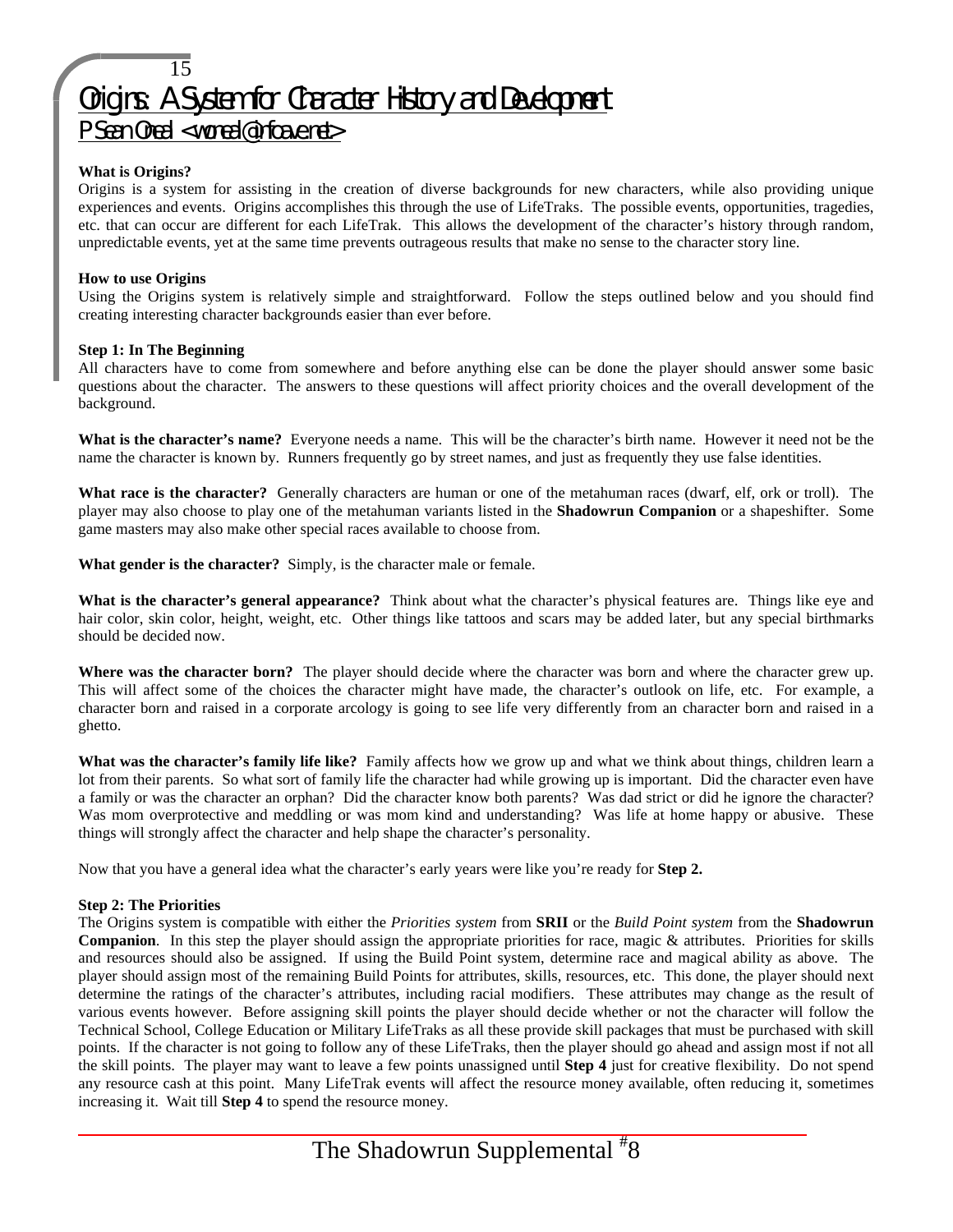# Origins: A System for Character History and Development

## P Sean Oneal <woneal@infoave.net>

**What is Origins?**

Origins is a system for assisting in the creation of diverse backgrounds for new characters, while also providing unique experiences and events. Origins accomplishes this through the use of LifeTraks. The possible events, opportunities, tragedies, etc. that can occur are different for each LifeTrak. This allows the development of the character's history through random, unpredictable events, yet at the same time prevents outrageous results that make no sense to the character story line.

**How to use Origins**

Using the Origins system is relatively simple and straightforward. Follow the steps outlined below and you should find creating interesting character backgrounds easier than ever before.

**Step 1: In The Beginning**

All characters have to come from somewhere and before anything else can be done the player should answer some basic questions about the character. The answers to these questions will affect priority choices and the overall development of the background.

**What is the character's name?** Everyone needs a name. This will be the character's birth name. However it need not be the name the character is known by. Runners frequently go by street names, and just as frequently they use false identities.

**What race is the character?** Generally characters are human or one of the metahuman races (dwarf, elf, ork or troll). The player may also choose to play one of the metahuman variants listed in the **Shadowrun Companion** or a shapeshifter. Some game masters may also make other special races available to choose from.

**What gender is the character?** Simply, is the character male or female.

**What is the character's general appearance?** Think about what the character's physical features are. Things like eye and hair color, skin color, height, weight, etc. Other things like tattoos and scars may be added later, but any special birthmarks should be decided now.

**Where was the character born?** The player should decide where the character was born and where the character grew up. This will affect some of the choices the character might have made, the character's outlook on life, etc. For example, a character born and raised in a corporate arcology is going to see life very differently from an character born and raised in a ghetto.

**What was the character's family life like?** Family affects how we grow up and what we think about things, children learn a lot from their parents. So what sort of family life the character had while growing up is important. Did the character even have a family or was the character an orphan? Did the character know both parents? Was dad strict or did he ignore the character? Was mom overprotective and meddling or was mom kind and understanding? Was life at home happy or abusive. These things will strongly affect the character and help shape the character's personality.

Now that you have a general idea what the character's early years were like you're ready for **Step 2.**

**Step 2: The Priorities**

The Origins system is compatible with either the *Priorities system* from **SRII** or the *Build Point system* from the **Shadowrun Companion**. In this step the player should assign the appropriate priorities for race, magic & attributes. Priorities for skills and resources should also be assigned. If using the Build Point system, determine race and magical ability as above. The player should assign most of the remaining Build Points for attributes, skills, resources, etc. This done, the player should next determine the ratings of the character's attributes, including racial modifiers. These attributes may change as the result of various events however. Before assigning skill points the player should decide whether or not the character will follow the Technical School, College Education or Military LifeTraks as all these provide skill packages that must be purchased with skill points. If the character is not going to follow any of these LifeTraks, then the player should go ahead and assign most if not all the skill points. The player may want to leave a few points unassigned until **Step 4** just for creative flexibility. Do not spend any resource cash at this point. Many LifeTrak events will affect the resource money available, often reducing it, sometimes increasing it. Wait till **Step 4** to spend the resource money.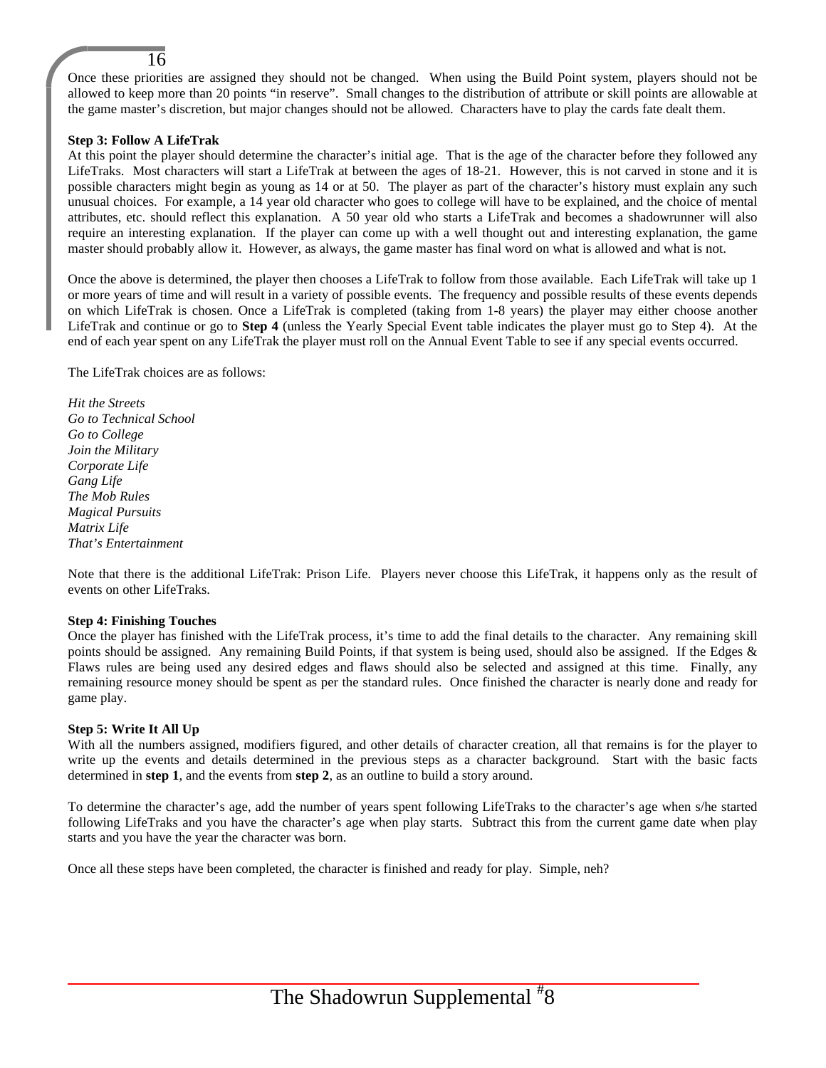Once these priorities are assigned they should not be changed. When using the Build Point system, players should not be allowed to keep more than 20 points "in reserve". Small changes to the distribution of attribute or skill points are allowable at the game master's discretion, but major changes should not be allowed. Characters have to play the cards fate dealt them.

**Step 3: Follow A LifeTrak**

At this point the player should determine the character's initial age. That is the age of the character before they followed any LifeTraks. Most characters will start a LifeTrak at between the ages of 18-21. However, this is not carved in stone and it is possible characters might begin as young as 14 or at 50. The player as part of the character's history must explain any such unusual choices. For example, a 14 year old character who goes to college will have to be explained, and the choice of mental attributes, etc. should reflect this explanation. A 50 year old who starts a LifeTrak and becomes a shadowrunner will also require an interesting explanation. If the player can come up with a well thought out and interesting explanation, the game master should probably allow it. However, as always, the game master has final word on what is allowed and what is not.

Once the above is determined, the player then chooses a LifeTrak to follow from those available. Each LifeTrak will take up 1 or more years of time and will result in a variety of possible events. The frequency and possible results of these events depends on which LifeTrak is chosen. Once a LifeTrak is completed (taking from 1-8 years) the player may either choose another LifeTrak and continue or go to **Step 4** (unless the Yearly Special Event table indicates the player must go to Step 4). At the end of each year spent on any LifeTrak the player must roll on the Annual Event Table to see if any special events occurred.

The LifeTrak choices are as follows:

*Hit the Streets*
*Go to Technical School*
*Go to College*
*Join the Military*
*Corporate Life*
*Gang Life*
*The Mob Rules*
*Magical Pursuits*
*Matrix Life*
*That's Entertainment*

Note that there is the additional LifeTrak: Prison Life. Players never choose this LifeTrak, it happens only as the result of events on other LifeTraks.

**Step 4: Finishing Touches**

Once the player has finished with the LifeTrak process, it's time to add the final details to the character. Any remaining skill points should be assigned. Any remaining Build Points, if that system is being used, should also be assigned. If the Edges & Flaws rules are being used any desired edges and flaws should also be selected and assigned at this time. Finally, any remaining resource money should be spent as per the standard rules. Once finished the character is nearly done and ready for game play.

**Step 5: Write It All Up**

With all the numbers assigned, modifiers figured, and other details of character creation, all that remains is for the player to write up the events and details determined in the previous steps as a character background. Start with the basic facts determined in **step 1**, and the events from **step 2**, as an outline to build a story around.

To determine the character's age, add the number of years spent following LifeTraks to the character's age when s/he started following LifeTraks and you have the character's age when play starts. Subtract this from the current game date when play starts and you have the year the character was born.

Once all these steps have been completed, the character is finished and ready for play. Simple, neh?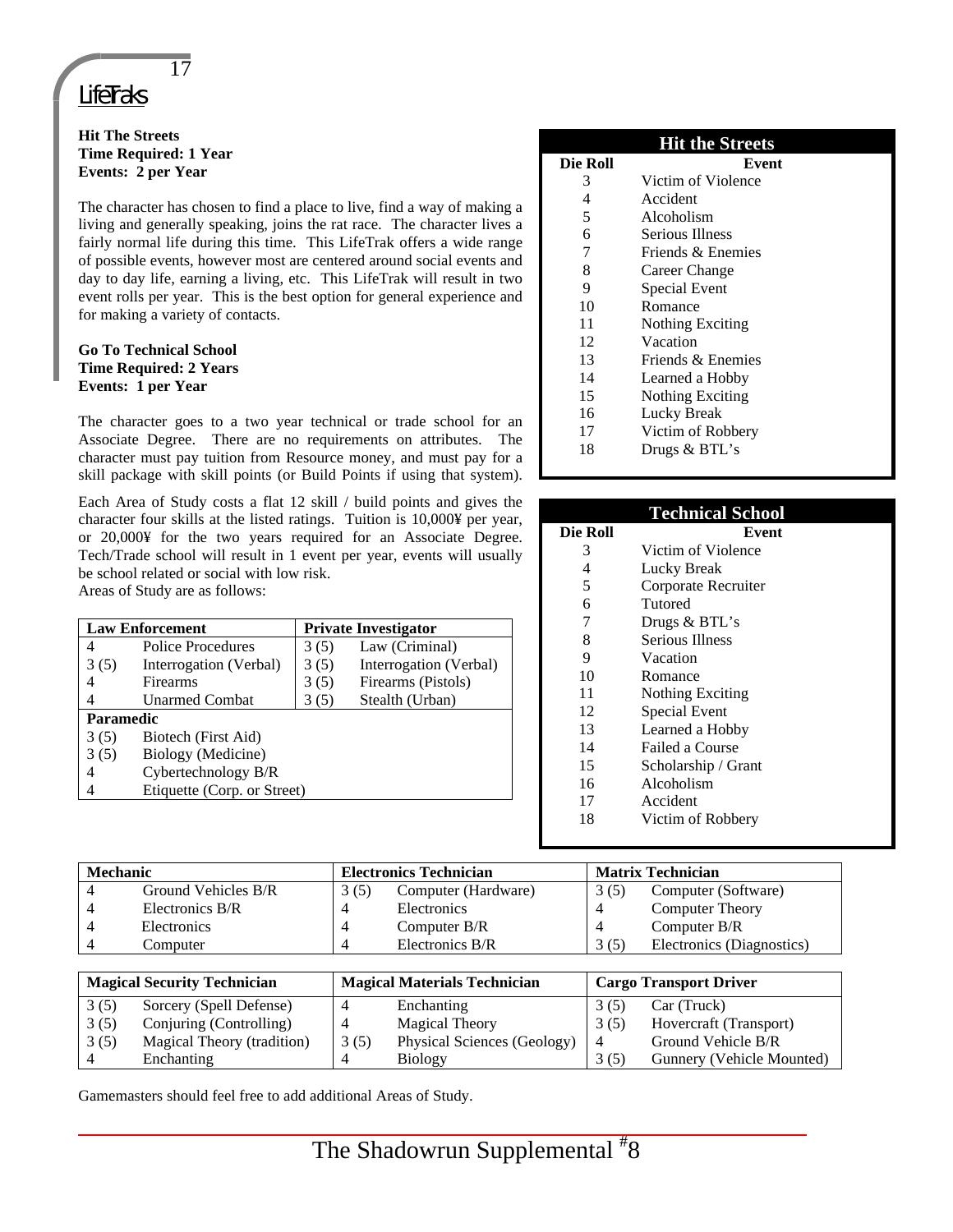### Hit The Streets
**Time Required: 1 Year**
**Events: 2 per Year**

The character has chosen to find a place to live, find a way of making a living and generally speaking, joins the rat race. The character lives a fairly normal life during this time. This LifeTrak offers a wide range of possible events, however most are centered around social events and day to day life, earning a living, etc. This LifeTrak will result in two event rolls per year. This is the best option for general experience and for making a variety of contacts.

| Hit the Streets | |
|---|---|
| **Die Roll** | **Event** |
| 3 | Victim of Violence |
| 4 | Accident |
| 5 | Alcoholism |
| 6 | Serious Illness |
| 7 | Friends & Enemies |
| 8 | Career Change |
| 9 | Special Event |
| 10 | Romance |
| 11 | Nothing Exciting |
| 12 | Vacation |
| 13 | Friends & Enemies |
| 14 | Learned a Hobby |
| 15 | Nothing Exciting |
| 16 | Lucky Break |
| 17 | Victim of Robbery |
| 18 | Drugs & BTL's |

### Go To Technical School
**Time Required: 2 Years**
**Events: 1 per Year**

The character goes to a two year technical or trade school for an Associate Degree. There are no requirements on attributes. The character must pay tuition from Resource money, and must pay for a skill package with skill points (or Build Points if using that system).

Each Area of Study costs a flat 12 skill / build points and gives the character four skills at the listed ratings. Tuition is 10,000¥ per year, or 20,000¥ for the two years required for an Associate Degree. Tech/Trade school will result in 1 event per year, events will usually be school related or social with low risk.
Areas of Study are as follows:

| Technical School | |
|---|---|
| **Die Roll** | **Event** |
| 3 | Victim of Violence |
| 4 | Lucky Break |
| 5 | Corporate Recruiter |
| 6 | Tutored |
| 7 | Drugs & BTL's |
| 8 | Serious Illness |
| 9 | Vacation |
| 10 | Romance |
| 11 | Nothing Exciting |
| 12 | Special Event |
| 13 | Learned a Hobby |
| 14 | Failed a Course |
| 15 | Scholarship / Grant |
| 16 | Alcoholism |
| 17 | Accident |
| 18 | Victim of Robbery |

| **Law Enforcement** | | **Private Investigator** | |
|---|---|---|---|
| 4 | Police Procedures | 3 (5) | Law (Criminal) |
| 3 (5) | Interrogation (Verbal) | 3 (5) | Interrogation (Verbal) |
| 4 | Firearms | 3 (5) | Firearms (Pistols) |
| 4 | Unarmed Combat | 3 (5) | Stealth (Urban) |

| **Paramedic** | |
|---|---|
| 3 (5) | Biotech (First Aid) |
| 3 (5) | Biology (Medicine) |
| 4 | Cybertechnology B/R |
| 4 | Etiquette (Corp. or Street) |

| **Mechanic** | | **Electronics Technician** | | **Matrix Technician** | |
|---|---|---|---|---|---|
| 4 | Ground Vehicles B/R | 3 (5) | Computer (Hardware) | 3 (5) | Computer (Software) |
| 4 | Electronics B/R | 4 | Electronics | 4 | Computer Theory |
| 4 | Electronics | 4 | Computer B/R | 4 | Computer B/R |
| 4 | Computer | 4 | Electronics B/R | 3 (5) | Electronics (Diagnostics) |

| **Magical Security Technician** | | **Magical Materials Technician** | | **Cargo Transport Driver** | |
|---|---|---|---|---|---|
| 3 (5) | Sorcery (Spell Defense) | 4 | Enchanting | 3 (5) | Car (Truck) |
| 3 (5) | Conjuring (Controlling) | 4 | Magical Theory | 3 (5) | Hovercraft (Transport) |
| 3 (5) | Magical Theory (tradition) | 3 (5) | Physical Sciences (Geology) | 4 | Ground Vehicle B/R |
| 4 | Enchanting | 4 | Biology | 3 (5) | Gunnery (Vehicle Mounted) |

Gamemasters should feel free to add additional Areas of Study.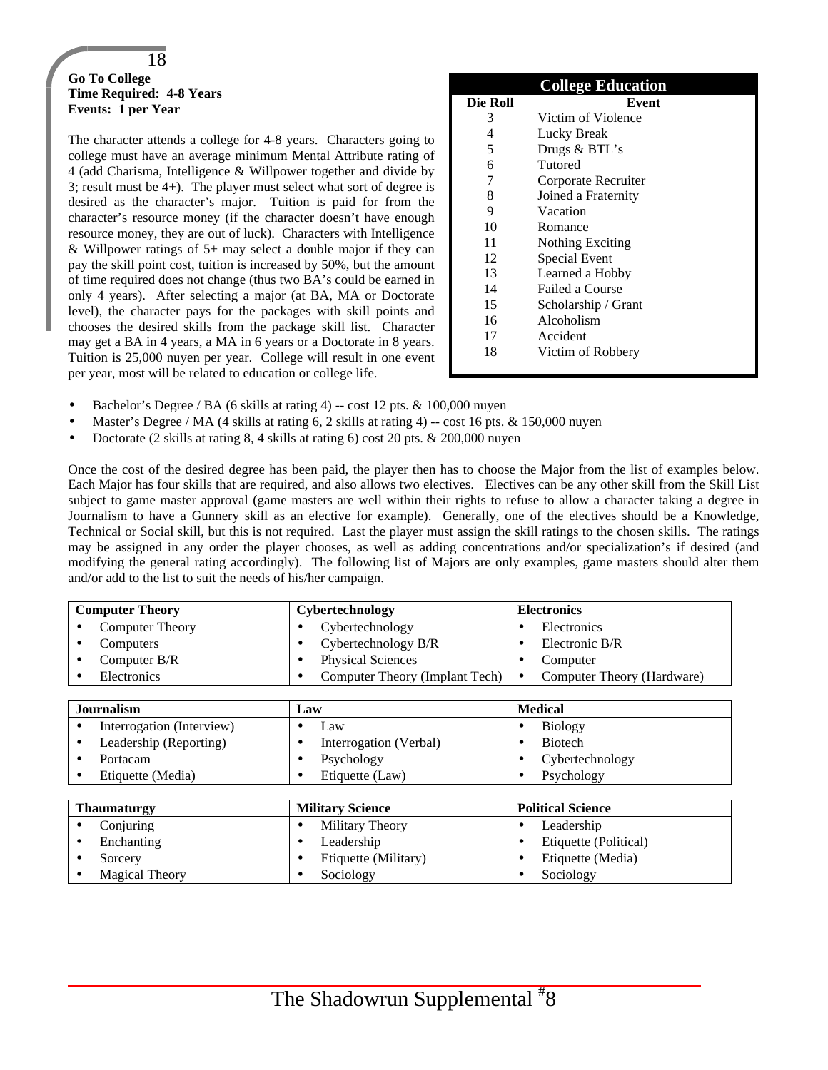**Go To College**
**Time Required: 4-8 Years**
**Events: 1 per Year**

The character attends a college for 4-8 years. Characters going to college must have an average minimum Mental Attribute rating of 4 (add Charisma, Intelligence & Willpower together and divide by 3; result must be 4+). The player must select what sort of degree is desired as the character's major. Tuition is paid for from the character's resource money (if the character doesn't have enough resource money, they are out of luck). Characters with Intelligence & Willpower ratings of 5+ may select a double major if they can pay the skill point cost, tuition is increased by 50%, but the amount of time required does not change (thus two BA's could be earned in only 4 years). After selecting a major (at BA, MA or Doctorate level), the character pays for the packages with skill points and chooses the desired skills from the package skill list. Character may get a BA in 4 years, a MA in 6 years or a Doctorate in 8 years. Tuition is 25,000 nuyen per year. College will result in one event per year, most will be related to education or college life.

| College Education | |
|---|---|
| **Die Roll** | **Event** |
| 3 | Victim of Violence |
| 4 | Lucky Break |
| 5 | Drugs & BTL's |
| 6 | Tutored |
| 7 | Corporate Recruiter |
| 8 | Joined a Fraternity |
| 9 | Vacation |
| 10 | Romance |
| 11 | Nothing Exciting |
| 12 | Special Event |
| 13 | Learned a Hobby |
| 14 | Failed a Course |
| 15 | Scholarship / Grant |
| 16 | Alcoholism |
| 17 | Accident |
| 18 | Victim of Robbery |

- Bachelor's Degree / BA (6 skills at rating 4) -- cost 12 pts. & 100,000 nuyen
- Master's Degree / MA (4 skills at rating 6, 2 skills at rating 4) -- cost 16 pts. & 150,000 nuyen
- Doctorate (2 skills at rating 8, 4 skills at rating 6) cost 20 pts. & 200,000 nuyen

Once the cost of the desired degree has been paid, the player then has to choose the Major from the list of examples below. Each Major has four skills that are required, and also allows two electives. Electives can be any other skill from the Skill List subject to game master approval (game masters are well within their rights to refuse to allow a character taking a degree in Journalism to have a Gunnery skill as an elective for example). Generally, one of the electives should be a Knowledge, Technical or Social skill, but this is not required. Last the player must assign the skill ratings to the chosen skills. The ratings may be assigned in any order the player chooses, as well as adding concentrations and/or specialization's if desired (and modifying the general rating accordingly). The following list of Majors are only examples, game masters should alter them and/or add to the list to suit the needs of his/her campaign.

| Computer Theory | Cybertechnology | Electronics |
|---|---|---|
| • Computer Theory | • Cybertechnology | • Electronics |
| • Computers | • Cybertechnology B/R | • Electronic B/R |
| • Computer B/R | • Physical Sciences | • Computer |
| • Electronics | • Computer Theory (Implant Tech) | • Computer Theory (Hardware) |

| Journalism | Law | Medical |
|---|---|---|
| • Interrogation (Interview) | • Law | • Biology |
| • Leadership (Reporting) | • Interrogation (Verbal) | • Biotech |
| • Portacam | • Psychology | • Cybertechnology |
| • Etiquette (Media) | • Etiquette (Law) | • Psychology |

| Thaumaturgy | Military Science | Political Science |
|---|---|---|
| • Conjuring | • Military Theory | • Leadership |
| • Enchanting | • Leadership | • Etiquette (Political) |
| • Sorcery | • Etiquette (Military) | • Etiquette (Media) |
| • Magical Theory | • Sociology | • Sociology |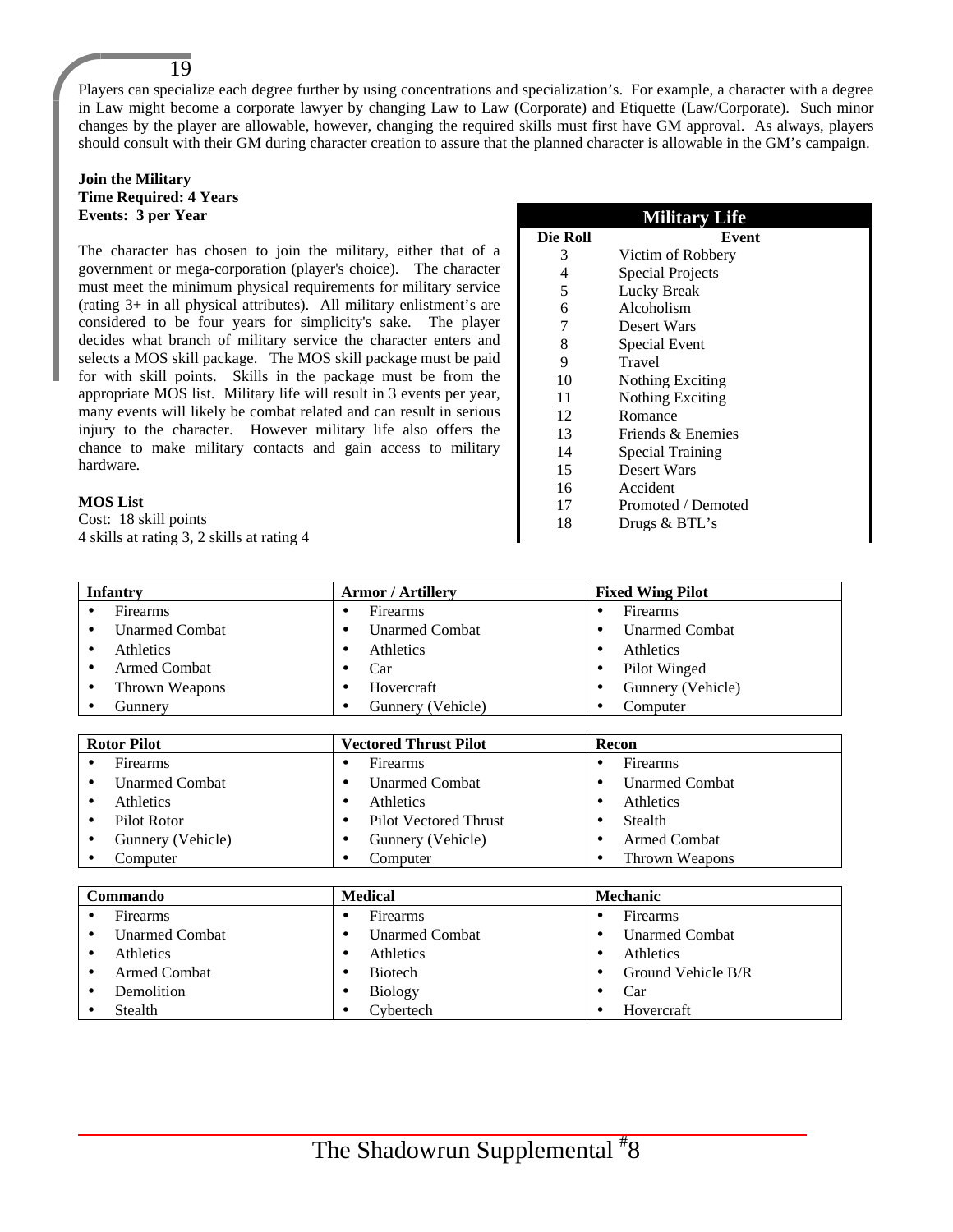Players can specialize each degree further by using concentrations and specialization's. For example, a character with a degree in Law might become a corporate lawyer by changing Law to Law (Corporate) and Etiquette (Law/Corporate). Such minor changes by the player are allowable, however, changing the required skills must first have GM approval. As always, players should consult with their GM during character creation to assure that the planned character is allowable in the GM's campaign.

**Join the Military**
**Time Required: 4 Years**
**Events: 3 per Year**

The character has chosen to join the military, either that of a government or mega-corporation (player's choice). The character must meet the minimum physical requirements for military service (rating 3+ in all physical attributes). All military enlistment's are considered to be four years for simplicity's sake. The player decides what branch of military service the character enters and selects a MOS skill package. The MOS skill package must be paid for with skill points. Skills in the package must be from the appropriate MOS list. Military life will result in 3 events per year, many events will likely be combat related and can result in serious injury to the character. However military life also offers the chance to make military contacts and gain access to military hardware.

**Military Life**

| Die Roll | Event |
|---|---|
| 3 | Victim of Robbery |
| 4 | Special Projects |
| 5 | Lucky Break |
| 6 | Alcoholism |
| 7 | Desert Wars |
| 8 | Special Event |
| 9 | Travel |
| 10 | Nothing Exciting |
| 11 | Nothing Exciting |
| 12 | Romance |
| 13 | Friends & Enemies |
| 14 | Special Training |
| 15 | Desert Wars |
| 16 | Accident |
| 17 | Promoted / Demoted |
| 18 | Drugs & BTL's |

**MOS List**
Cost: 18 skill points
4 skills at rating 3, 2 skills at rating 4

| Infantry | Armor / Artillery | Fixed Wing Pilot |
|---|---|---|
| • Firearms | • Firearms | • Firearms |
| • Unarmed Combat | • Unarmed Combat | • Unarmed Combat |
| • Athletics | • Athletics | • Athletics |
| • Armed Combat | • Car | • Pilot Winged |
| • Thrown Weapons | • Hovercraft | • Gunnery (Vehicle) |
| • Gunnery | • Gunnery (Vehicle) | • Computer |

| Rotor Pilot | Vectored Thrust Pilot | Recon |
|---|---|---|
| • Firearms | • Firearms | • Firearms |
| • Unarmed Combat | • Unarmed Combat | • Unarmed Combat |
| • Athletics | • Athletics | • Athletics |
| • Pilot Rotor | • Pilot Vectored Thrust | • Stealth |
| • Gunnery (Vehicle) | • Gunnery (Vehicle) | • Armed Combat |
| • Computer | • Computer | • Thrown Weapons |

| Commando | Medical | Mechanic |
|---|---|---|
| • Firearms | • Firearms | • Firearms |
| • Unarmed Combat | • Unarmed Combat | • Unarmed Combat |
| • Athletics | • Athletics | • Athletics |
| • Armed Combat | • Biotech | • Ground Vehicle B/R |
| • Demolition | • Biology | • Car |
| • Stealth | • Cybertech | • Hovercraft |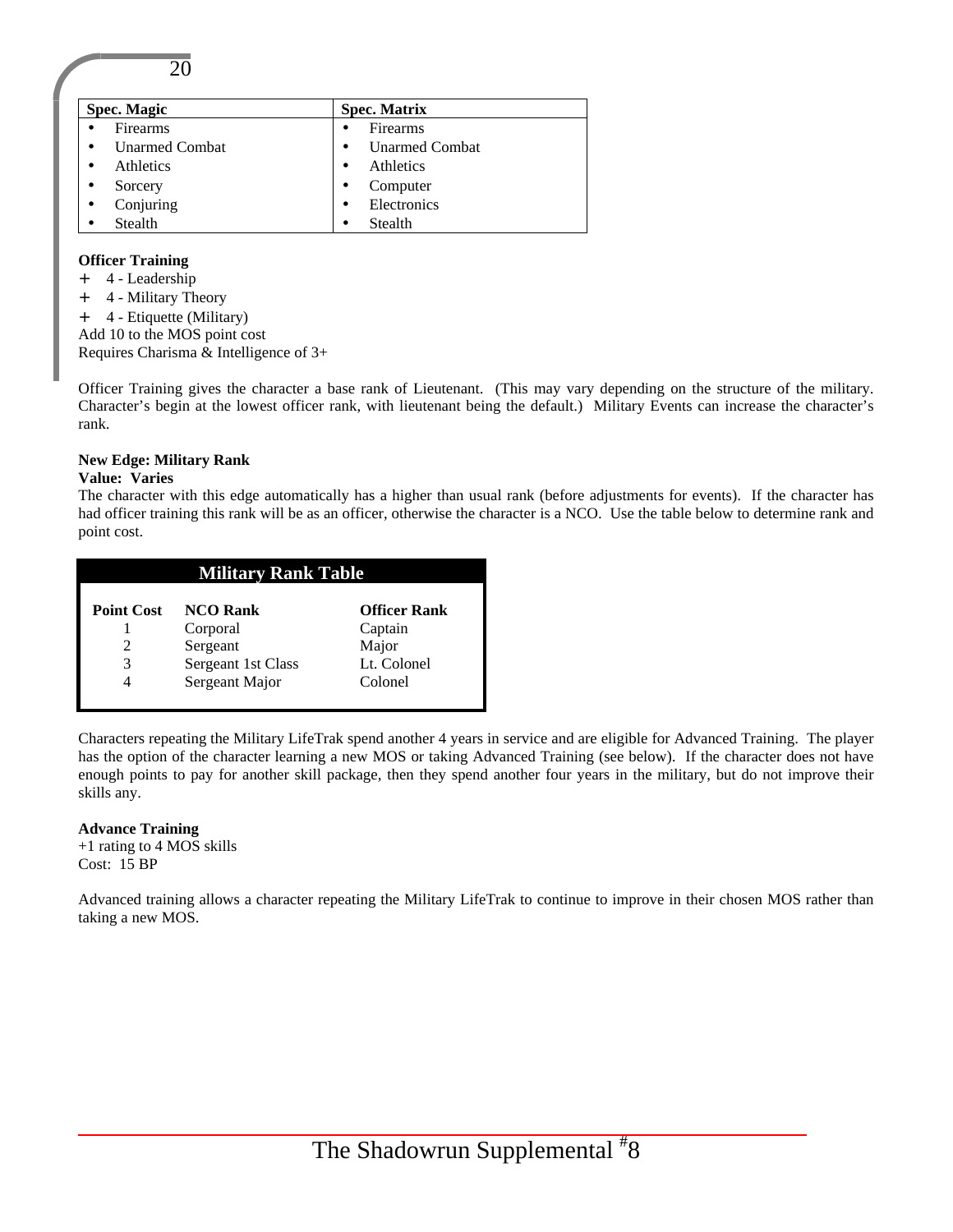| Spec. Magic | Spec. Matrix |
|---|---|
| • Firearms | • Firearms |
| • Unarmed Combat | • Unarmed Combat |
| • Athletics | • Athletics |
| • Sorcery | • Computer |
| • Conjuring | • Electronics |
| • Stealth | • Stealth |

**Officer Training**

+ 4 - Leadership
+ 4 - Military Theory
+ 4 - Etiquette (Military)

Add 10 to the MOS point cost
Requires Charisma & Intelligence of 3+

Officer Training gives the character a base rank of Lieutenant. (This may vary depending on the structure of the military. Character's begin at the lowest officer rank, with lieutenant being the default.) Military Events can increase the character's rank.

**New Edge: Military Rank**
**Value: Varies**

The character with this edge automatically has a higher than usual rank (before adjustments for events). If the character has had officer training this rank will be as an officer, otherwise the character is a NCO. Use the table below to determine rank and point cost.

**Military Rank Table**

| Point Cost | NCO Rank | Officer Rank |
|---|---|---|
| 1 | Corporal | Captain |
| 2 | Sergeant | Major |
| 3 | Sergeant 1st Class | Lt. Colonel |
| 4 | Sergeant Major | Colonel |

Characters repeating the Military LifeTrak spend another 4 years in service and are eligible for Advanced Training. The player has the option of the character learning a new MOS or taking Advanced Training (see below). If the character does not have enough points to pay for another skill package, then they spend another four years in the military, but do not improve their skills any.

**Advance Training**

+1 rating to 4 MOS skills
Cost: 15 BP

Advanced training allows a character repeating the Military LifeTrak to continue to improve in their chosen MOS rather than taking a new MOS.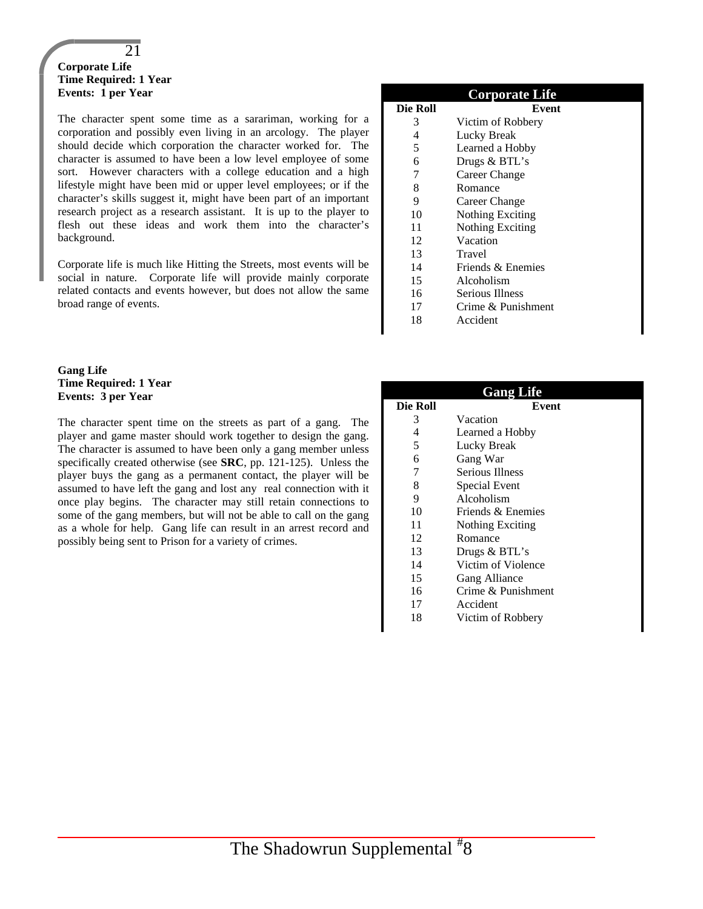**Corporate Life**
**Time Required: 1 Year**
**Events: 1 per Year**

The character spent some time as a sarariman, working for a corporation and possibly even living in an arcology. The player should decide which corporation the character worked for. The character is assumed to have been a low level employee of some sort. However characters with a college education and a high lifestyle might have been mid or upper level employees; or if the character's skills suggest it, might have been part of an important research project as a research assistant. It is up to the player to flesh out these ideas and work them into the character's background.

Corporate life is much like Hitting the Streets, most events will be social in nature. Corporate life will provide mainly corporate related contacts and events however, but does not allow the same broad range of events.

| Corporate Life | |
|---|---|
| **Die Roll** | **Event** |
| 3 | Victim of Robbery |
| 4 | Lucky Break |
| 5 | Learned a Hobby |
| 6 | Drugs & BTL's |
| 7 | Career Change |
| 8 | Romance |
| 9 | Career Change |
| 10 | Nothing Exciting |
| 11 | Nothing Exciting |
| 12 | Vacation |
| 13 | Travel |
| 14 | Friends & Enemies |
| 15 | Alcoholism |
| 16 | Serious Illness |
| 17 | Crime & Punishment |
| 18 | Accident |

**Gang Life**
**Time Required: 1 Year**
**Events: 3 per Year**

The character spent time on the streets as part of a gang. The player and game master should work together to design the gang. The character is assumed to have been only a gang member unless specifically created otherwise (see **SRC**, pp. 121-125). Unless the player buys the gang as a permanent contact, the player will be assumed to have left the gang and lost any real connection with it once play begins. The character may still retain connections to some of the gang members, but will not be able to call on the gang as a whole for help. Gang life can result in an arrest record and possibly being sent to Prison for a variety of crimes.

| Gang Life | |
|---|---|
| **Die Roll** | **Event** |
| 3 | Vacation |
| 4 | Learned a Hobby |
| 5 | Lucky Break |
| 6 | Gang War |
| 7 | Serious Illness |
| 8 | Special Event |
| 9 | Alcoholism |
| 10 | Friends & Enemies |
| 11 | Nothing Exciting |
| 12 | Romance |
| 13 | Drugs & BTL's |
| 14 | Victim of Violence |
| 15 | Gang Alliance |
| 16 | Crime & Punishment |
| 17 | Accident |
| 18 | Victim of Robbery |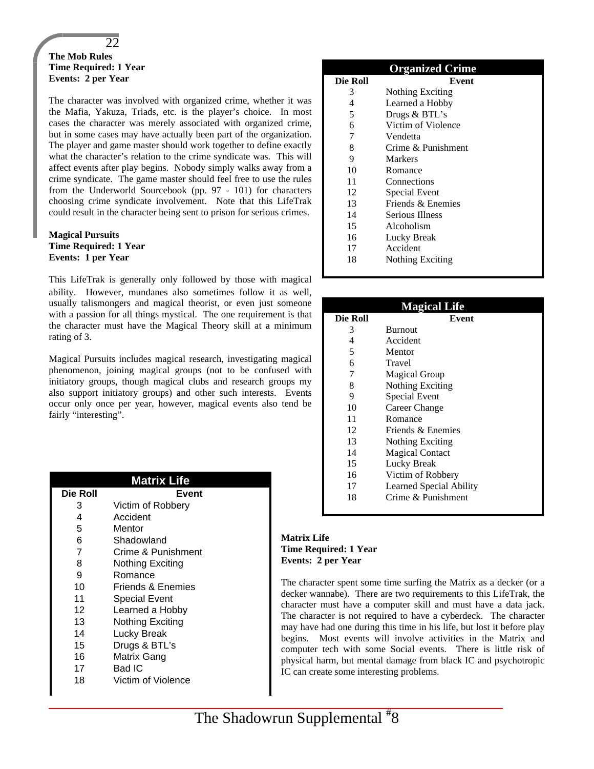**The Mob Rules**
**Time Required: 1 Year**
**Events: 2 per Year**

The character was involved with organized crime, whether it was the Mafia, Yakuza, Triads, etc. is the player's choice. In most cases the character was merely associated with organized crime, but in some cases may have actually been part of the organization. The player and game master should work together to define exactly what the character's relation to the crime syndicate was. This will affect events after play begins. Nobody simply walks away from a crime syndicate. The game master should feel free to use the rules from the Underworld Sourcebook (pp. 97 - 101) for characters choosing crime syndicate involvement. Note that this LifeTrak could result in the character being sent to prison for serious crimes.

| Organized Crime | |
|---|---|
| **Die Roll** | **Event** |
| 3 | Nothing Exciting |
| 4 | Learned a Hobby |
| 5 | Drugs & BTL's |
| 6 | Victim of Violence |
| 7 | Vendetta |
| 8 | Crime & Punishment |
| 9 | Markers |
| 10 | Romance |
| 11 | Connections |
| 12 | Special Event |
| 13 | Friends & Enemies |
| 14 | Serious Illness |
| 15 | Alcoholism |
| 16 | Lucky Break |
| 17 | Accident |
| 18 | Nothing Exciting |

**Magical Pursuits**
**Time Required: 1 Year**
**Events: 1 per Year**

This LifeTrak is generally only followed by those with magical ability. However, mundanes also sometimes follow it as well, usually talismongers and magical theorist, or even just someone with a passion for all things mystical. The one requirement is that the character must have the Magical Theory skill at a minimum rating of 3.

Magical Pursuits includes magical research, investigating magical phenomenon, joining magical groups (not to be confused with initiatory groups, though magical clubs and research groups my also support initiatory groups) and other such interests. Events occur only once per year, however, magical events also tend be fairly "interesting".

| Magical Life | |
|---|---|
| **Die Roll** | **Event** |
| 3 | Burnout |
| 4 | Accident |
| 5 | Mentor |
| 6 | Travel |
| 7 | Magical Group |
| 8 | Nothing Exciting |
| 9 | Special Event |
| 10 | Career Change |
| 11 | Romance |
| 12 | Friends & Enemies |
| 13 | Nothing Exciting |
| 14 | Magical Contact |
| 15 | Lucky Break |
| 16 | Victim of Robbery |
| 17 | Learned Special Ability |
| 18 | Crime & Punishment |

**Matrix Life**
**Time Required: 1 Year**
**Events: 2 per Year**

The character spent some time surfing the Matrix as a decker (or a decker wannabe). There are two requirements to this LifeTrak, the character must have a computer skill and must have a data jack. The character is not required to have a cyberdeck. The character may have had one during this time in his life, but lost it before play begins. Most events will involve activities in the Matrix and computer tech with some Social events. There is little risk of physical harm, but mental damage from black IC and psychotropic IC can create some interesting problems.

| Matrix Life | |
|---|---|
| **Die Roll** | **Event** |
| 3 | Victim of Robbery |
| 4 | Accident |
| 5 | Mentor |
| 6 | Shadowland |
| 7 | Crime & Punishment |
| 8 | Nothing Exciting |
| 9 | Romance |
| 10 | Friends & Enemies |
| 11 | Special Event |
| 12 | Learned a Hobby |
| 13 | Nothing Exciting |
| 14 | Lucky Break |
| 15 | Drugs & BTL's |
| 16 | Matrix Gang |
| 17 | Bad IC |
| 18 | Victim of Violence |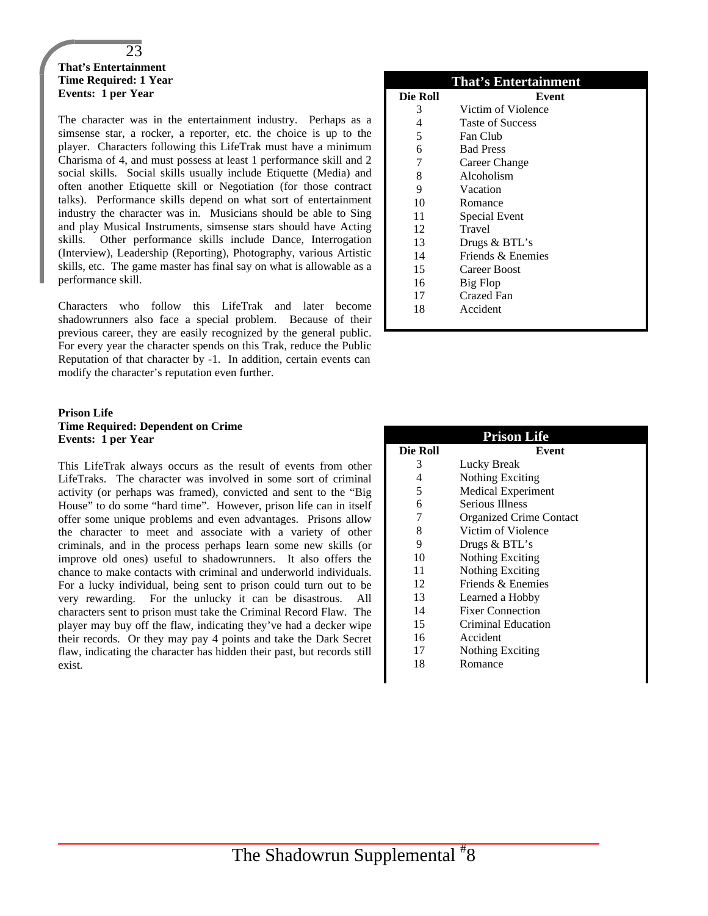**That's Entertainment**
**Time Required: 1 Year**
**Events: 1 per Year**

The character was in the entertainment industry. Perhaps as a simsense star, a rocker, a reporter, etc. the choice is up to the player. Characters following this LifeTrak must have a minimum Charisma of 4, and must possess at least 1 performance skill and 2 social skills. Social skills usually include Etiquette (Media) and often another Etiquette skill or Negotiation (for those contract talks). Performance skills depend on what sort of entertainment industry the character was in. Musicians should be able to Sing and play Musical Instruments, simsense stars should have Acting skills. Other performance skills include Dance, Interrogation (Interview), Leadership (Reporting), Photography, various Artistic skills, etc. The game master has final say on what is allowable as a performance skill.

Characters who follow this LifeTrak and later become shadowrunners also face a special problem. Because of their previous career, they are easily recognized by the general public. For every year the character spends on this Trak, reduce the Public Reputation of that character by -1. In addition, certain events can modify the character's reputation even further.

| That's Entertainment | |
|---|---|
| **Die Roll** | **Event** |
| 3 | Victim of Violence |
| 4 | Taste of Success |
| 5 | Fan Club |
| 6 | Bad Press |
| 7 | Career Change |
| 8 | Alcoholism |
| 9 | Vacation |
| 10 | Romance |
| 11 | Special Event |
| 12 | Travel |
| 13 | Drugs & BTL's |
| 14 | Friends & Enemies |
| 15 | Career Boost |
| 16 | Big Flop |
| 17 | Crazed Fan |
| 18 | Accident |

**Prison Life**
**Time Required: Dependent on Crime**
**Events: 1 per Year**

This LifeTrak always occurs as the result of events from other LifeTraks. The character was involved in some sort of criminal activity (or perhaps was framed), convicted and sent to the "Big House" to do some "hard time". However, prison life can in itself offer some unique problems and even advantages. Prisons allow the character to meet and associate with a variety of other criminals, and in the process perhaps learn some new skills (or improve old ones) useful to shadowrunners. It also offers the chance to make contacts with criminal and underworld individuals. For a lucky individual, being sent to prison could turn out to be very rewarding. For the unlucky it can be disastrous. All characters sent to prison must take the Criminal Record Flaw. The player may buy off the flaw, indicating they've had a decker wipe their records. Or they may pay 4 points and take the Dark Secret flaw, indicating the character has hidden their past, but records still exist.

| Prison Life | |
|---|---|
| **Die Roll** | **Event** |
| 3 | Lucky Break |
| 4 | Nothing Exciting |
| 5 | Medical Experiment |
| 6 | Serious Illness |
| 7 | Organized Crime Contact |
| 8 | Victim of Violence |
| 9 | Drugs & BTL's |
| 10 | Nothing Exciting |
| 11 | Nothing Exciting |
| 12 | Friends & Enemies |
| 13 | Learned a Hobby |
| 14 | Fixer Connection |
| 15 | Criminal Education |
| 16 | Accident |
| 17 | Nothing Exciting |
| 18 | Romance |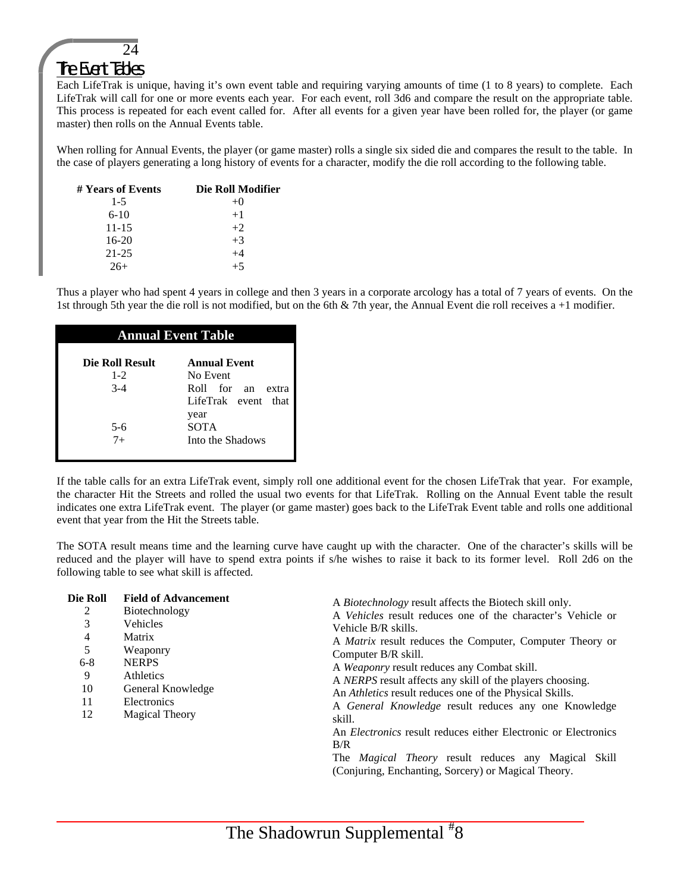# The Event Tables

Each LifeTrak is unique, having it's own event table and requiring varying amounts of time (1 to 8 years) to complete. Each LifeTrak will call for one or more events each year. For each event, roll 3d6 and compare the result on the appropriate table. This process is repeated for each event called for. After all events for a given year have been rolled for, the player (or game master) then rolls on the Annual Events table.

When rolling for Annual Events, the player (or game master) rolls a single six sided die and compares the result to the table. In the case of players generating a long history of events for a character, modify the die roll according to the following table.

| # Years of Events | Die Roll Modifier |
|---|---|
| 1-5 | +0 |
| 6-10 | +1 |
| 11-15 | +2 |
| 16-20 | +3 |
| 21-25 | +4 |
| 26+ | +5 |

Thus a player who had spent 4 years in college and then 3 years in a corporate arcology has a total of 7 years of events. On the 1st through 5th year the die roll is not modified, but on the 6th & 7th year, the Annual Event die roll receives a +1 modifier.

**Annual Event Table**

| Die Roll Result | Annual Event |
|---|---|
| 1-2 | No Event |
| 3-4 | Roll for an extra LifeTrak event that year |
| 5-6 | SOTA |
| 7+ | Into the Shadows |

If the table calls for an extra LifeTrak event, simply roll one additional event for the chosen LifeTrak that year. For example, the character Hit the Streets and rolled the usual two events for that LifeTrak. Rolling on the Annual Event table the result indicates one extra LifeTrak event. The player (or game master) goes back to the LifeTrak Event table and rolls one additional event that year from the Hit the Streets table.

The SOTA result means time and the learning curve have caught up with the character. One of the character's skills will be reduced and the player will have to spend extra points if s/he wishes to raise it back to its former level. Roll 2d6 on the following table to see what skill is affected.

| Die Roll | Field of Advancement |
|---|---|
| 2 | Biotechnology |
| 3 | Vehicles |
| 4 | Matrix |
| 5 | Weaponry |
| 6-8 | NERPS |
| 9 | Athletics |
| 10 | General Knowledge |
| 11 | Electronics |
| 12 | Magical Theory |

A *Biotechnology* result affects the Biotech skill only.
A *Vehicles* result reduces one of the character's Vehicle or Vehicle B/R skills.
A *Matrix* result reduces the Computer, Computer Theory or Computer B/R skill.
A *Weaponry* result reduces any Combat skill.
A *NERPS* result affects any skill of the players choosing.
An *Athletics* result reduces one of the Physical Skills.
A *General Knowledge* result reduces any one Knowledge skill.
An *Electronics* result reduces either Electronic or Electronics B/R
The *Magical Theory* result reduces any Magical Skill (Conjuring, Enchanting, Sorcery) or Magical Theory.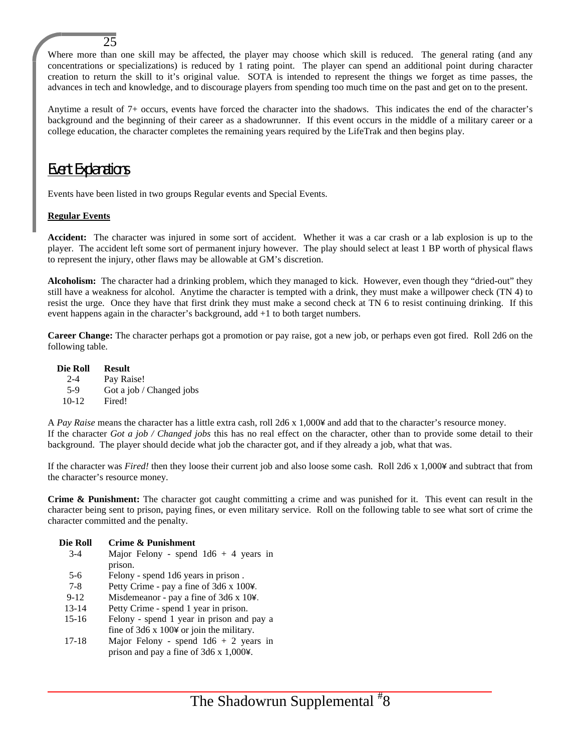Where more than one skill may be affected, the player may choose which skill is reduced. The general rating (and any concentrations or specializations) is reduced by 1 rating point. The player can spend an additional point during character creation to return the skill to it's original value. SOTA is intended to represent the things we forget as time passes, the advances in tech and knowledge, and to discourage players from spending too much time on the past and get on to the present.

Anytime a result of 7+ occurs, events have forced the character into the shadows. This indicates the end of the character's background and the beginning of their career as a shadowrunner. If this event occurs in the middle of a military career or a college education, the character completes the remaining years required by the LifeTrak and then begins play.

## Event Explanations

Events have been listed in two groups Regular events and Special Events.

### Regular Events

**Accident:** The character was injured in some sort of accident. Whether it was a car crash or a lab explosion is up to the player. The accident left some sort of permanent injury however. The play should select at least 1 BP worth of physical flaws to represent the injury, other flaws may be allowable at GM's discretion.

**Alcoholism:** The character had a drinking problem, which they managed to kick. However, even though they "dried-out" they still have a weakness for alcohol. Anytime the character is tempted with a drink, they must make a willpower check (TN 4) to resist the urge. Once they have that first drink they must make a second check at TN 6 to resist continuing drinking. If this event happens again in the character's background, add +1 to both target numbers.

**Career Change:** The character perhaps got a promotion or pay raise, got a new job, or perhaps even got fired. Roll 2d6 on the following table.

| Die Roll | Result |
|---|---|
| 2-4 | Pay Raise! |
| 5-9 | Got a job / Changed jobs |
| 10-12 | Fired! |

A *Pay Raise* means the character has a little extra cash, roll 2d6 x 1,000¥ and add that to the character's resource money.
If the character *Got a job / Changed jobs* this has no real effect on the character, other than to provide some detail to their background. The player should decide what job the character got, and if they already a job, what that was.

If the character was *Fired!* then they loose their current job and also loose some cash. Roll 2d6 x 1,000¥ and subtract that from the character's resource money.

**Crime & Punishment:** The character got caught committing a crime and was punished for it. This event can result in the character being sent to prison, paying fines, or even military service. Roll on the following table to see what sort of crime the character committed and the penalty.

| Die Roll | Crime & Punishment |
|---|---|
| 3-4 | Major Felony - spend 1d6 + 4 years in prison. |
| 5-6 | Felony - spend 1d6 years in prison . |
| 7-8 | Petty Crime - pay a fine of 3d6 x 100¥. |
| 9-12 | Misdemeanor - pay a fine of 3d6 x 10¥. |
| 13-14 | Petty Crime - spend 1 year in prison. |
| 15-16 | Felony - spend 1 year in prison and pay a fine of 3d6 x 100¥ or join the military. |
| 17-18 | Major Felony - spend 1d6 + 2 years in prison and pay a fine of 3d6 x 1,000¥. |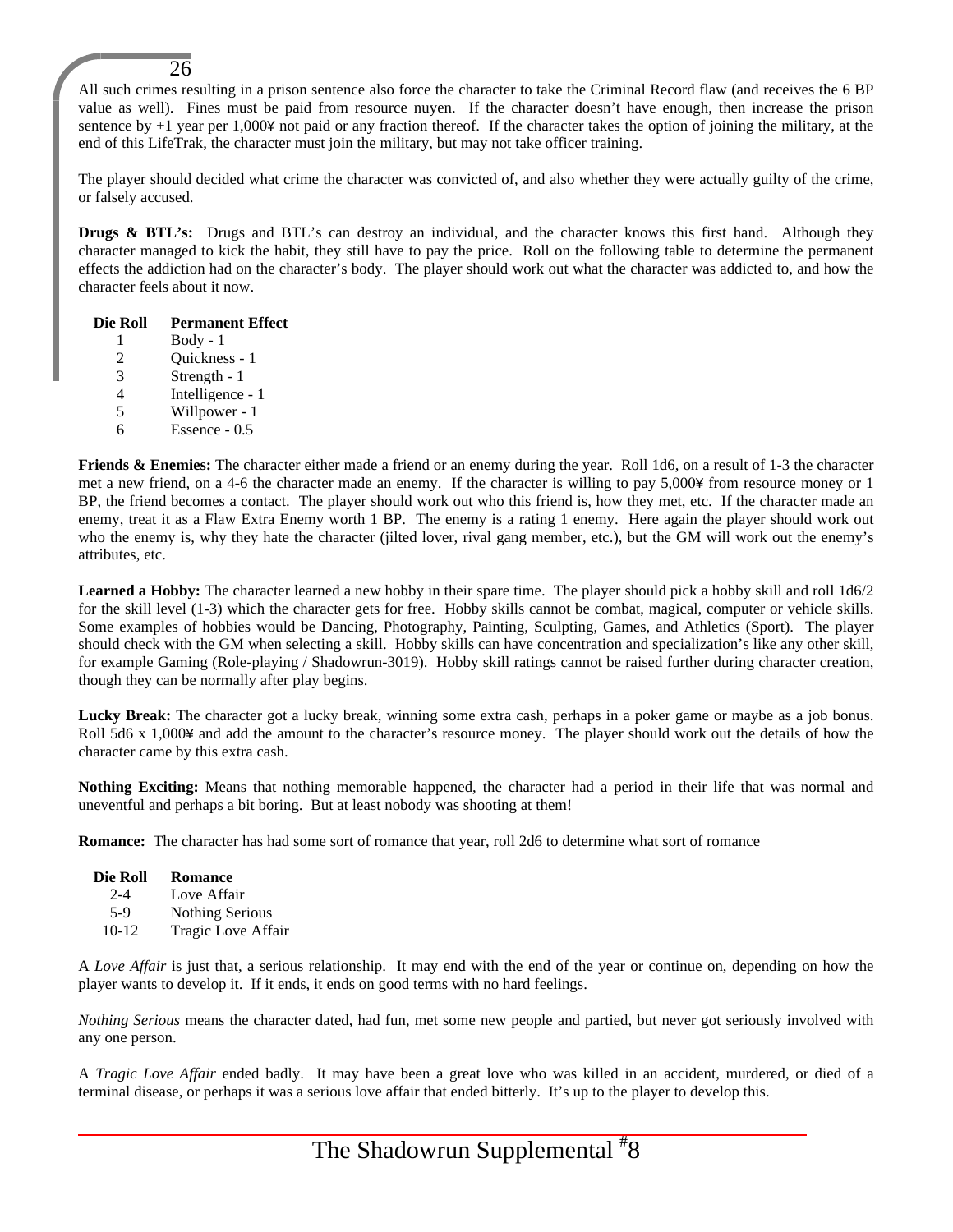All such crimes resulting in a prison sentence also force the character to take the Criminal Record flaw (and receives the 6 BP value as well). Fines must be paid from resource nuyen. If the character doesn't have enough, then increase the prison sentence by +1 year per 1,000¥ not paid or any fraction thereof. If the character takes the option of joining the military, at the end of this LifeTrak, the character must join the military, but may not take officer training.

The player should decided what crime the character was convicted of, and also whether they were actually guilty of the crime, or falsely accused.

**Drugs & BTL's:** Drugs and BTL's can destroy an individual, and the character knows this first hand. Although they character managed to kick the habit, they still have to pay the price. Roll on the following table to determine the permanent effects the addiction had on the character's body. The player should work out what the character was addicted to, and how the character feels about it now.

| Die Roll | Permanent Effect |
|---|---|
| 1 | Body - 1 |
| 2 | Quickness - 1 |
| 3 | Strength - 1 |
| 4 | Intelligence - 1 |
| 5 | Willpower - 1 |
| 6 | Essence - 0.5 |

**Friends & Enemies:** The character either made a friend or an enemy during the year. Roll 1d6, on a result of 1-3 the character met a new friend, on a 4-6 the character made an enemy. If the character is willing to pay 5,000¥ from resource money or 1 BP, the friend becomes a contact. The player should work out who this friend is, how they met, etc. If the character made an enemy, treat it as a Flaw Extra Enemy worth 1 BP. The enemy is a rating 1 enemy. Here again the player should work out who the enemy is, why they hate the character (jilted lover, rival gang member, etc.), but the GM will work out the enemy's attributes, etc.

**Learned a Hobby:** The character learned a new hobby in their spare time. The player should pick a hobby skill and roll 1d6/2 for the skill level (1-3) which the character gets for free. Hobby skills cannot be combat, magical, computer or vehicle skills. Some examples of hobbies would be Dancing, Photography, Painting, Sculpting, Games, and Athletics (Sport). The player should check with the GM when selecting a skill. Hobby skills can have concentration and specialization's like any other skill, for example Gaming (Role-playing / Shadowrun-3019). Hobby skill ratings cannot be raised further during character creation, though they can be normally after play begins.

**Lucky Break:** The character got a lucky break, winning some extra cash, perhaps in a poker game or maybe as a job bonus. Roll 5d6 x 1,000¥ and add the amount to the character's resource money. The player should work out the details of how the character came by this extra cash.

**Nothing Exciting:** Means that nothing memorable happened, the character had a period in their life that was normal and uneventful and perhaps a bit boring. But at least nobody was shooting at them!

**Romance:** The character has had some sort of romance that year, roll 2d6 to determine what sort of romance

| Die Roll | Romance |
|---|---|
| 2-4 | Love Affair |
| 5-9 | Nothing Serious |
| 10-12 | Tragic Love Affair |

A *Love Affair* is just that, a serious relationship. It may end with the end of the year or continue on, depending on how the player wants to develop it. If it ends, it ends on good terms with no hard feelings.

*Nothing Serious* means the character dated, had fun, met some new people and partied, but never got seriously involved with any one person.

A *Tragic Love Affair* ended badly. It may have been a great love who was killed in an accident, murdered, or died of a terminal disease, or perhaps it was a serious love affair that ended bitterly. It's up to the player to develop this.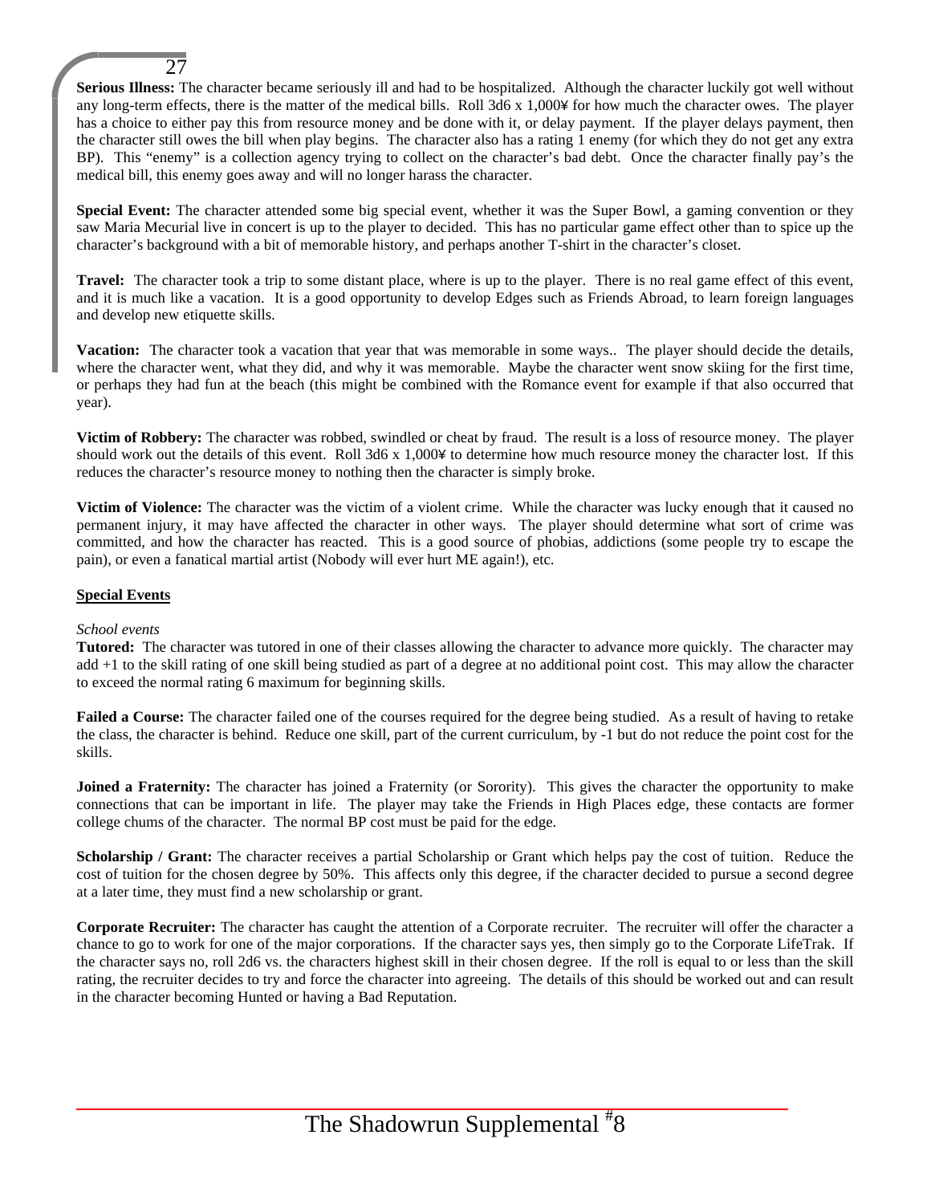**Serious Illness:** The character became seriously ill and had to be hospitalized. Although the character luckily got well without any long-term effects, there is the matter of the medical bills. Roll 3d6 x 1,000¥ for how much the character owes. The player has a choice to either pay this from resource money and be done with it, or delay payment. If the player delays payment, then the character still owes the bill when play begins. The character also has a rating 1 enemy (for which they do not get any extra BP). This "enemy" is a collection agency trying to collect on the character's bad debt. Once the character finally pay's the medical bill, this enemy goes away and will no longer harass the character.

**Special Event:** The character attended some big special event, whether it was the Super Bowl, a gaming convention or they saw Maria Mecurial live in concert is up to the player to decided. This has no particular game effect other than to spice up the character's background with a bit of memorable history, and perhaps another T-shirt in the character's closet.

**Travel:** The character took a trip to some distant place, where is up to the player. There is no real game effect of this event, and it is much like a vacation. It is a good opportunity to develop Edges such as Friends Abroad, to learn foreign languages and develop new etiquette skills.

**Vacation:** The character took a vacation that year that was memorable in some ways.. The player should decide the details, where the character went, what they did, and why it was memorable. Maybe the character went snow skiing for the first time, or perhaps they had fun at the beach (this might be combined with the Romance event for example if that also occurred that year).

**Victim of Robbery:** The character was robbed, swindled or cheat by fraud. The result is a loss of resource money. The player should work out the details of this event. Roll 3d6 x 1,000¥ to determine how much resource money the character lost. If this reduces the character's resource money to nothing then the character is simply broke.

**Victim of Violence:** The character was the victim of a violent crime. While the character was lucky enough that it caused no permanent injury, it may have affected the character in other ways. The player should determine what sort of crime was committed, and how the character has reacted. This is a good source of phobias, addictions (some people try to escape the pain), or even a fanatical martial artist (Nobody will ever hurt ME again!), etc.

## Special Events

*School events*

**Tutored:** The character was tutored in one of their classes allowing the character to advance more quickly. The character may add +1 to the skill rating of one skill being studied as part of a degree at no additional point cost. This may allow the character to exceed the normal rating 6 maximum for beginning skills.

**Failed a Course:** The character failed one of the courses required for the degree being studied. As a result of having to retake the class, the character is behind. Reduce one skill, part of the current curriculum, by -1 but do not reduce the point cost for the skills.

**Joined a Fraternity:** The character has joined a Fraternity (or Sorority). This gives the character the opportunity to make connections that can be important in life. The player may take the Friends in High Places edge, these contacts are former college chums of the character. The normal BP cost must be paid for the edge.

**Scholarship / Grant:** The character receives a partial Scholarship or Grant which helps pay the cost of tuition. Reduce the cost of tuition for the chosen degree by 50%. This affects only this degree, if the character decided to pursue a second degree at a later time, they must find a new scholarship or grant.

**Corporate Recruiter:** The character has caught the attention of a Corporate recruiter. The recruiter will offer the character a chance to go to work for one of the major corporations. If the character says yes, then simply go to the Corporate LifeTrak. If the character says no, roll 2d6 vs. the characters highest skill in their chosen degree. If the roll is equal to or less than the skill rating, the recruiter decides to try and force the character into agreeing. The details of this should be worked out and can result in the character becoming Hunted or having a Bad Reputation.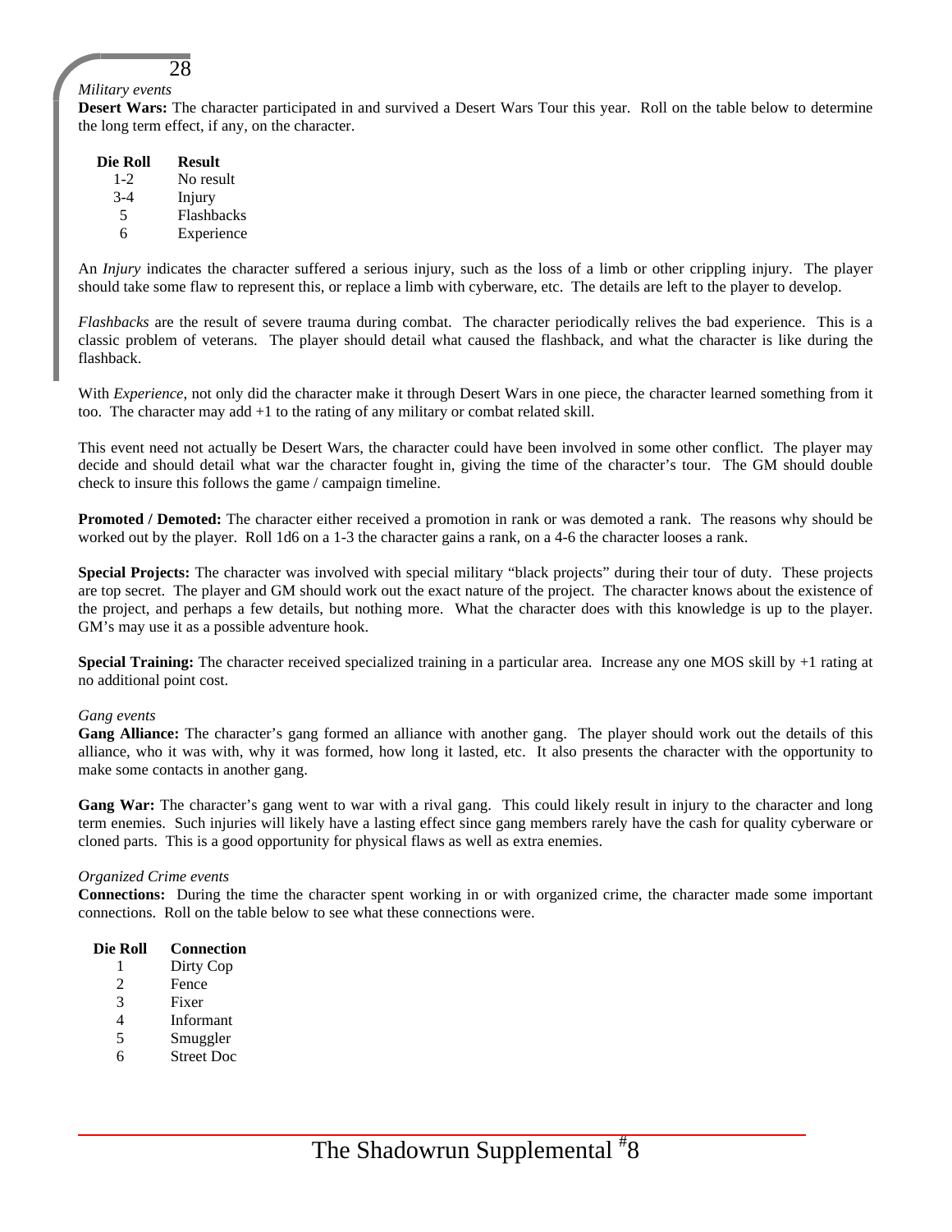*Military events*

**Desert Wars:** The character participated in and survived a Desert Wars Tour this year. Roll on the table below to determine the long term effect, if any, on the character.

| Die Roll | Result |
|---|---|
| 1-2 | No result |
| 3-4 | Injury |
| 5 | Flashbacks |
| 6 | Experience |

An *Injury* indicates the character suffered a serious injury, such as the loss of a limb or other crippling injury. The player should take some flaw to represent this, or replace a limb with cyberware, etc. The details are left to the player to develop.

*Flashbacks* are the result of severe trauma during combat. The character periodically relives the bad experience. This is a classic problem of veterans. The player should detail what caused the flashback, and what the character is like during the flashback.

With *Experience*, not only did the character make it through Desert Wars in one piece, the character learned something from it too. The character may add +1 to the rating of any military or combat related skill.

This event need not actually be Desert Wars, the character could have been involved in some other conflict. The player may decide and should detail what war the character fought in, giving the time of the character's tour. The GM should double check to insure this follows the game / campaign timeline.

**Promoted / Demoted:** The character either received a promotion in rank or was demoted a rank. The reasons why should be worked out by the player. Roll 1d6 on a 1-3 the character gains a rank, on a 4-6 the character looses a rank.

**Special Projects:** The character was involved with special military "black projects" during their tour of duty. These projects are top secret. The player and GM should work out the exact nature of the project. The character knows about the existence of the project, and perhaps a few details, but nothing more. What the character does with this knowledge is up to the player. GM's may use it as a possible adventure hook.

**Special Training:** The character received specialized training in a particular area. Increase any one MOS skill by +1 rating at no additional point cost.

*Gang events*

**Gang Alliance:** The character's gang formed an alliance with another gang. The player should work out the details of this alliance, who it was with, why it was formed, how long it lasted, etc. It also presents the character with the opportunity to make some contacts in another gang.

**Gang War:** The character's gang went to war with a rival gang. This could likely result in injury to the character and long term enemies. Such injuries will likely have a lasting effect since gang members rarely have the cash for quality cyberware or cloned parts. This is a good opportunity for physical flaws as well as extra enemies.

*Organized Crime events*

**Connections:** During the time the character spent working in or with organized crime, the character made some important connections. Roll on the table below to see what these connections were.

| Die Roll | Connection |
|---|---|
| 1 | Dirty Cop |
| 2 | Fence |
| 3 | Fixer |
| 4 | Informant |
| 5 | Smuggler |
| 6 | Street Doc |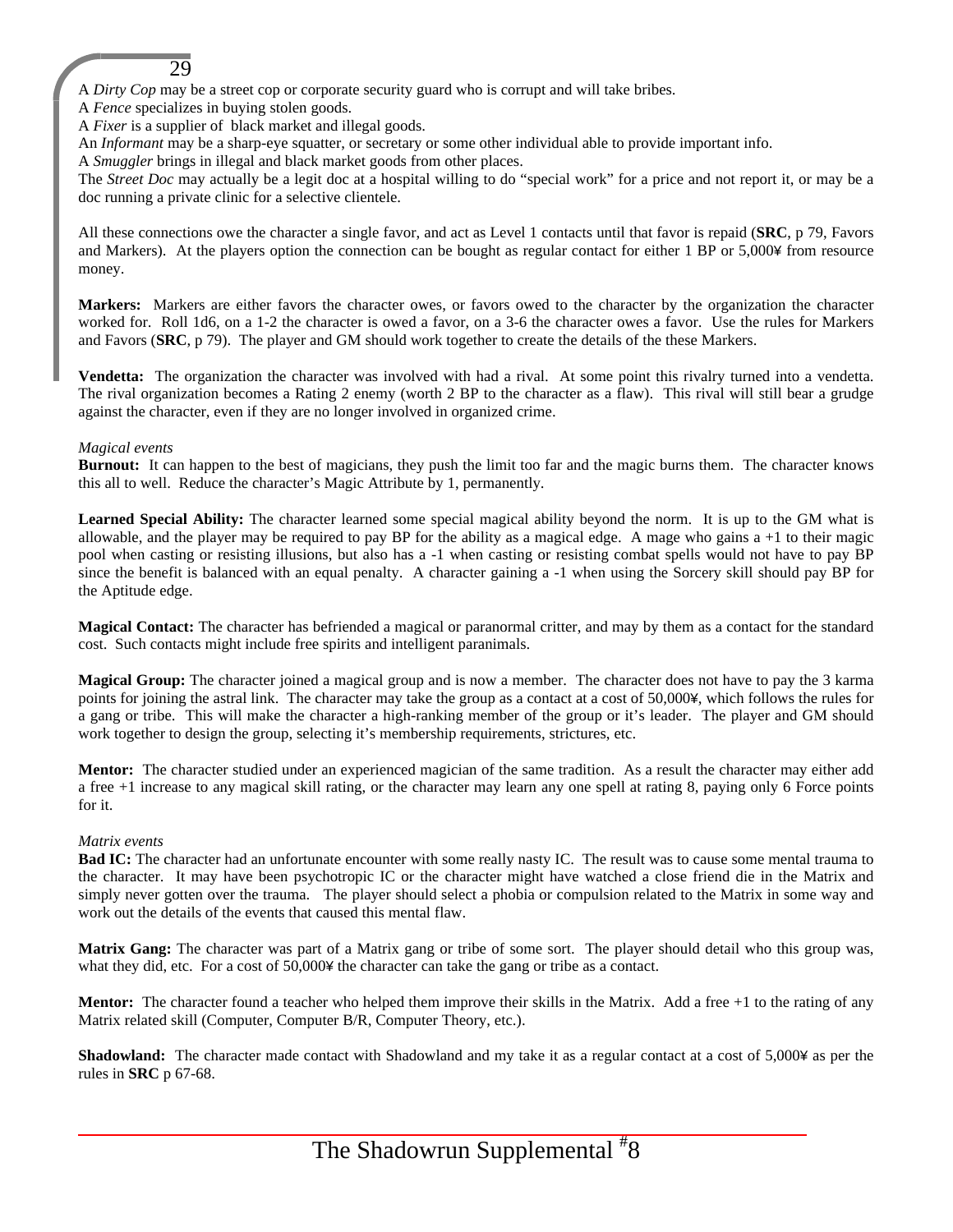A *Dirty Cop* may be a street cop or corporate security guard who is corrupt and will take bribes.
A *Fence* specializes in buying stolen goods.
A *Fixer* is a supplier of black market and illegal goods.
An *Informant* may be a sharp-eye squatter, or secretary or some other individual able to provide important info.
A *Smuggler* brings in illegal and black market goods from other places.
The *Street Doc* may actually be a legit doc at a hospital willing to do "special work" for a price and not report it, or may be a doc running a private clinic for a selective clientele.

All these connections owe the character a single favor, and act as Level 1 contacts until that favor is repaid (**SRC**, p 79, Favors and Markers). At the players option the connection can be bought as regular contact for either 1 BP or 5,000¥ from resource money.

**Markers:** Markers are either favors the character owes, or favors owed to the character by the organization the character worked for. Roll 1d6, on a 1-2 the character is owed a favor, on a 3-6 the character owes a favor. Use the rules for Markers and Favors (**SRC**, p 79). The player and GM should work together to create the details of the these Markers.

**Vendetta:** The organization the character was involved with had a rival. At some point this rivalry turned into a vendetta. The rival organization becomes a Rating 2 enemy (worth 2 BP to the character as a flaw). This rival will still bear a grudge against the character, even if they are no longer involved in organized crime.

*Magical events*

**Burnout:** It can happen to the best of magicians, they push the limit too far and the magic burns them. The character knows this all to well. Reduce the character's Magic Attribute by 1, permanently.

**Learned Special Ability:** The character learned some special magical ability beyond the norm. It is up to the GM what is allowable, and the player may be required to pay BP for the ability as a magical edge. A mage who gains a +1 to their magic pool when casting or resisting illusions, but also has a -1 when casting or resisting combat spells would not have to pay BP since the benefit is balanced with an equal penalty. A character gaining a -1 when using the Sorcery skill should pay BP for the Aptitude edge.

**Magical Contact:** The character has befriended a magical or paranormal critter, and may by them as a contact for the standard cost. Such contacts might include free spirits and intelligent paranimals.

**Magical Group:** The character joined a magical group and is now a member. The character does not have to pay the 3 karma points for joining the astral link. The character may take the group as a contact at a cost of 50,000¥, which follows the rules for a gang or tribe. This will make the character a high-ranking member of the group or it's leader. The player and GM should work together to design the group, selecting it's membership requirements, strictures, etc.

**Mentor:** The character studied under an experienced magician of the same tradition. As a result the character may either add a free +1 increase to any magical skill rating, or the character may learn any one spell at rating 8, paying only 6 Force points for it.

*Matrix events*

**Bad IC:** The character had an unfortunate encounter with some really nasty IC. The result was to cause some mental trauma to the character. It may have been psychotropic IC or the character might have watched a close friend die in the Matrix and simply never gotten over the trauma. The player should select a phobia or compulsion related to the Matrix in some way and work out the details of the events that caused this mental flaw.

**Matrix Gang:** The character was part of a Matrix gang or tribe of some sort. The player should detail who this group was, what they did, etc. For a cost of 50,000¥ the character can take the gang or tribe as a contact.

**Mentor:** The character found a teacher who helped them improve their skills in the Matrix. Add a free +1 to the rating of any Matrix related skill (Computer, Computer B/R, Computer Theory, etc.).

**Shadowland:** The character made contact with Shadowland and my take it as a regular contact at a cost of 5,000¥ as per the rules in **SRC** p 67-68.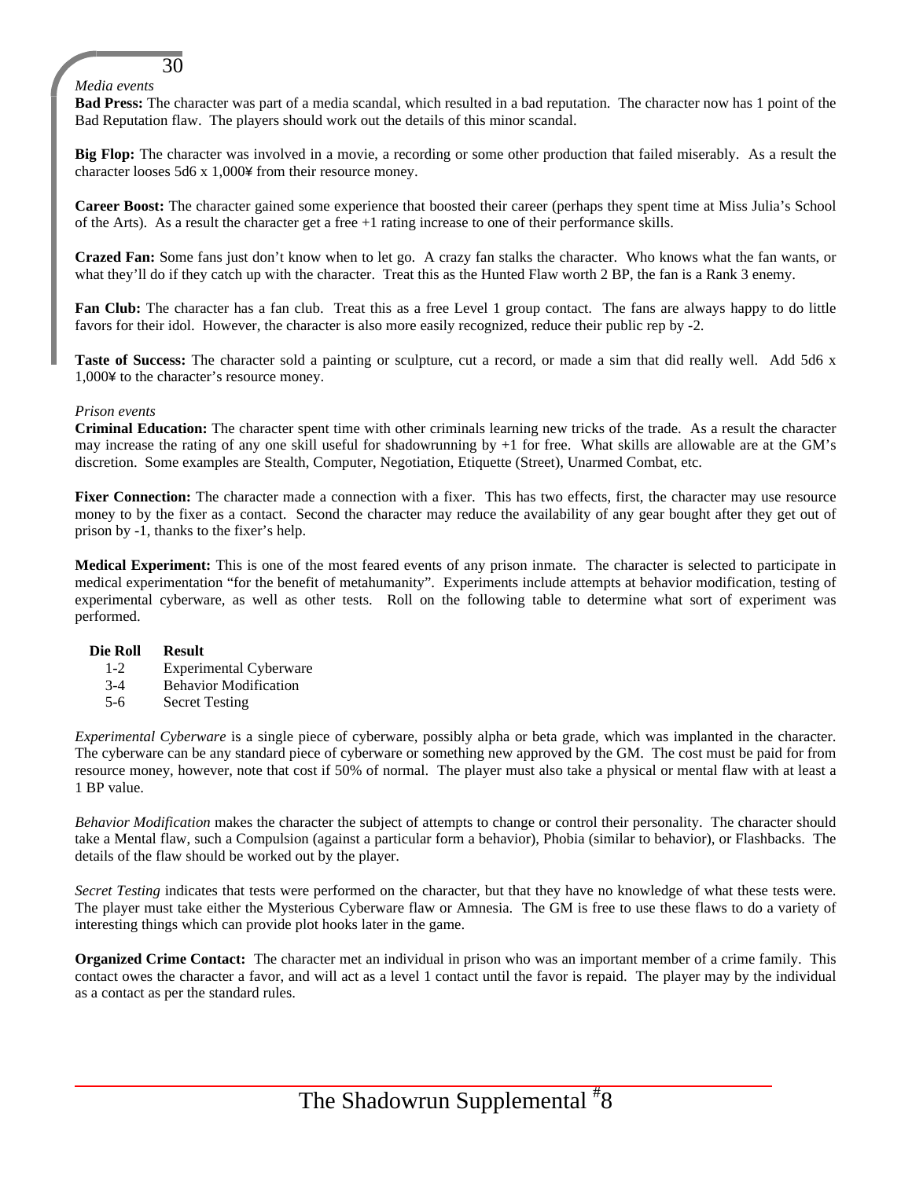*Media events*

**Bad Press:** The character was part of a media scandal, which resulted in a bad reputation. The character now has 1 point of the Bad Reputation flaw. The players should work out the details of this minor scandal.

**Big Flop:** The character was involved in a movie, a recording or some other production that failed miserably. As a result the character looses 5d6 x 1,000¥ from their resource money.

**Career Boost:** The character gained some experience that boosted their career (perhaps they spent time at Miss Julia's School of the Arts). As a result the character get a free +1 rating increase to one of their performance skills.

**Crazed Fan:** Some fans just don't know when to let go. A crazy fan stalks the character. Who knows what the fan wants, or what they'll do if they catch up with the character. Treat this as the Hunted Flaw worth 2 BP, the fan is a Rank 3 enemy.

**Fan Club:** The character has a fan club. Treat this as a free Level 1 group contact. The fans are always happy to do little favors for their idol. However, the character is also more easily recognized, reduce their public rep by -2.

**Taste of Success:** The character sold a painting or sculpture, cut a record, or made a sim that did really well. Add 5d6 x 1,000¥ to the character's resource money.

*Prison events*

**Criminal Education:** The character spent time with other criminals learning new tricks of the trade. As a result the character may increase the rating of any one skill useful for shadowrunning by +1 for free. What skills are allowable are at the GM's discretion. Some examples are Stealth, Computer, Negotiation, Etiquette (Street), Unarmed Combat, etc.

**Fixer Connection:** The character made a connection with a fixer. This has two effects, first, the character may use resource money to by the fixer as a contact. Second the character may reduce the availability of any gear bought after they get out of prison by -1, thanks to the fixer's help.

**Medical Experiment:** This is one of the most feared events of any prison inmate. The character is selected to participate in medical experimentation "for the benefit of metahumanity". Experiments include attempts at behavior modification, testing of experimental cyberware, as well as other tests. Roll on the following table to determine what sort of experiment was performed.

| Die Roll | Result |
|---|---|
| 1-2 | Experimental Cyberware |
| 3-4 | Behavior Modification |
| 5-6 | Secret Testing |

*Experimental Cyberware* is a single piece of cyberware, possibly alpha or beta grade, which was implanted in the character. The cyberware can be any standard piece of cyberware or something new approved by the GM. The cost must be paid for from resource money, however, note that cost if 50% of normal. The player must also take a physical or mental flaw with at least a 1 BP value.

*Behavior Modification* makes the character the subject of attempts to change or control their personality. The character should take a Mental flaw, such a Compulsion (against a particular form a behavior), Phobia (similar to behavior), or Flashbacks. The details of the flaw should be worked out by the player.

*Secret Testing* indicates that tests were performed on the character, but that they have no knowledge of what these tests were. The player must take either the Mysterious Cyberware flaw or Amnesia. The GM is free to use these flaws to do a variety of interesting things which can provide plot hooks later in the game.

**Organized Crime Contact:** The character met an individual in prison who was an important member of a crime family. This contact owes the character a favor, and will act as a level 1 contact until the favor is repaid. The player may by the individual as a contact as per the standard rules.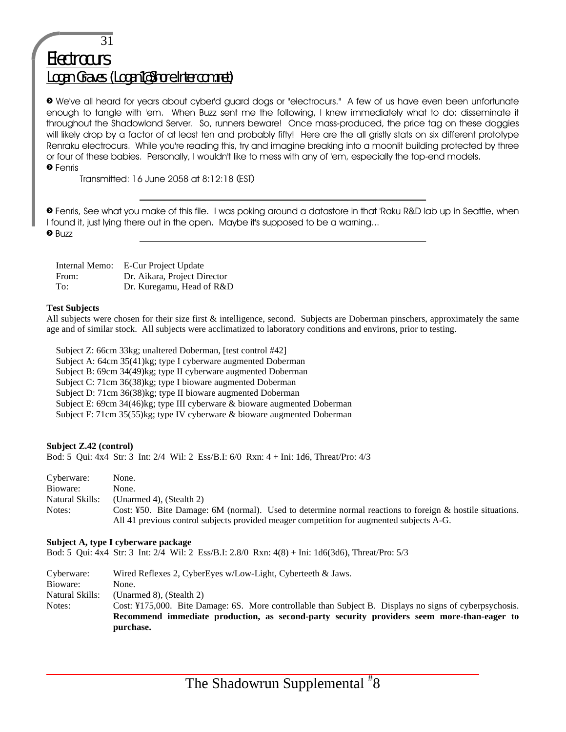# Electrocurs

## Logan Graves (Logan1@Shore.Intercom.net)

➋ We've all heard for years about cyber'd guard dogs or "electrocurs." A few of us have even been unfortunate enough to tangle with 'em. When Buzz sent me the following, I knew immediately what to do: disseminate it throughout the Shadowland Server. So, runners beware! Once mass-produced, the price tag on these doggies will likely drop by a factor of at least ten and probably fifty! Here are the all gristly stats on six different prototype Renraku electrocurs. While you're reading this, try and imagine breaking into a moonlit building protected by three or four of these babies. Personally, I wouldn't like to mess with any of 'em, especially the top-end models.

➋ Fenris

Transmitted: 16 June 2058 at 8:12:18 (EST)

---

➋ Fenris, See what you make of this file. I was poking around a datastore in that 'Raku R&D lab up in Seattle, when I found it, just lying there out in the open. Maybe it's supposed to be a warning...

➋ Buzz

---

| | |
|---|---|
| Internal Memo: | E-Cur Project Update |
| From: | Dr. Aikara, Project Director |
| To: | Dr. Kuregamu, Head of R&D |

**Test Subjects**

All subjects were chosen for their size first & intelligence, second. Subjects are Doberman pinschers, approximately the same age and of similar stock. All subjects were acclimatized to laboratory conditions and environs, prior to testing.

Subject Z: 66cm 33kg; unaltered Doberman, [test control #42]
Subject A: 64cm 35(41)kg; type I cyberware augmented Doberman
Subject B: 69cm 34(49)kg; type II cyberware augmented Doberman
Subject C: 71cm 36(38)kg; type I bioware augmented Doberman
Subject D: 71cm 36(38)kg; type II bioware augmented Doberman
Subject E: 69cm 34(46)kg; type III cyberware & bioware augmented Doberman
Subject F: 71cm 35(55)kg; type IV cyberware & bioware augmented Doberman

**Subject Z.42 (control)**

Bod: 5 Qui: 4x4 Str: 3 Int: 2/4 Wil: 2 Ess/B.I: 6/0 Rxn: 4 + Ini: 1d6, Threat/Pro: 4/3

| | |
|---|---|
| Cyberware: | None. |
| Bioware: | None. |
| Natural Skills: | (Unarmed 4), (Stealth 2) |
| Notes: | Cost: ¥50. Bite Damage: 6M (normal). Used to determine normal reactions to foreign & hostile situations. All 41 previous control subjects provided meager competition for augmented subjects A-G. |

**Subject A, type I cyberware package**

Bod: 5 Qui: 4x4 Str: 3 Int: 2/4 Wil: 2 Ess/B.I: 2.8/0 Rxn: 4(8) + Ini: 1d6(3d6), Threat/Pro: 5/3

| | |
|---|---|
| Cyberware: | Wired Reflexes 2, CyberEyes w/Low-Light, Cyberteeth & Jaws. |
| Bioware: | None. |
| Natural Skills: | (Unarmed 8), (Stealth 2) |
| Notes: | Cost: ¥175,000. Bite Damage: 6S. More controllable than Subject B. Displays no signs of cyberpsychosis. **Recommend immediate production, as second-party security providers seem more-than-eager to purchase.** |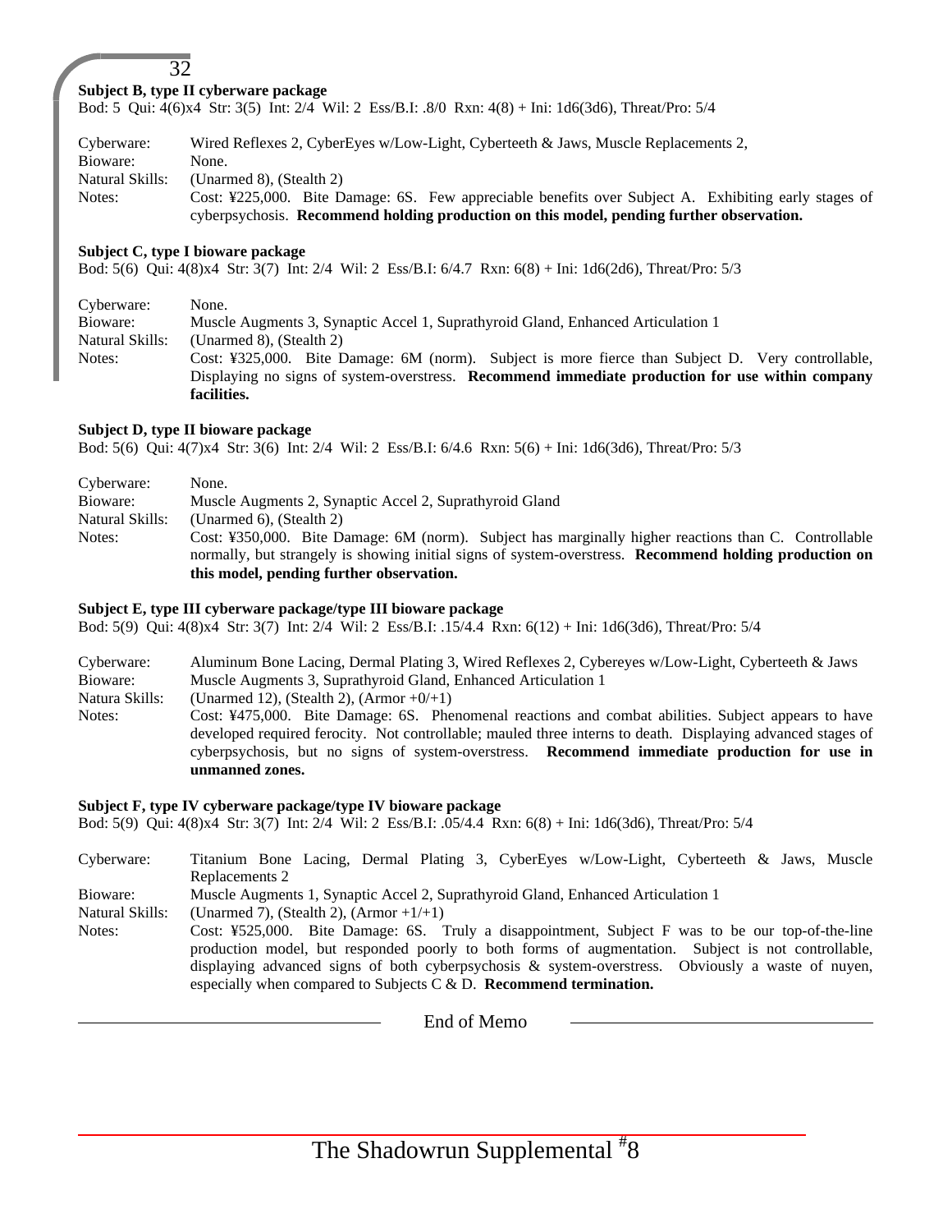**Subject B, type II cyberware package**

Bod: 5 Qui: 4(6)x4 Str: 3(5) Int: 2/4 Wil: 2 Ess/B.I: .8/0 Rxn: 4(8) + Ini: 1d6(3d6), Threat/Pro: 5/4

| | |
|---|---|
| Cyberware: | Wired Reflexes 2, CyberEyes w/Low-Light, Cyberteeth & Jaws, Muscle Replacements 2, |
| Bioware: | None. |
| Natural Skills: | (Unarmed 8), (Stealth 2) |
| Notes: | Cost: ¥225,000. Bite Damage: 6S. Few appreciable benefits over Subject A. Exhibiting early stages of cyberpsychosis. **Recommend holding production on this model, pending further observation.** |

**Subject C, type I bioware package**

Bod: 5(6) Qui: 4(8)x4 Str: 3(7) Int: 2/4 Wil: 2 Ess/B.I: 6/4.7 Rxn: 6(8) + Ini: 1d6(2d6), Threat/Pro: 5/3

| | |
|---|---|
| Cyberware: | None. |
| Bioware: | Muscle Augments 3, Synaptic Accel 1, Suprathyroid Gland, Enhanced Articulation 1 |
| Natural Skills: | (Unarmed 8), (Stealth 2) |
| Notes: | Cost: ¥325,000. Bite Damage: 6M (norm). Subject is more fierce than Subject D. Very controllable, Displaying no signs of system-overstress. **Recommend immediate production for use within company facilities.** |

**Subject D, type II bioware package**

Bod: 5(6) Qui: 4(7)x4 Str: 3(6) Int: 2/4 Wil: 2 Ess/B.I: 6/4.6 Rxn: 5(6) + Ini: 1d6(3d6), Threat/Pro: 5/3

| | |
|---|---|
| Cyberware: | None. |
| Bioware: | Muscle Augments 2, Synaptic Accel 2, Suprathyroid Gland |
| Natural Skills: | (Unarmed 6), (Stealth 2) |
| Notes: | Cost: ¥350,000. Bite Damage: 6M (norm). Subject has marginally higher reactions than C. Controllable normally, but strangely is showing initial signs of system-overstress. **Recommend holding production on this model, pending further observation.** |

**Subject E, type III cyberware package/type III bioware package**

Bod: 5(9) Qui: 4(8)x4 Str: 3(7) Int: 2/4 Wil: 2 Ess/B.I: .15/4.4 Rxn: 6(12) + Ini: 1d6(3d6), Threat/Pro: 5/4

| | |
|---|---|
| Cyberware: | Aluminum Bone Lacing, Dermal Plating 3, Wired Reflexes 2, Cybereyes w/Low-Light, Cyberteeth & Jaws |
| Bioware: | Muscle Augments 3, Suprathyroid Gland, Enhanced Articulation 1 |
| Natura Skills: | (Unarmed 12), (Stealth 2), (Armor +0/+1) |
| Notes: | Cost: ¥475,000. Bite Damage: 6S. Phenomenal reactions and combat abilities. Subject appears to have developed required ferocity. Not controllable; mauled three interns to death. Displaying advanced stages of cyberpsychosis, but no signs of system-overstress. **Recommend immediate production for use in unmanned zones.** |

**Subject F, type IV cyberware package/type IV bioware package**

Bod: 5(9) Qui: 4(8)x4 Str: 3(7) Int: 2/4 Wil: 2 Ess/B.I: .05/4.4 Rxn: 6(8) + Ini: 1d6(3d6), Threat/Pro: 5/4

| | |
|---|---|
| Cyberware: | Titanium Bone Lacing, Dermal Plating 3, CyberEyes w/Low-Light, Cyberteeth & Jaws, Muscle Replacements 2 |
| Bioware: | Muscle Augments 1, Synaptic Accel 2, Suprathyroid Gland, Enhanced Articulation 1 |
| Natural Skills: | (Unarmed 7), (Stealth 2), (Armor +1/+1) |
| Notes: | Cost: ¥525,000. Bite Damage: 6S. Truly a disappointment, Subject F was to be our top-of-the-line production model, but responded poorly to both forms of augmentation. Subject is not controllable, displaying advanced signs of both cyberpsychosis & system-overstress. Obviously a waste of nuyen, especially when compared to Subjects C & D. **Recommend termination.** |

End of Memo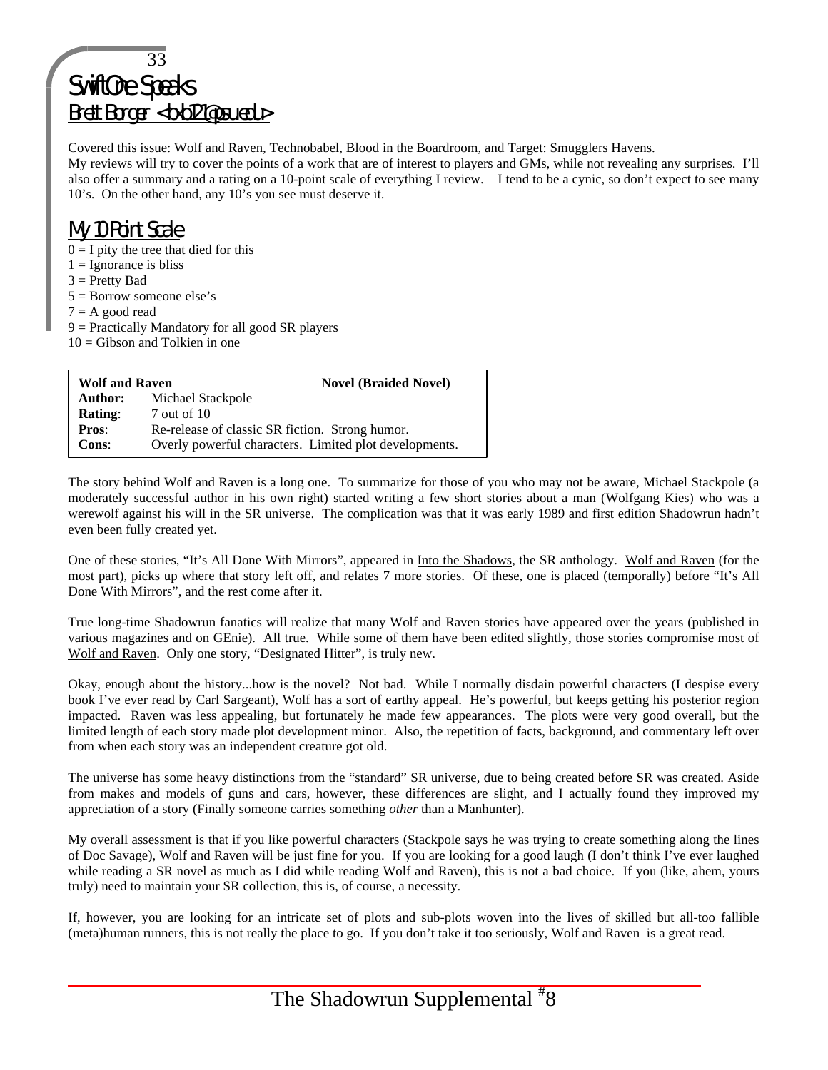# Swift One Speaks

## Brett Borger <bxb121@psu.edu>

Covered this issue: Wolf and Raven, Technobabel, Blood in the Boardroom, and Target: Smugglers Havens.
My reviews will try to cover the points of a work that are of interest to players and GMs, while not revealing any surprises. I'll also offer a summary and a rating on a 10-point scale of everything I review. I tend to be a cynic, so don't expect to see many 10's. On the other hand, any 10's you see must deserve it.

## My 10 Point Scale

0 = I pity the tree that died for this
1 = Ignorance is bliss
3 = Pretty Bad
5 = Borrow someone else's
7 = A good read
9 = Practically Mandatory for all good SR players
10 = Gibson and Tolkien in one

| **Wolf and Raven** | **Novel (Braided Novel)** |
|---|---|
| **Author:** | Michael Stackpole |
| **Rating**: | 7 out of 10 |
| **Pros**: | Re-release of classic SR fiction. Strong humor. |
| **Cons**: | Overly powerful characters. Limited plot developments. |

The story behind Wolf and Raven is a long one. To summarize for those of you who may not be aware, Michael Stackpole (a moderately successful author in his own right) started writing a few short stories about a man (Wolfgang Kies) who was a werewolf against his will in the SR universe. The complication was that it was early 1989 and first edition Shadowrun hadn't even been fully created yet.

One of these stories, "It's All Done With Mirrors", appeared in Into the Shadows, the SR anthology. Wolf and Raven (for the most part), picks up where that story left off, and relates 7 more stories. Of these, one is placed (temporally) before "It's All Done With Mirrors", and the rest come after it.

True long-time Shadowrun fanatics will realize that many Wolf and Raven stories have appeared over the years (published in various magazines and on GEnie). All true. While some of them have been edited slightly, those stories compromise most of Wolf and Raven. Only one story, "Designated Hitter", is truly new.

Okay, enough about the history...how is the novel? Not bad. While I normally disdain powerful characters (I despise every book I've ever read by Carl Sargeant), Wolf has a sort of earthy appeal. He's powerful, but keeps getting his posterior region impacted. Raven was less appealing, but fortunately he made few appearances. The plots were very good overall, but the limited length of each story made plot development minor. Also, the repetition of facts, background, and commentary left over from when each story was an independent creature got old.

The universe has some heavy distinctions from the "standard" SR universe, due to being created before SR was created. Aside from makes and models of guns and cars, however, these differences are slight, and I actually found they improved my appreciation of a story (Finally someone carries something *other* than a Manhunter).

My overall assessment is that if you like powerful characters (Stackpole says he was trying to create something along the lines of Doc Savage), Wolf and Raven will be just fine for you. If you are looking for a good laugh (I don't think I've ever laughed while reading a SR novel as much as I did while reading Wolf and Raven), this is not a bad choice. If you (like, ahem, yours truly) need to maintain your SR collection, this is, of course, a necessity.

If, however, you are looking for an intricate set of plots and sub-plots woven into the lives of skilled but all-too fallible (meta)human runners, this is not really the place to go. If you don't take it too seriously, Wolf and Raven is a great read.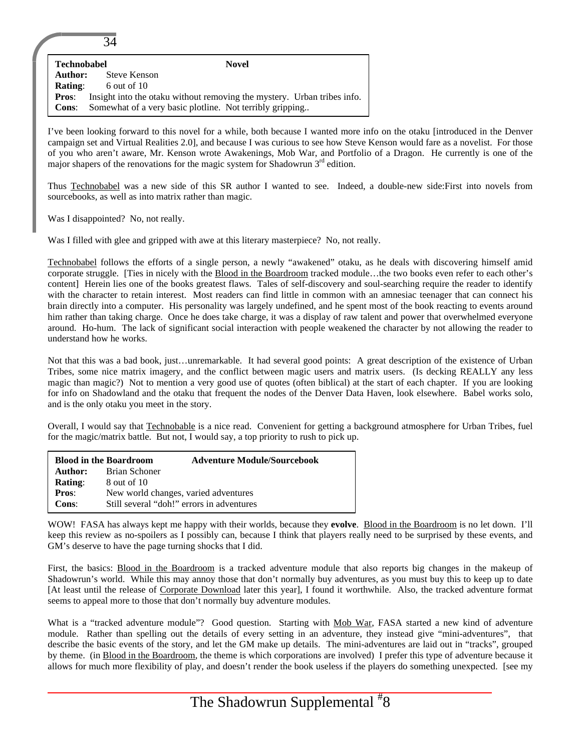| **Technobabel** | **Novel** |
|---|---|
| **Author:** | Steve Kenson |
| **Rating**: | 6 out of 10 |
| **Pros**: | Insight into the otaku without removing the mystery. Urban tribes info. |
| **Cons**: | Somewhat of a very basic plotline. Not terribly gripping.. |

I've been looking forward to this novel for a while, both because I wanted more info on the otaku [introduced in the Denver campaign set and Virtual Realities 2.0], and because I was curious to see how Steve Kenson would fare as a novelist. For those of you who aren't aware, Mr. Kenson wrote Awakenings, Mob War, and Portfolio of a Dragon. He currently is one of the major shapers of the renovations for the magic system for Shadowrun 3rd edition.

Thus Technobabel was a new side of this SR author I wanted to see. Indeed, a double-new side:First into novels from sourcebooks, as well as into matrix rather than magic.

Was I disappointed? No, not really.

Was I filled with glee and gripped with awe at this literary masterpiece? No, not really.

Technobabel follows the efforts of a single person, a newly "awakened" otaku, as he deals with discovering himself amid corporate struggle. [Ties in nicely with the Blood in the Boardroom tracked module…the two books even refer to each other's content] Herein lies one of the books greatest flaws. Tales of self-discovery and soul-searching require the reader to identify with the character to retain interest. Most readers can find little in common with an amnesiac teenager that can connect his brain directly into a computer. His personality was largely undefined, and he spent most of the book reacting to events around him rather than taking charge. Once he does take charge, it was a display of raw talent and power that overwhelmed everyone around. Ho-hum. The lack of significant social interaction with people weakened the character by not allowing the reader to understand how he works.

Not that this was a bad book, just…unremarkable. It had several good points: A great description of the existence of Urban Tribes, some nice matrix imagery, and the conflict between magic users and matrix users. (Is decking REALLY any less magic than magic?) Not to mention a very good use of quotes (often biblical) at the start of each chapter. If you are looking for info on Shadowland and the otaku that frequent the nodes of the Denver Data Haven, look elsewhere. Babel works solo, and is the only otaku you meet in the story.

Overall, I would say that Technobable is a nice read. Convenient for getting a background atmosphere for Urban Tribes, fuel for the magic/matrix battle. But not, I would say, a top priority to rush to pick up.

| **Blood in the Boardroom** | **Adventure Module/Sourcebook** |
|---|---|
| **Author:** | Brian Schoner |
| **Rating**: | 8 out of 10 |
| **Pros**: | New world changes, varied adventures |
| **Cons**: | Still several "doh!" errors in adventures |

WOW! FASA has always kept me happy with their worlds, because they **evolve**. Blood in the Boardroom is no let down. I'll keep this review as no-spoilers as I possibly can, because I think that players really need to be surprised by these events, and GM's deserve to have the page turning shocks that I did.

First, the basics: Blood in the Boardroom is a tracked adventure module that also reports big changes in the makeup of Shadowrun's world. While this may annoy those that don't normally buy adventures, as you must buy this to keep up to date [At least until the release of Corporate Download later this year], I found it worthwhile. Also, the tracked adventure format seems to appeal more to those that don't normally buy adventure modules.

What is a "tracked adventure module"? Good question. Starting with Mob War, FASA started a new kind of adventure module. Rather than spelling out the details of every setting in an adventure, they instead give "mini-adventures", that describe the basic events of the story, and let the GM make up details. The mini-adventures are laid out in "tracks", grouped by theme. (in Blood in the Boardroom, the theme is which corporations are involved) I prefer this type of adventure because it allows for much more flexibility of play, and doesn't render the book useless if the players do something unexpected. [see my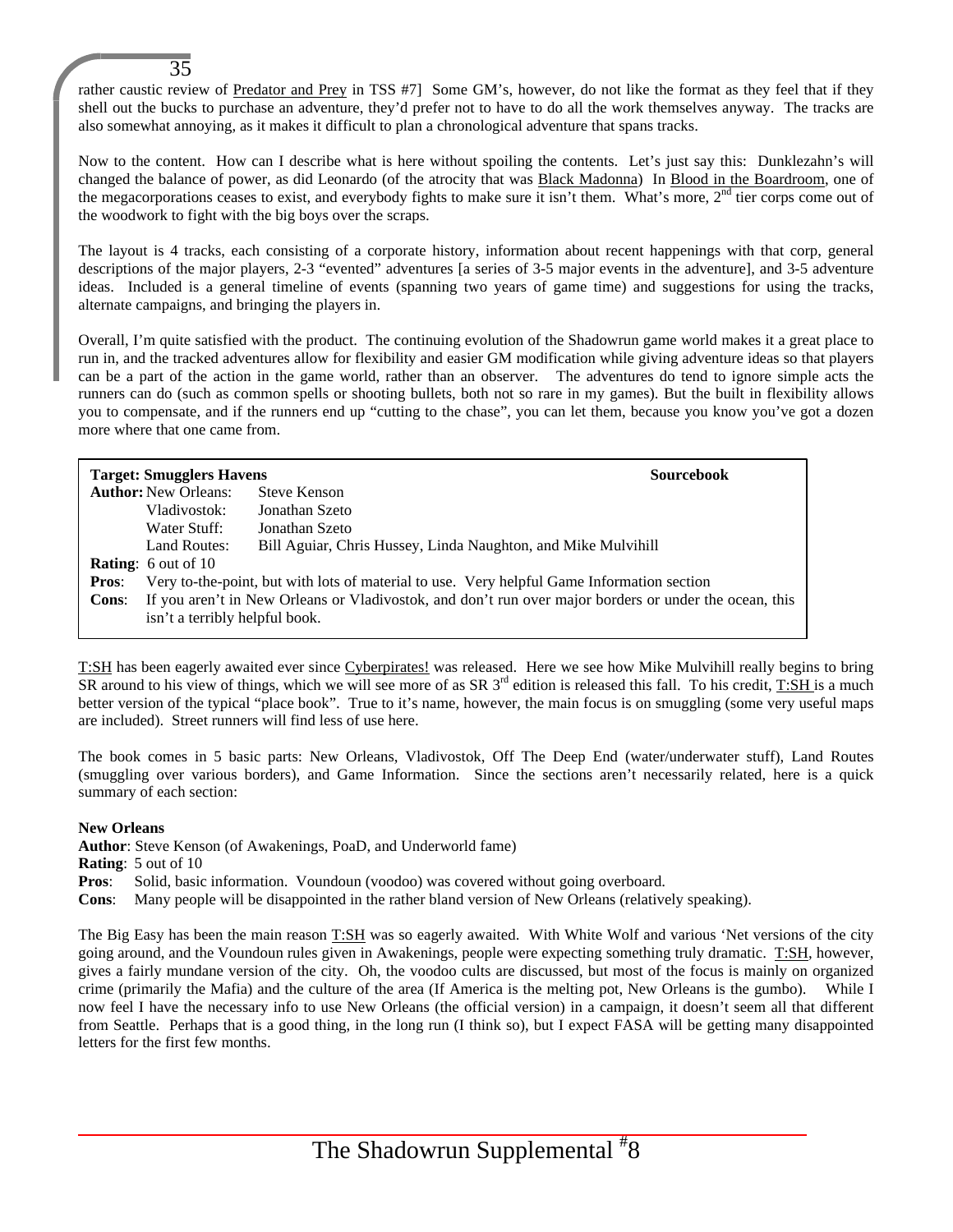rather caustic review of Predator and Prey in TSS #7] Some GM's, however, do not like the format as they feel that if they shell out the bucks to purchase an adventure, they'd prefer not to have to do all the work themselves anyway. The tracks are also somewhat annoying, as it makes it difficult to plan a chronological adventure that spans tracks.

Now to the content. How can I describe what is here without spoiling the contents. Let's just say this: Dunklezahn's will changed the balance of power, as did Leonardo (of the atrocity that was Black Madonna) In Blood in the Boardroom, one of the megacorporations ceases to exist, and everybody fights to make sure it isn't them. What's more, 2nd tier corps come out of the woodwork to fight with the big boys over the scraps.

The layout is 4 tracks, each consisting of a corporate history, information about recent happenings with that corp, general descriptions of the major players, 2-3 "evented" adventures [a series of 3-5 major events in the adventure], and 3-5 adventure ideas. Included is a general timeline of events (spanning two years of game time) and suggestions for using the tracks, alternate campaigns, and bringing the players in.

Overall, I'm quite satisfied with the product. The continuing evolution of the Shadowrun game world makes it a great place to run in, and the tracked adventures allow for flexibility and easier GM modification while giving adventure ideas so that players can be a part of the action in the game world, rather than an observer. The adventures do tend to ignore simple acts the runners can do (such as common spells or shooting bullets, both not so rare in my games). But the built in flexibility allows you to compensate, and if the runners end up "cutting to the chase", you can let them, because you know you've got a dozen more where that one came from.

**Target: Smugglers Havens** — **Sourcebook**

**Author:** New Orleans: Steve Kenson
Vladivostok: Jonathan Szeto
Water Stuff: Jonathan Szeto
Land Routes: Bill Aguiar, Chris Hussey, Linda Naughton, and Mike Mulvihill

**Rating**: 6 out of 10

**Pros**: Very to-the-point, but with lots of material to use. Very helpful Game Information section

**Cons**: If you aren't in New Orleans or Vladivostok, and don't run over major borders or under the ocean, this isn't a terribly helpful book.

T:SH has been eagerly awaited ever since Cyberpirates! was released. Here we see how Mike Mulvihill really begins to bring SR around to his view of things, which we will see more of as SR 3rd edition is released this fall. To his credit, T:SH is a much better version of the typical "place book". True to it's name, however, the main focus is on smuggling (some very useful maps are included). Street runners will find less of use here.

The book comes in 5 basic parts: New Orleans, Vladivostok, Off The Deep End (water/underwater stuff), Land Routes (smuggling over various borders), and Game Information. Since the sections aren't necessarily related, here is a quick summary of each section:

**New Orleans**

**Author**: Steve Kenson (of Awakenings, PoaD, and Underworld fame)

**Rating**: 5 out of 10

**Pros**: Solid, basic information. Voundoun (voodoo) was covered without going overboard.

**Cons**: Many people will be disappointed in the rather bland version of New Orleans (relatively speaking).

The Big Easy has been the main reason T:SH was so eagerly awaited. With White Wolf and various 'Net versions of the city going around, and the Voundoun rules given in Awakenings, people were expecting something truly dramatic. T:SH, however, gives a fairly mundane version of the city. Oh, the voodoo cults are discussed, but most of the focus is mainly on organized crime (primarily the Mafia) and the culture of the area (If America is the melting pot, New Orleans is the gumbo). While I now feel I have the necessary info to use New Orleans (the official version) in a campaign, it doesn't seem all that different from Seattle. Perhaps that is a good thing, in the long run (I think so), but I expect FASA will be getting many disappointed letters for the first few months.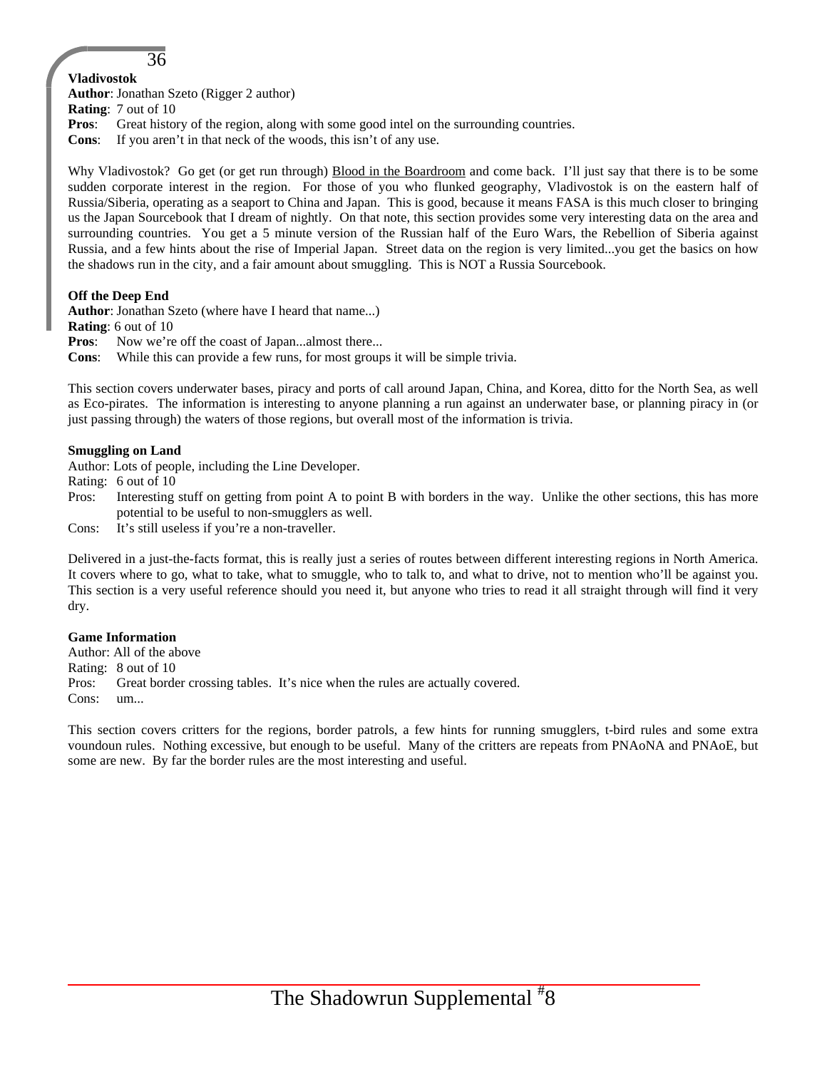**Vladivostok**

**Author**: Jonathan Szeto (Rigger 2 author)

**Rating**: 7 out of 10

**Pros**: Great history of the region, along with some good intel on the surrounding countries.

**Cons**: If you aren't in that neck of the woods, this isn't of any use.

Why Vladivostok? Go get (or get run through) Blood in the Boardroom and come back. I'll just say that there is to be some sudden corporate interest in the region. For those of you who flunked geography, Vladivostok is on the eastern half of Russia/Siberia, operating as a seaport to China and Japan. This is good, because it means FASA is this much closer to bringing us the Japan Sourcebook that I dream of nightly. On that note, this section provides some very interesting data on the area and surrounding countries. You get a 5 minute version of the Russian half of the Euro Wars, the Rebellion of Siberia against Russia, and a few hints about the rise of Imperial Japan. Street data on the region is very limited...you get the basics on how the shadows run in the city, and a fair amount about smuggling. This is NOT a Russia Sourcebook.

**Off the Deep End**

**Author**: Jonathan Szeto (where have I heard that name...)

**Rating**: 6 out of 10

**Pros**: Now we're off the coast of Japan...almost there...

**Cons**: While this can provide a few runs, for most groups it will be simple trivia.

This section covers underwater bases, piracy and ports of call around Japan, China, and Korea, ditto for the North Sea, as well as Eco-pirates. The information is interesting to anyone planning a run against an underwater base, or planning piracy in (or just passing through) the waters of those regions, but overall most of the information is trivia.

**Smuggling on Land**

Author: Lots of people, including the Line Developer.

Rating: 6 out of 10

Pros: Interesting stuff on getting from point A to point B with borders in the way. Unlike the other sections, this has more potential to be useful to non-smugglers as well.

Cons: It's still useless if you're a non-traveller.

Delivered in a just-the-facts format, this is really just a series of routes between different interesting regions in North America. It covers where to go, what to take, what to smuggle, who to talk to, and what to drive, not to mention who'll be against you. This section is a very useful reference should you need it, but anyone who tries to read it all straight through will find it very dry.

**Game Information**

Author: All of the above

Rating: 8 out of 10

Pros: Great border crossing tables. It's nice when the rules are actually covered.

Cons: um...

This section covers critters for the regions, border patrols, a few hints for running smugglers, t-bird rules and some extra voundoun rules. Nothing excessive, but enough to be useful. Many of the critters are repeats from PNAoNA and PNAoE, but some are new. By far the border rules are the most interesting and useful.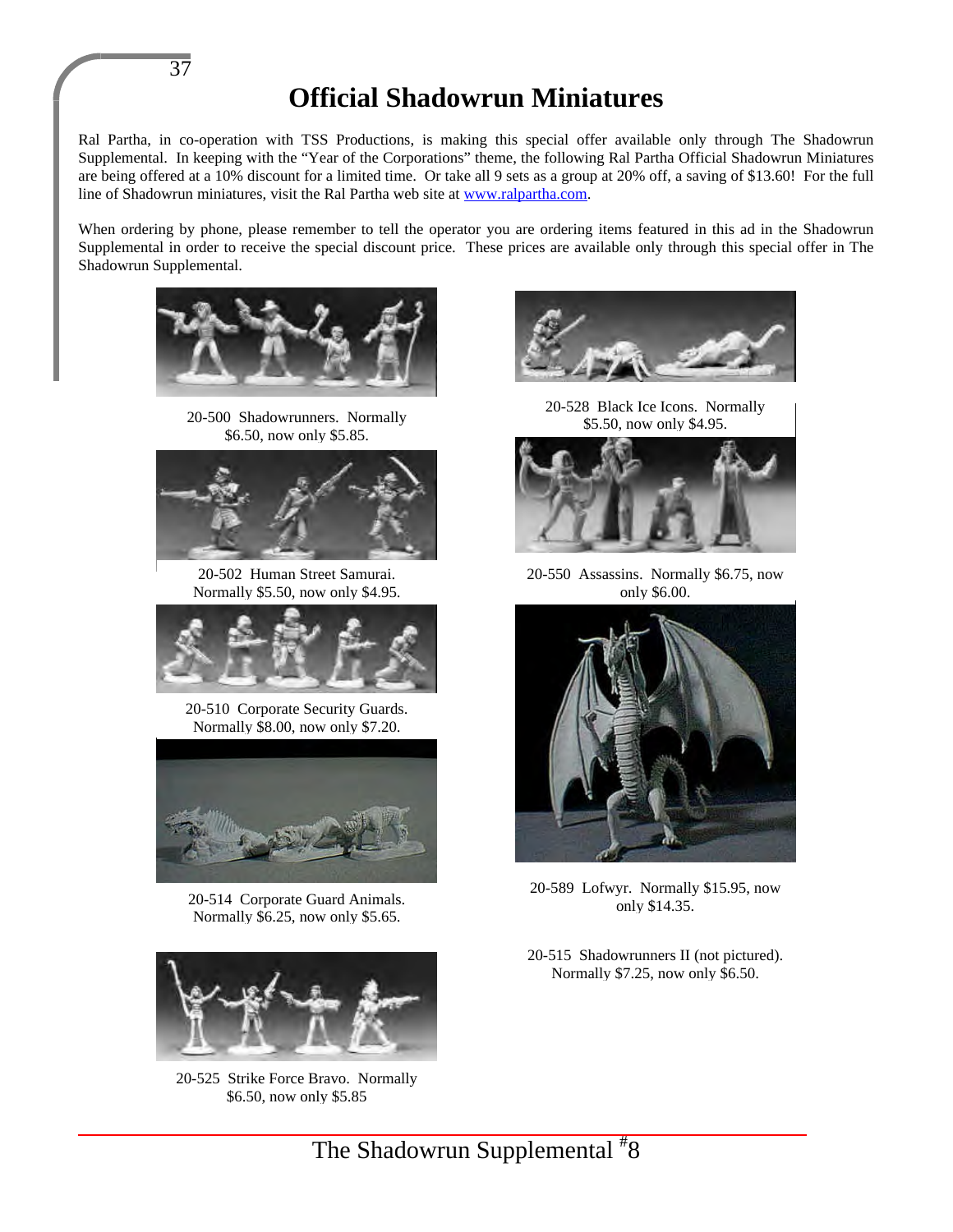# Official Shadowrun Miniatures

Ral Partha, in co-operation with TSS Productions, is making this special offer available only through The Shadowrun Supplemental. In keeping with the "Year of the Corporations" theme, the following Ral Partha Official Shadowrun Miniatures are being offered at a 10% discount for a limited time. Or take all 9 sets as a group at 20% off, a saving of $13.60! For the full line of Shadowrun miniatures, visit the Ral Partha web site at www.ralpartha.com.

When ordering by phone, please remember to tell the operator you are ordering items featured in this ad in the Shadowrun Supplemental in order to receive the special discount price. These prices are available only through this special offer in The Shadowrun Supplemental.

20-500 Shadowrunners. Normally $6.50, now only $5.85.

20-502 Human Street Samurai. Normally $5.50, now only $4.95.

20-510 Corporate Security Guards. Normally $8.00, now only $7.20.

20-514 Corporate Guard Animals. Normally $6.25, now only $5.65.

20-525 Strike Force Bravo. Normally $6.50, now only $5.85

20-528 Black Ice Icons. Normally $5.50, now only $4.95.

20-550 Assassins. Normally $6.75, now only $6.00.

20-589 Lofwyr. Normally $15.95, now only $14.35.

20-515 Shadowrunners II (not pictured). Normally $7.25, now only $6.50.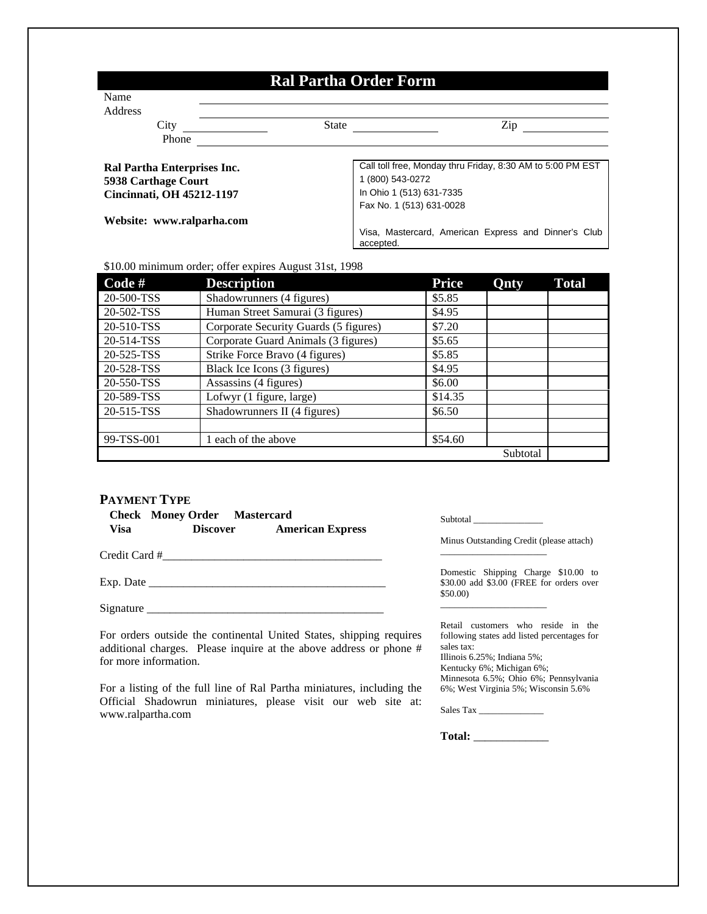# Ral Partha Order Form

Name ____________________

Address ____________________

City ______________ State ______________ Zip ______________

Phone ____________________

**Ral Partha Enterprises Inc.**
**5938 Carthage Court**
**Cincinnati, OH 45212-1197**

**Website: www.ralparha.com**

Call toll free, Monday thru Friday, 8:30 AM to 5:00 PM EST
1 (800) 543-0272
In Ohio 1 (513) 631-7335
Fax No. 1 (513) 631-0028

Visa, Mastercard, American Express and Dinner's Club accepted.

$10.00 minimum order; offer expires August 31st, 1998

| Code # | Description | Price | Qnty | Total |
|---|---|---|---|---|
| 20-500-TSS | Shadowrunners (4 figures) | $5.85 | | |
| 20-502-TSS | Human Street Samurai (3 figures) | $4.95 | | |
| 20-510-TSS | Corporate Security Guards (5 figures) | $7.20 | | |
| 20-514-TSS | Corporate Guard Animals (3 figures) | $5.65 | | |
| 20-525-TSS | Strike Force Bravo (4 figures) | $5.85 | | |
| 20-528-TSS | Black Ice Icons (3 figures) | $4.95 | | |
| 20-550-TSS | Assassins (4 figures) | $6.00 | | |
| 20-589-TSS | Lofwyr (1 figure, large) | $14.35 | | |
| 20-515-TSS | Shadowrunners II (4 figures) | $6.50 | | |
| | | | | |
| 99-TSS-001 | 1 each of the above | $54.60 | | |
| | | | Subtotal | |

## PAYMENT TYPE

**Check** **Money Order** **Mastercard**
**Visa** **Discover** **American Express**

Credit Card #_______________________________________

Exp. Date _________________________________________

Signature _________________________________________

For orders outside the continental United States, shipping requires additional charges. Please inquire at the above address or phone # for more information.

For a listing of the full line of Ral Partha miniatures, including the Official Shadowrun miniatures, please visit our web site at: www.ralpartha.com

Subtotal _______________

Minus Outstanding Credit (please attach)
______________________

Domestic Shipping Charge $10.00 to $30.00 add $3.00 (FREE for orders over $50.00)
______________________

Retail customers who reside in the following states add listed percentages for sales tax:
Illinois 6.25%; Indiana 5%;
Kentucky 6%; Michigan 6%;
Minnesota 6.5%; Ohio 6%; Pennsylvania 6%; West Virginia 5%; Wisconsin 5.6%

Sales Tax ______________

**Total:** _____________